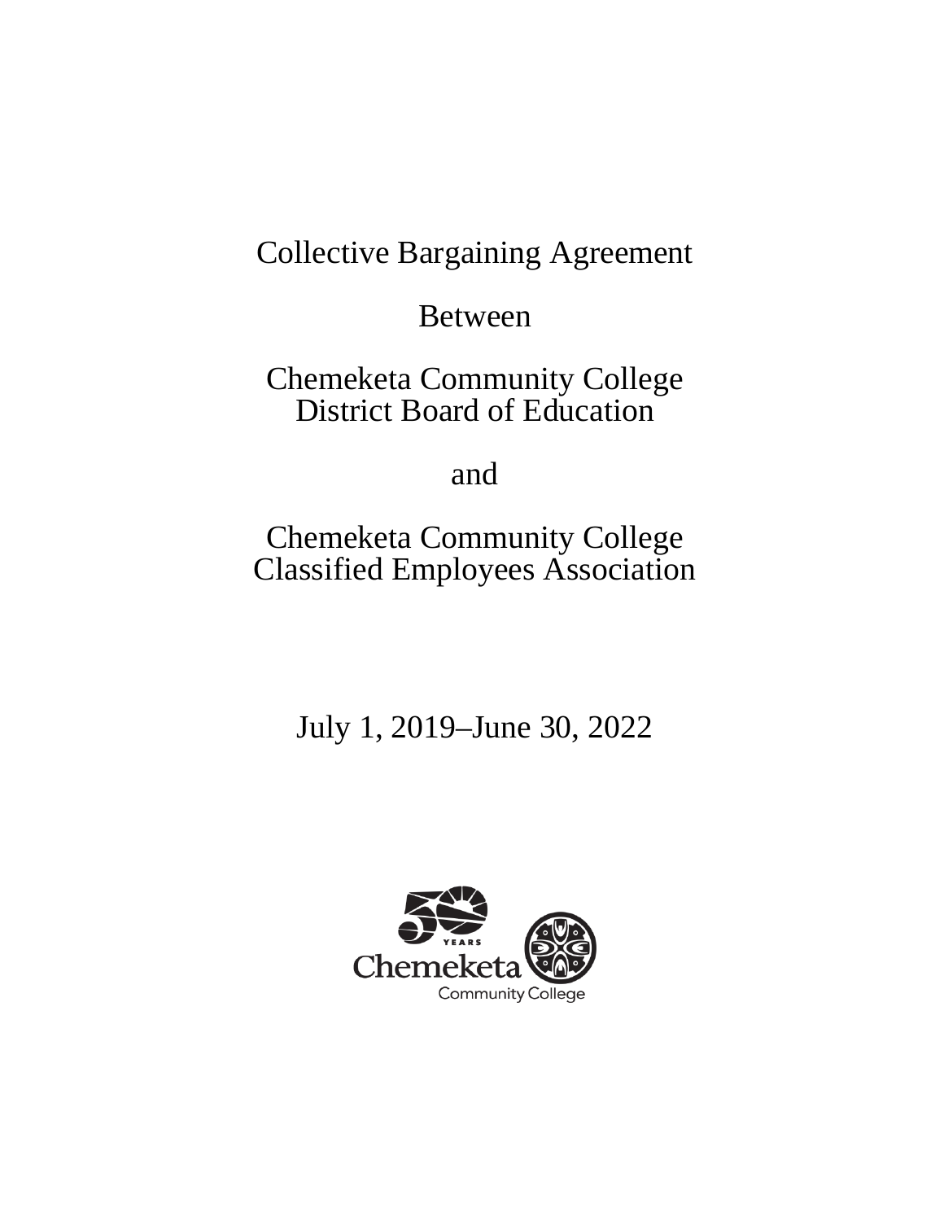# Collective Bargaining Agreement

Between

Chemeketa Community College
District Board of Education

and

Chemeketa Community College
Classified Employees Association

July 1, 2019–June 30, 2022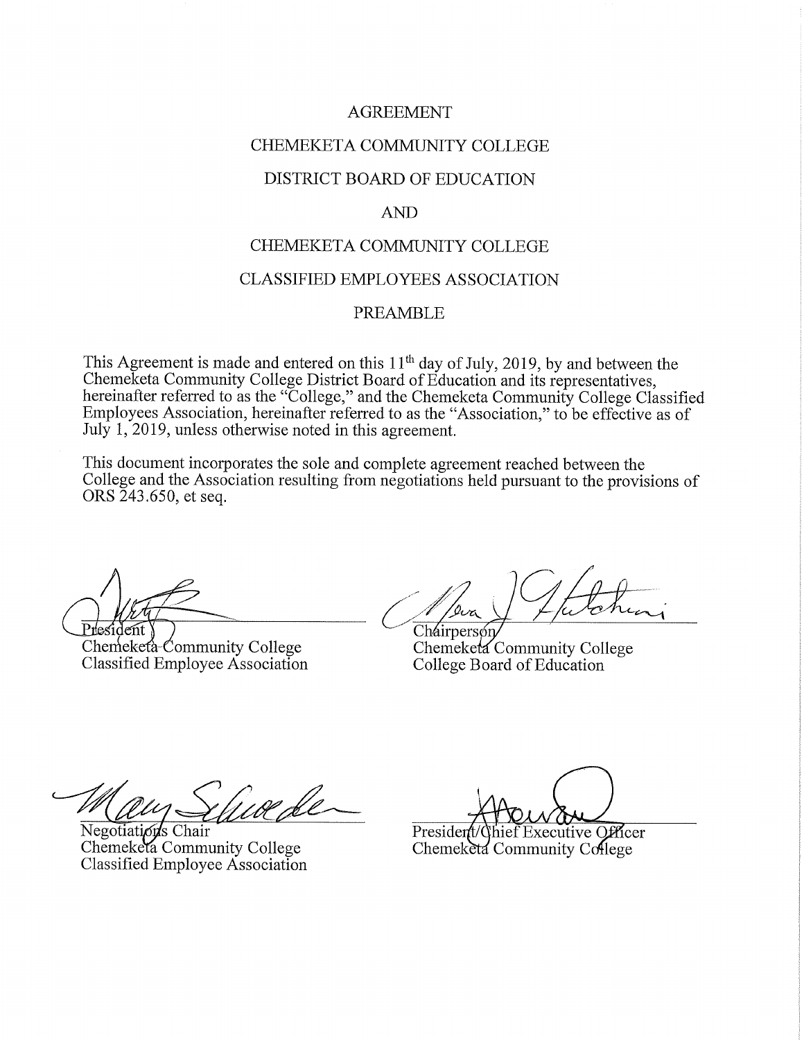# AGREEMENT

# CHEMEKETA COMMUNITY COLLEGE

# DISTRICT BOARD OF EDUCATION

# AND

# CHEMEKETA COMMUNITY COLLEGE

# CLASSIFIED EMPLOYEES ASSOCIATION

## PREAMBLE

This Agreement is made and entered on this 11th day of July, 2019, by and between the Chemeketa Community College District Board of Education and its representatives, hereinafter referred to as the "College," and the Chemeketa Community College Classified Employees Association, hereinafter referred to as the "Association," to be effective as of July 1, 2019, unless otherwise noted in this agreement.

This document incorporates the sole and complete agreement reached between the College and the Association resulting from negotiations held pursuant to the provisions of ORS 243.650, et seq.

President
Chemeketa Community College
Classified Employee Association

Chairperson
Chemeketa Community College
College Board of Education

Negotiations Chair
Chemeketa Community College
Classified Employee Association

President/Chief Executive Officer
Chemeketa Community College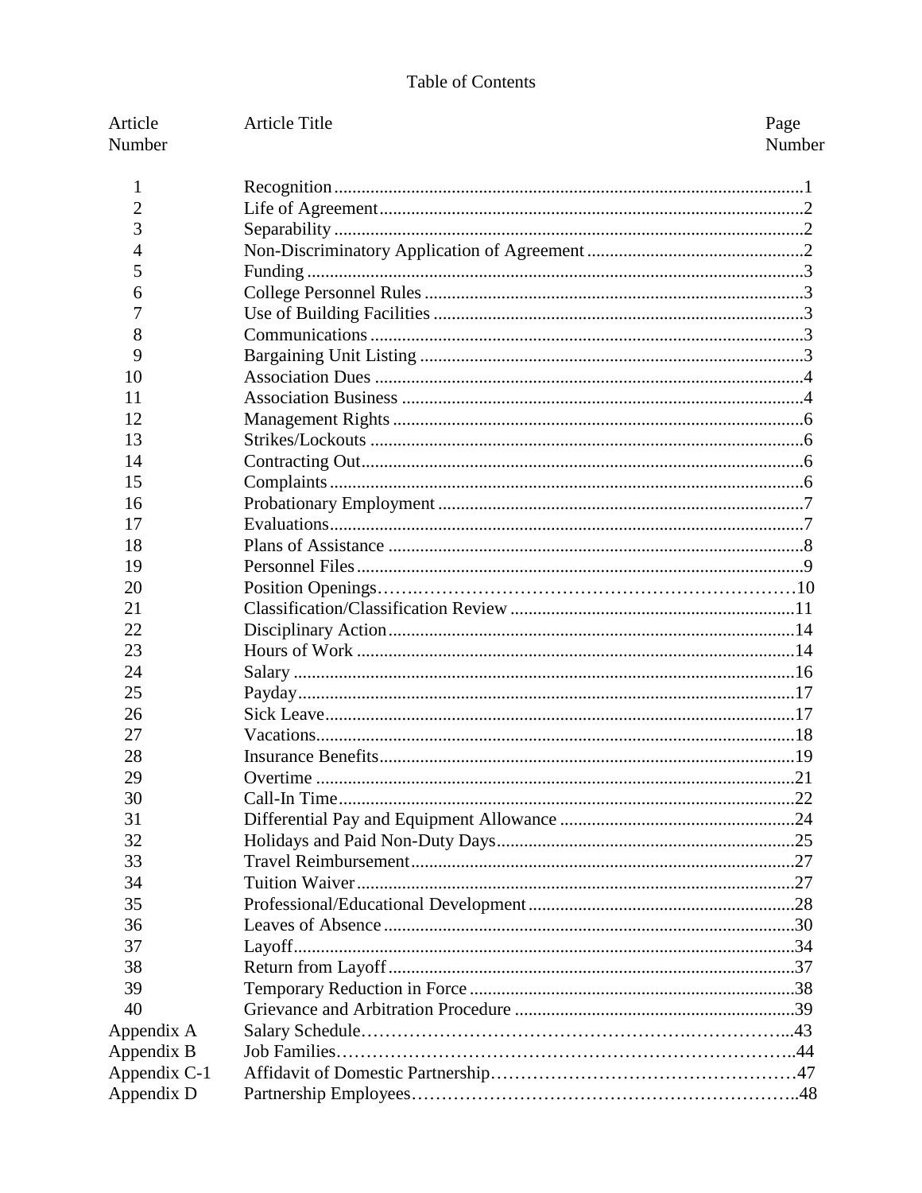# Table of Contents

| Article Number | Article Title | Page Number |
|---|---|---|
| 1 | Recognition | 1 |
| 2 | Life of Agreement | 2 |
| 3 | Separability | 2 |
| 4 | Non-Discriminatory Application of Agreement | 2 |
| 5 | Funding | 3 |
| 6 | College Personnel Rules | 3 |
| 7 | Use of Building Facilities | 3 |
| 8 | Communications | 3 |
| 9 | Bargaining Unit Listing | 3 |
| 10 | Association Dues | 4 |
| 11 | Association Business | 4 |
| 12 | Management Rights | 6 |
| 13 | Strikes/Lockouts | 6 |
| 14 | Contracting Out | 6 |
| 15 | Complaints | 6 |
| 16 | Probationary Employment | 7 |
| 17 | Evaluations | 7 |
| 18 | Plans of Assistance | 8 |
| 19 | Personnel Files | 9 |
| 20 | Position Openings | 10 |
| 21 | Classification/Classification Review | 11 |
| 22 | Disciplinary Action | 14 |
| 23 | Hours of Work | 14 |
| 24 | Salary | 16 |
| 25 | Payday | 17 |
| 26 | Sick Leave | 17 |
| 27 | Vacations | 18 |
| 28 | Insurance Benefits | 19 |
| 29 | Overtime | 21 |
| 30 | Call-In Time | 22 |
| 31 | Differential Pay and Equipment Allowance | 24 |
| 32 | Holidays and Paid Non-Duty Days | 25 |
| 33 | Travel Reimbursement | 27 |
| 34 | Tuition Waiver | 27 |
| 35 | Professional/Educational Development | 28 |
| 36 | Leaves of Absence | 30 |
| 37 | Layoff | 34 |
| 38 | Return from Layoff | 37 |
| 39 | Temporary Reduction in Force | 38 |
| 40 | Grievance and Arbitration Procedure | 39 |
| Appendix A | Salary Schedule | 43 |
| Appendix B | Job Families | 44 |
| Appendix C-1 | Affidavit of Domestic Partnership | 47 |
| Appendix D | Partnership Employees | 48 |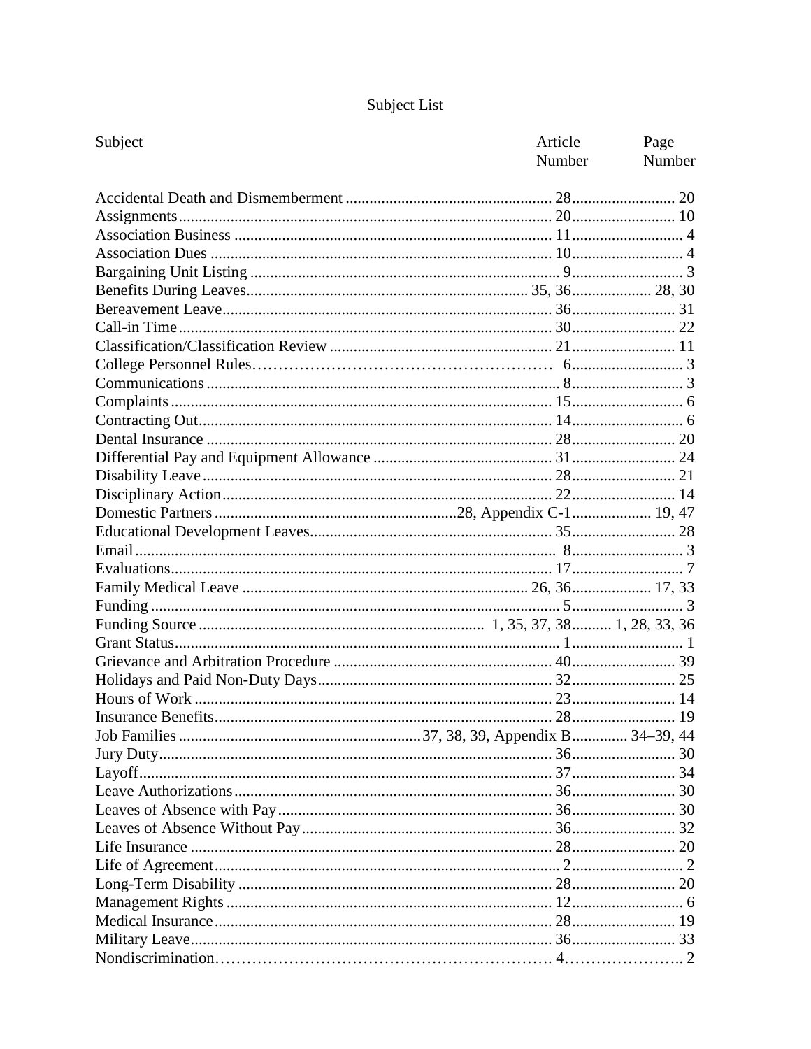# Subject List

| Subject | Article Number | Page Number |
| --- | --- | --- |
| Accidental Death and Dismemberment | 28 | 20 |
| Assignments | 20 | 10 |
| Association Business | 11 | 4 |
| Association Dues | 10 | 4 |
| Bargaining Unit Listing | 9 | 3 |
| Benefits During Leaves | 35, 36 | 28, 30 |
| Bereavement Leave | 36 | 31 |
| Call-in Time | 30 | 22 |
| Classification/Classification Review | 21 | 11 |
| College Personnel Rules | 6 | 3 |
| Communications | 8 | 3 |
| Complaints | 15 | 6 |
| Contracting Out | 14 | 6 |
| Dental Insurance | 28 | 20 |
| Differential Pay and Equipment Allowance | 31 | 24 |
| Disability Leave | 28 | 21 |
| Disciplinary Action | 22 | 14 |
| Domestic Partners | 28, Appendix C-1 | 19, 47 |
| Educational Development Leaves | 35 | 28 |
| Email | 8 | 3 |
| Evaluations | 17 | 7 |
| Family Medical Leave | 26, 36 | 17, 33 |
| Funding | 5 | 3 |
| Funding Source | 1, 35, 37, 38 | 1, 28, 33, 36 |
| Grant Status | 1 | 1 |
| Grievance and Arbitration Procedure | 40 | 39 |
| Holidays and Paid Non-Duty Days | 32 | 25 |
| Hours of Work | 23 | 14 |
| Insurance Benefits | 28 | 19 |
| Job Families | 37, 38, 39, Appendix B | 34–39, 44 |
| Jury Duty | 36 | 30 |
| Layoff | 37 | 34 |
| Leave Authorizations | 36 | 30 |
| Leaves of Absence with Pay | 36 | 30 |
| Leaves of Absence Without Pay | 36 | 32 |
| Life Insurance | 28 | 20 |
| Life of Agreement | 2 | 2 |
| Long-Term Disability | 28 | 20 |
| Management Rights | 12 | 6 |
| Medical Insurance | 28 | 19 |
| Military Leave | 36 | 33 |
| Nondiscrimination | 4 | 2 |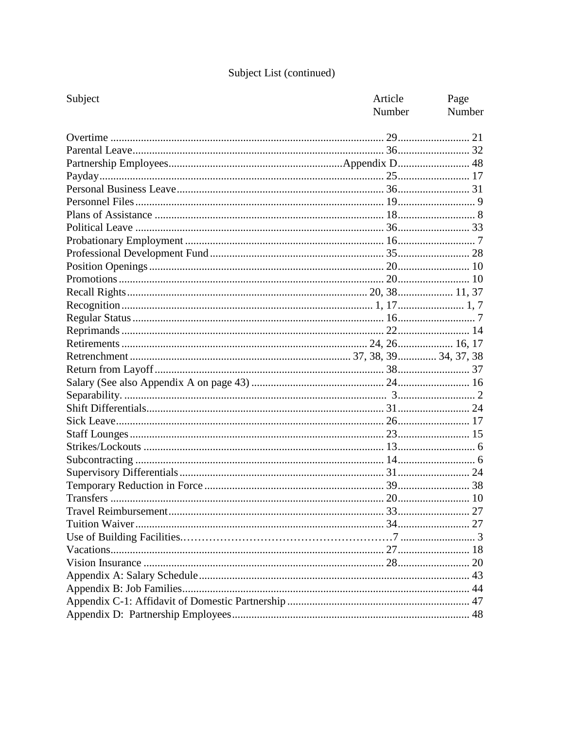Subject List (continued)

| Subject | Article Number | Page Number |
| --- | --- | --- |
| Overtime | 29 | 21 |
| Parental Leave | 36 | 32 |
| Partnership Employees | Appendix D | 48 |
| Payday | 25 | 17 |
| Personal Business Leave | 36 | 31 |
| Personnel Files | 19 | 9 |
| Plans of Assistance | 18 | 8 |
| Political Leave | 36 | 33 |
| Probationary Employment | 16 | 7 |
| Professional Development Fund | 35 | 28 |
| Position Openings | 20 | 10 |
| Promotions | 20 | 10 |
| Recall Rights | 20, 38 | 11, 37 |
| Recognition | 1, 17 | 1, 7 |
| Regular Status | 16 | 7 |
| Reprimands | 22 | 14 |
| Retirements | 24, 26 | 16, 17 |
| Retrenchment | 37, 38, 39 | 34, 37, 38 |
| Return from Layoff | 38 | 37 |
| Salary (See also Appendix A on page 43) | 24 | 16 |
| Separability. | 3 | 2 |
| Shift Differentials | 31 | 24 |
| Sick Leave | 26 | 17 |
| Staff Lounges | 23 | 15 |
| Strikes/Lockouts | 13 | 6 |
| Subcontracting | 14 | 6 |
| Supervisory Differentials | 31 | 24 |
| Temporary Reduction in Force | 39 | 38 |
| Transfers | 20 | 10 |
| Travel Reimbursement | 33 | 27 |
| Tuition Waiver | 34 | 27 |
| Use of Building Facilities. | 7 | 3 |
| Vacations | 27 | 18 |
| Vision Insurance | 28 | 20 |
| Appendix A: Salary Schedule | | 43 |
| Appendix B: Job Families | | 44 |
| Appendix C-1: Affidavit of Domestic Partnership | | 47 |
| Appendix D: Partnership Employees | | 48 |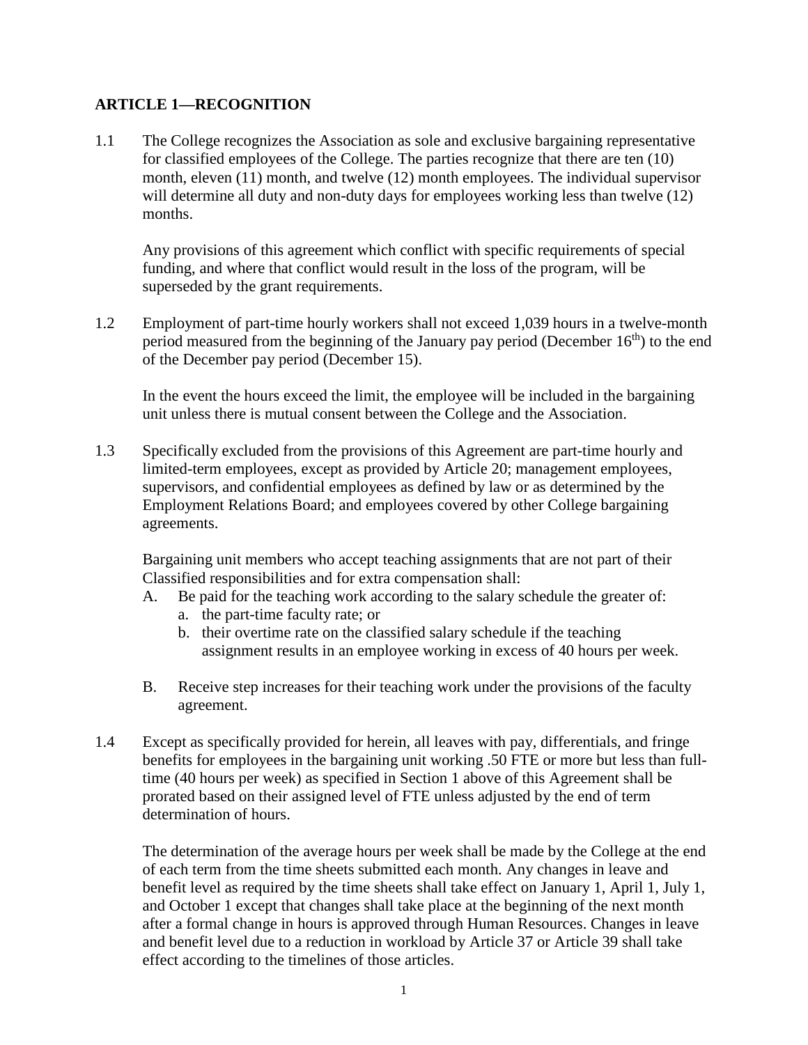## ARTICLE 1—RECOGNITION

1.1 The College recognizes the Association as sole and exclusive bargaining representative for classified employees of the College. The parties recognize that there are ten (10) month, eleven (11) month, and twelve (12) month employees. The individual supervisor will determine all duty and non-duty days for employees working less than twelve (12) months.

Any provisions of this agreement which conflict with specific requirements of special funding, and where that conflict would result in the loss of the program, will be superseded by the grant requirements.

1.2 Employment of part-time hourly workers shall not exceed 1,039 hours in a twelve-month period measured from the beginning of the January pay period (December 16th) to the end of the December pay period (December 15).

In the event the hours exceed the limit, the employee will be included in the bargaining unit unless there is mutual consent between the College and the Association.

1.3 Specifically excluded from the provisions of this Agreement are part-time hourly and limited-term employees, except as provided by Article 20; management employees, supervisors, and confidential employees as defined by law or as determined by the Employment Relations Board; and employees covered by other College bargaining agreements.

Bargaining unit members who accept teaching assignments that are not part of their Classified responsibilities and for extra compensation shall:

A. Be paid for the teaching work according to the salary schedule the greater of:
   a. the part-time faculty rate; or
   b. their overtime rate on the classified salary schedule if the teaching assignment results in an employee working in excess of 40 hours per week.

B. Receive step increases for their teaching work under the provisions of the faculty agreement.

1.4 Except as specifically provided for herein, all leaves with pay, differentials, and fringe benefits for employees in the bargaining unit working .50 FTE or more but less than full-time (40 hours per week) as specified in Section 1 above of this Agreement shall be prorated based on their assigned level of FTE unless adjusted by the end of term determination of hours.

The determination of the average hours per week shall be made by the College at the end of each term from the time sheets submitted each month. Any changes in leave and benefit level as required by the time sheets shall take effect on January 1, April 1, July 1, and October 1 except that changes shall take place at the beginning of the next month after a formal change in hours is approved through Human Resources. Changes in leave and benefit level due to a reduction in workload by Article 37 or Article 39 shall take effect according to the timelines of those articles.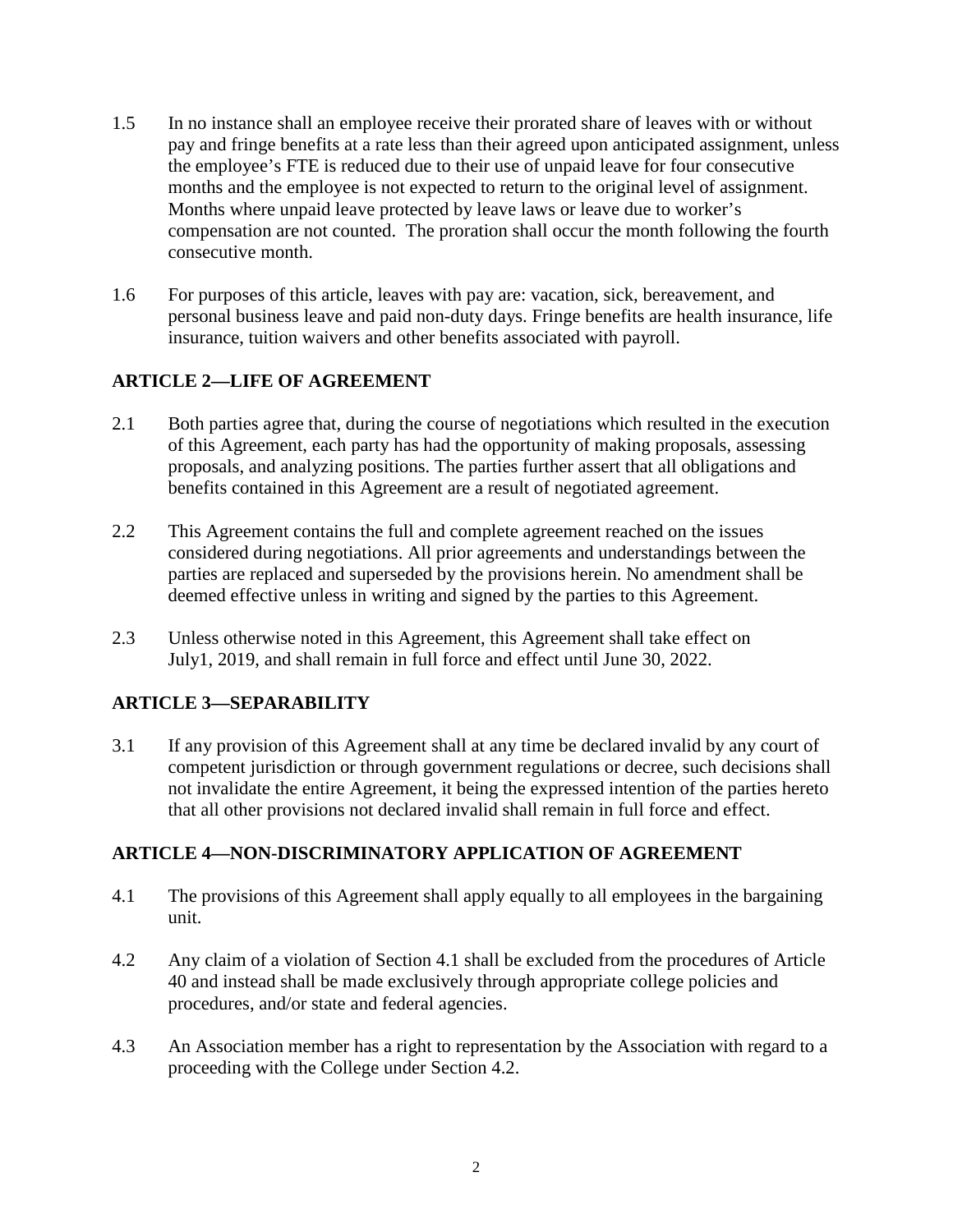1.5 In no instance shall an employee receive their prorated share of leaves with or without pay and fringe benefits at a rate less than their agreed upon anticipated assignment, unless the employee's FTE is reduced due to their use of unpaid leave for four consecutive months and the employee is not expected to return to the original level of assignment. Months where unpaid leave protected by leave laws or leave due to worker's compensation are not counted. The proration shall occur the month following the fourth consecutive month.

1.6 For purposes of this article, leaves with pay are: vacation, sick, bereavement, and personal business leave and paid non-duty days. Fringe benefits are health insurance, life insurance, tuition waivers and other benefits associated with payroll.

## ARTICLE 2—LIFE OF AGREEMENT

2.1 Both parties agree that, during the course of negotiations which resulted in the execution of this Agreement, each party has had the opportunity of making proposals, assessing proposals, and analyzing positions. The parties further assert that all obligations and benefits contained in this Agreement are a result of negotiated agreement.

2.2 This Agreement contains the full and complete agreement reached on the issues considered during negotiations. All prior agreements and understandings between the parties are replaced and superseded by the provisions herein. No amendment shall be deemed effective unless in writing and signed by the parties to this Agreement.

2.3 Unless otherwise noted in this Agreement, this Agreement shall take effect on July1, 2019, and shall remain in full force and effect until June 30, 2022.

## ARTICLE 3—SEPARABILITY

3.1 If any provision of this Agreement shall at any time be declared invalid by any court of competent jurisdiction or through government regulations or decree, such decisions shall not invalidate the entire Agreement, it being the expressed intention of the parties hereto that all other provisions not declared invalid shall remain in full force and effect.

## ARTICLE 4—NON-DISCRIMINATORY APPLICATION OF AGREEMENT

4.1 The provisions of this Agreement shall apply equally to all employees in the bargaining unit.

4.2 Any claim of a violation of Section 4.1 shall be excluded from the procedures of Article 40 and instead shall be made exclusively through appropriate college policies and procedures, and/or state and federal agencies.

4.3 An Association member has a right to representation by the Association with regard to a proceeding with the College under Section 4.2.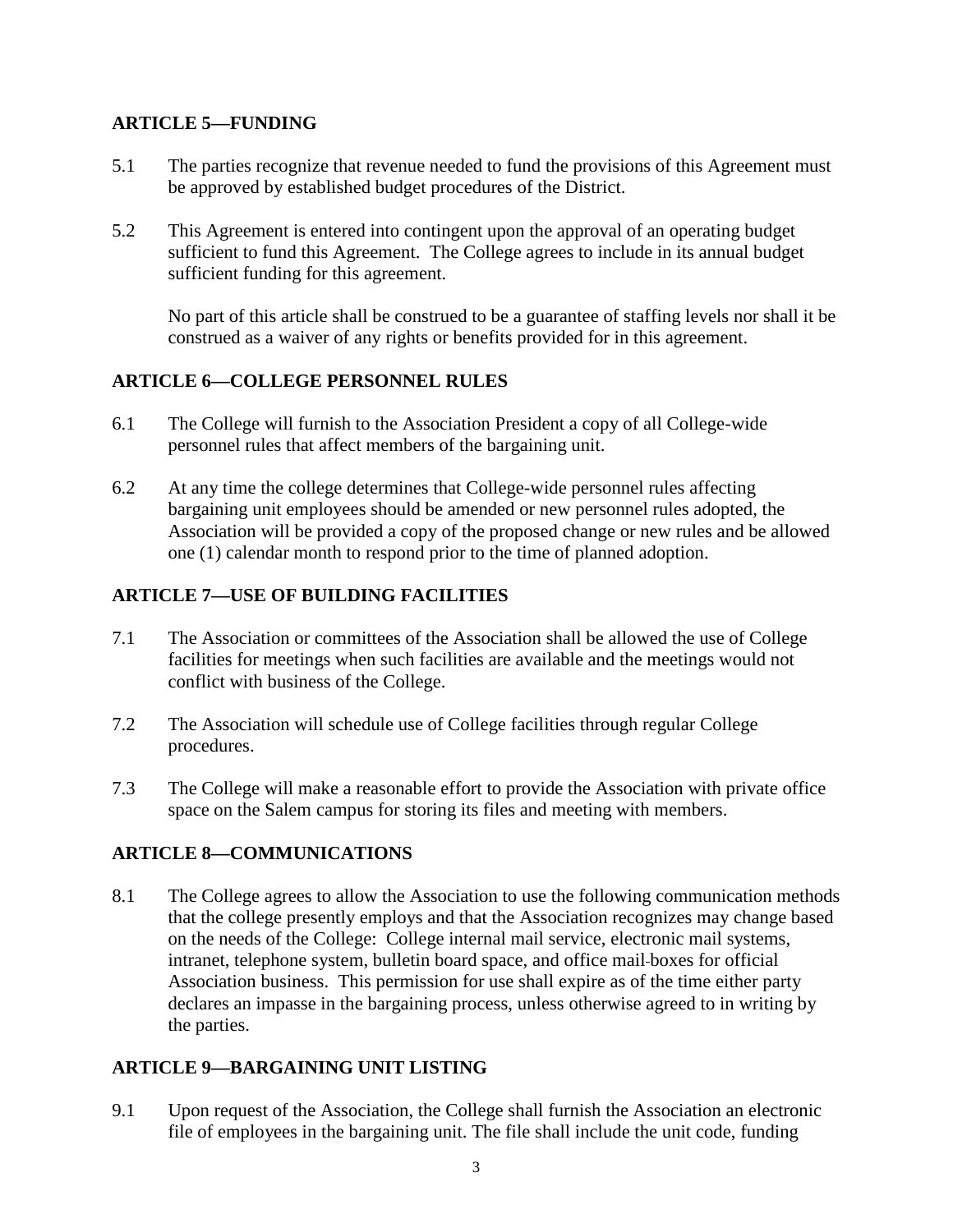## ARTICLE 5—FUNDING

5.1 The parties recognize that revenue needed to fund the provisions of this Agreement must be approved by established budget procedures of the District.

5.2 This Agreement is entered into contingent upon the approval of an operating budget sufficient to fund this Agreement. The College agrees to include in its annual budget sufficient funding for this agreement.

No part of this article shall be construed to be a guarantee of staffing levels nor shall it be construed as a waiver of any rights or benefits provided for in this agreement.

## ARTICLE 6—COLLEGE PERSONNEL RULES

6.1 The College will furnish to the Association President a copy of all College-wide personnel rules that affect members of the bargaining unit.

6.2 At any time the college determines that College-wide personnel rules affecting bargaining unit employees should be amended or new personnel rules adopted, the Association will be provided a copy of the proposed change or new rules and be allowed one (1) calendar month to respond prior to the time of planned adoption.

## ARTICLE 7—USE OF BUILDING FACILITIES

7.1 The Association or committees of the Association shall be allowed the use of College facilities for meetings when such facilities are available and the meetings would not conflict with business of the College.

7.2 The Association will schedule use of College facilities through regular College procedures.

7.3 The College will make a reasonable effort to provide the Association with private office space on the Salem campus for storing its files and meeting with members.

## ARTICLE 8—COMMUNICATIONS

8.1 The College agrees to allow the Association to use the following communication methods that the college presently employs and that the Association recognizes may change based on the needs of the College: College internal mail service, electronic mail systems, intranet, telephone system, bulletin board space, and office mail-boxes for official Association business. This permission for use shall expire as of the time either party declares an impasse in the bargaining process, unless otherwise agreed to in writing by the parties.

## ARTICLE 9—BARGAINING UNIT LISTING

9.1 Upon request of the Association, the College shall furnish the Association an electronic file of employees in the bargaining unit. The file shall include the unit code, funding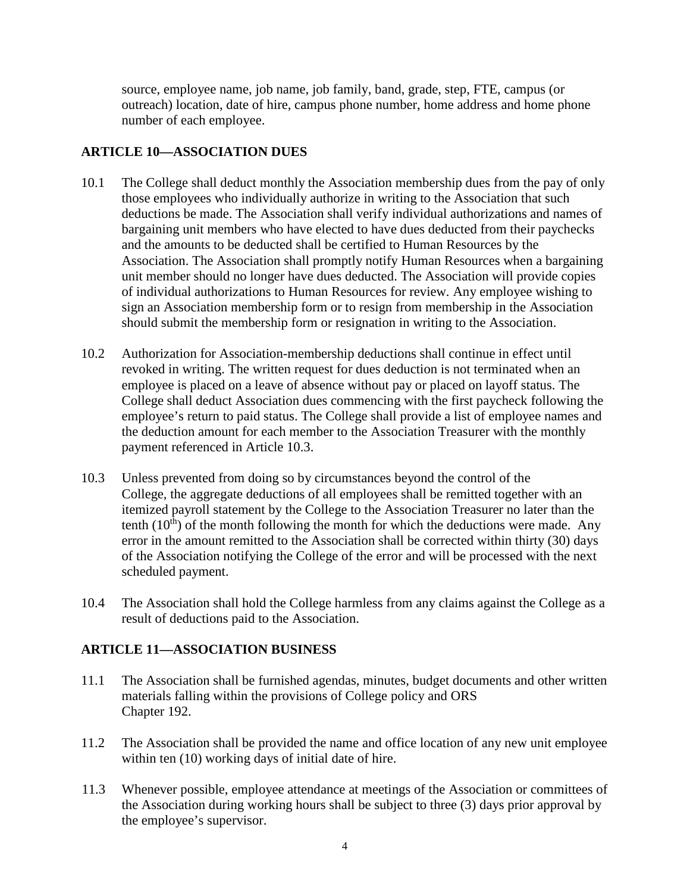source, employee name, job name, job family, band, grade, step, FTE, campus (or outreach) location, date of hire, campus phone number, home address and home phone number of each employee.

## ARTICLE 10—ASSOCIATION DUES

10.1 The College shall deduct monthly the Association membership dues from the pay of only those employees who individually authorize in writing to the Association that such deductions be made. The Association shall verify individual authorizations and names of bargaining unit members who have elected to have dues deducted from their paychecks and the amounts to be deducted shall be certified to Human Resources by the Association. The Association shall promptly notify Human Resources when a bargaining unit member should no longer have dues deducted. The Association will provide copies of individual authorizations to Human Resources for review. Any employee wishing to sign an Association membership form or to resign from membership in the Association should submit the membership form or resignation in writing to the Association.

10.2 Authorization for Association-membership deductions shall continue in effect until revoked in writing. The written request for dues deduction is not terminated when an employee is placed on a leave of absence without pay or placed on layoff status. The College shall deduct Association dues commencing with the first paycheck following the employee's return to paid status. The College shall provide a list of employee names and the deduction amount for each member to the Association Treasurer with the monthly payment referenced in Article 10.3.

10.3 Unless prevented from doing so by circumstances beyond the control of the College, the aggregate deductions of all employees shall be remitted together with an itemized payroll statement by the College to the Association Treasurer no later than the tenth (10th) of the month following the month for which the deductions were made. Any error in the amount remitted to the Association shall be corrected within thirty (30) days of the Association notifying the College of the error and will be processed with the next scheduled payment.

10.4 The Association shall hold the College harmless from any claims against the College as a result of deductions paid to the Association.

## ARTICLE 11—ASSOCIATION BUSINESS

11.1 The Association shall be furnished agendas, minutes, budget documents and other written materials falling within the provisions of College policy and ORS Chapter 192.

11.2 The Association shall be provided the name and office location of any new unit employee within ten (10) working days of initial date of hire.

11.3 Whenever possible, employee attendance at meetings of the Association or committees of the Association during working hours shall be subject to three (3) days prior approval by the employee's supervisor.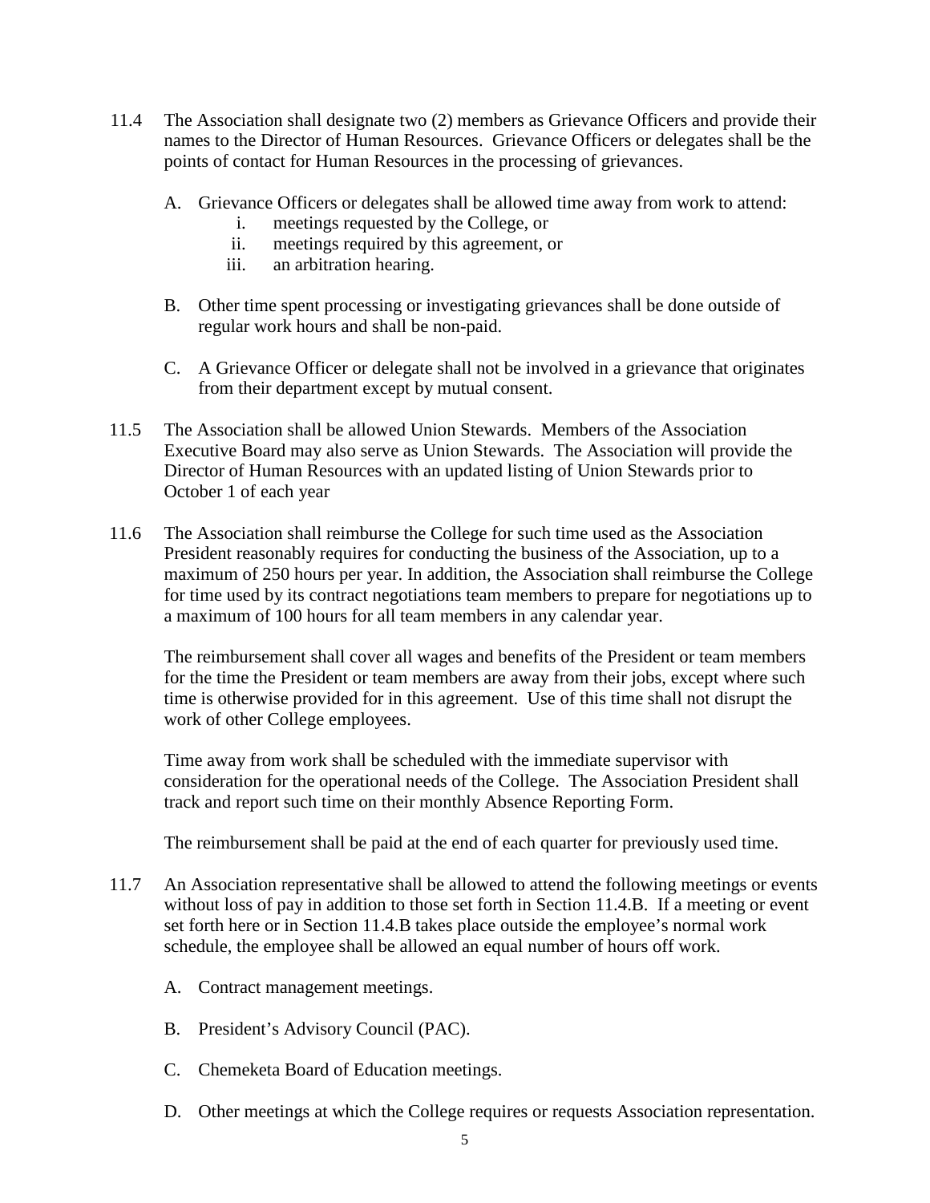11.4 The Association shall designate two (2) members as Grievance Officers and provide their names to the Director of Human Resources. Grievance Officers or delegates shall be the points of contact for Human Resources in the processing of grievances.

   A. Grievance Officers or delegates shall be allowed time away from work to attend:
      i. meetings requested by the College, or
      ii. meetings required by this agreement, or
      iii. an arbitration hearing.

   B. Other time spent processing or investigating grievances shall be done outside of regular work hours and shall be non-paid.

   C. A Grievance Officer or delegate shall not be involved in a grievance that originates from their department except by mutual consent.

11.5 The Association shall be allowed Union Stewards. Members of the Association Executive Board may also serve as Union Stewards. The Association will provide the Director of Human Resources with an updated listing of Union Stewards prior to October 1 of each year

11.6 The Association shall reimburse the College for such time used as the Association President reasonably requires for conducting the business of the Association, up to a maximum of 250 hours per year. In addition, the Association shall reimburse the College for time used by its contract negotiations team members to prepare for negotiations up to a maximum of 100 hours for all team members in any calendar year.

   The reimbursement shall cover all wages and benefits of the President or team members for the time the President or team members are away from their jobs, except where such time is otherwise provided for in this agreement. Use of this time shall not disrupt the work of other College employees.

   Time away from work shall be scheduled with the immediate supervisor with consideration for the operational needs of the College. The Association President shall track and report such time on their monthly Absence Reporting Form.

   The reimbursement shall be paid at the end of each quarter for previously used time.

11.7 An Association representative shall be allowed to attend the following meetings or events without loss of pay in addition to those set forth in Section 11.4.B. If a meeting or event set forth here or in Section 11.4.B takes place outside the employee's normal work schedule, the employee shall be allowed an equal number of hours off work.

   A. Contract management meetings.

   B. President's Advisory Council (PAC).

   C. Chemeketa Board of Education meetings.

   D. Other meetings at which the College requires or requests Association representation.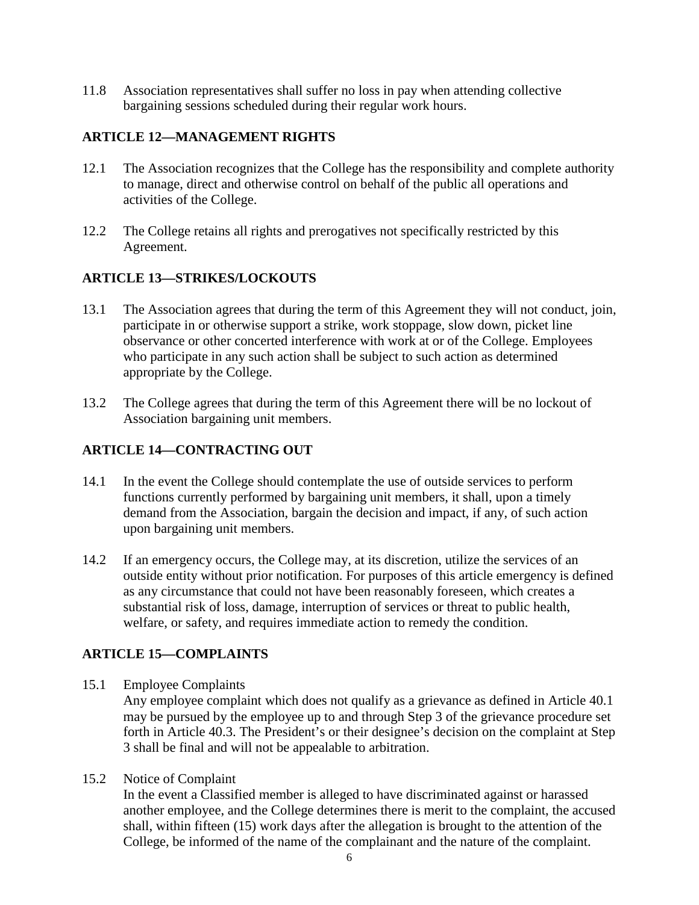11.8 Association representatives shall suffer no loss in pay when attending collective bargaining sessions scheduled during their regular work hours.

## ARTICLE 12—MANAGEMENT RIGHTS

12.1 The Association recognizes that the College has the responsibility and complete authority to manage, direct and otherwise control on behalf of the public all operations and activities of the College.

12.2 The College retains all rights and prerogatives not specifically restricted by this Agreement.

## ARTICLE 13—STRIKES/LOCKOUTS

13.1 The Association agrees that during the term of this Agreement they will not conduct, join, participate in or otherwise support a strike, work stoppage, slow down, picket line observance or other concerted interference with work at or of the College. Employees who participate in any such action shall be subject to such action as determined appropriate by the College.

13.2 The College agrees that during the term of this Agreement there will be no lockout of Association bargaining unit members.

## ARTICLE 14—CONTRACTING OUT

14.1 In the event the College should contemplate the use of outside services to perform functions currently performed by bargaining unit members, it shall, upon a timely demand from the Association, bargain the decision and impact, if any, of such action upon bargaining unit members.

14.2 If an emergency occurs, the College may, at its discretion, utilize the services of an outside entity without prior notification. For purposes of this article emergency is defined as any circumstance that could not have been reasonably foreseen, which creates a substantial risk of loss, damage, interruption of services or threat to public health, welfare, or safety, and requires immediate action to remedy the condition.

## ARTICLE 15—COMPLAINTS

15.1 Employee Complaints

Any employee complaint which does not qualify as a grievance as defined in Article 40.1 may be pursued by the employee up to and through Step 3 of the grievance procedure set forth in Article 40.3. The President's or their designee's decision on the complaint at Step 3 shall be final and will not be appealable to arbitration.

15.2 Notice of Complaint

In the event a Classified member is alleged to have discriminated against or harassed another employee, and the College determines there is merit to the complaint, the accused shall, within fifteen (15) work days after the allegation is brought to the attention of the College, be informed of the name of the complainant and the nature of the complaint.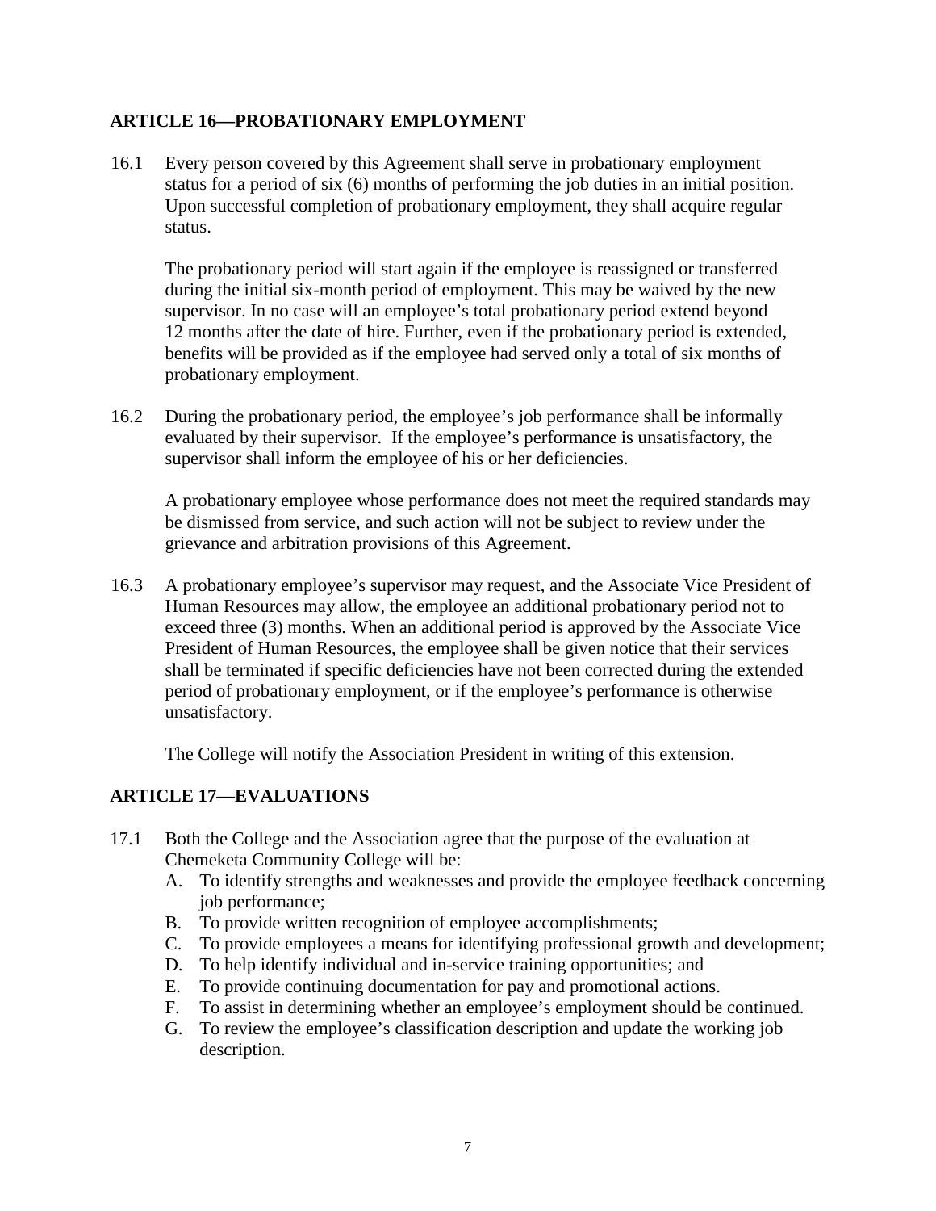## ARTICLE 16—PROBATIONARY EMPLOYMENT

16.1 Every person covered by this Agreement shall serve in probationary employment status for a period of six (6) months of performing the job duties in an initial position. Upon successful completion of probationary employment, they shall acquire regular status.

The probationary period will start again if the employee is reassigned or transferred during the initial six-month period of employment. This may be waived by the new supervisor. In no case will an employee's total probationary period extend beyond 12 months after the date of hire. Further, even if the probationary period is extended, benefits will be provided as if the employee had served only a total of six months of probationary employment.

16.2 During the probationary period, the employee's job performance shall be informally evaluated by their supervisor. If the employee's performance is unsatisfactory, the supervisor shall inform the employee of his or her deficiencies.

A probationary employee whose performance does not meet the required standards may be dismissed from service, and such action will not be subject to review under the grievance and arbitration provisions of this Agreement.

16.3 A probationary employee's supervisor may request, and the Associate Vice President of Human Resources may allow, the employee an additional probationary period not to exceed three (3) months. When an additional period is approved by the Associate Vice President of Human Resources, the employee shall be given notice that their services shall be terminated if specific deficiencies have not been corrected during the extended period of probationary employment, or if the employee's performance is otherwise unsatisfactory.

The College will notify the Association President in writing of this extension.

## ARTICLE 17—EVALUATIONS

17.1 Both the College and the Association agree that the purpose of the evaluation at Chemeketa Community College will be:

A. To identify strengths and weaknesses and provide the employee feedback concerning job performance;
B. To provide written recognition of employee accomplishments;
C. To provide employees a means for identifying professional growth and development;
D. To help identify individual and in-service training opportunities; and
E. To provide continuing documentation for pay and promotional actions.
F. To assist in determining whether an employee's employment should be continued.
G. To review the employee's classification description and update the working job description.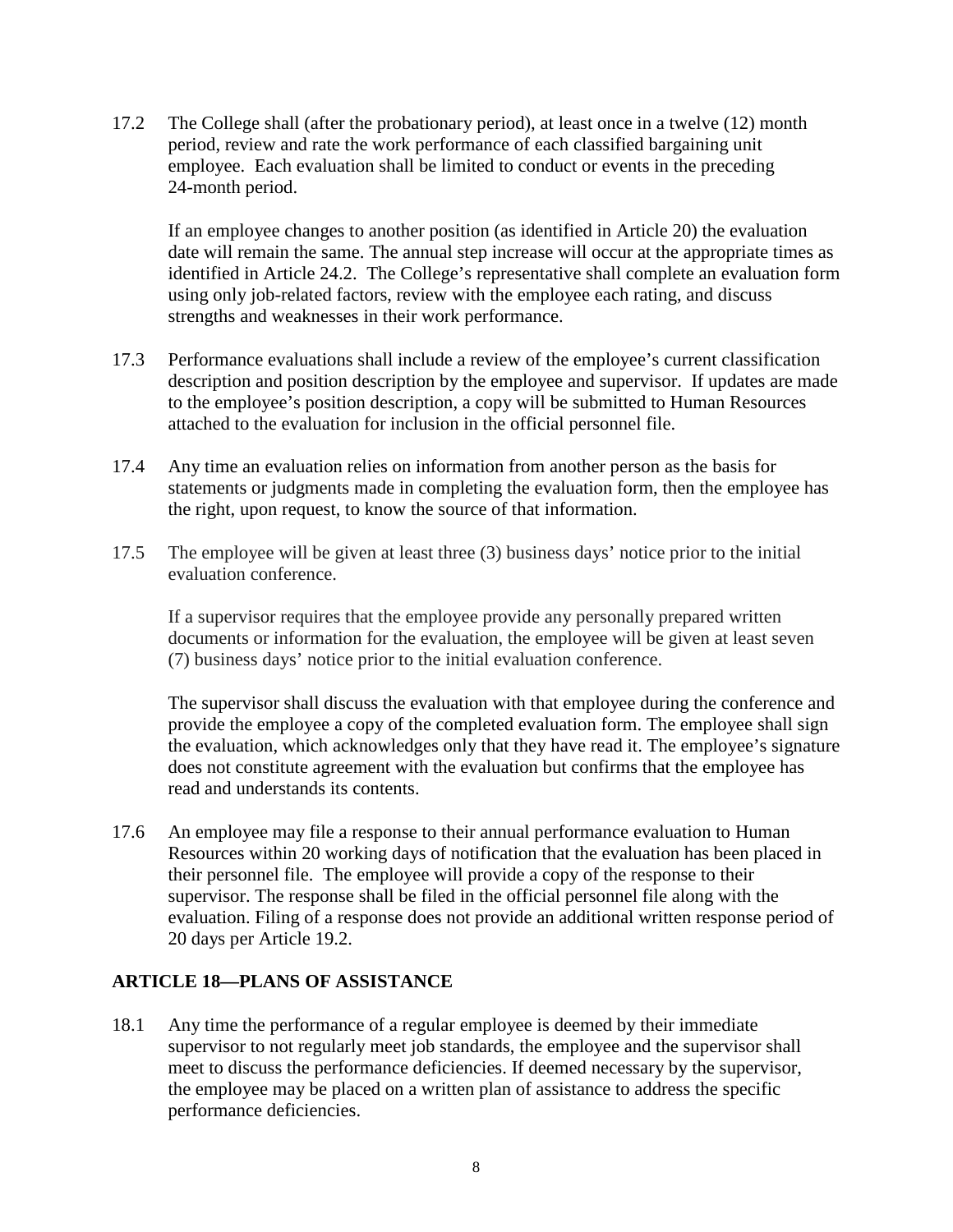17.2 The College shall (after the probationary period), at least once in a twelve (12) month period, review and rate the work performance of each classified bargaining unit employee. Each evaluation shall be limited to conduct or events in the preceding 24-month period.

If an employee changes to another position (as identified in Article 20) the evaluation date will remain the same. The annual step increase will occur at the appropriate times as identified in Article 24.2. The College's representative shall complete an evaluation form using only job-related factors, review with the employee each rating, and discuss strengths and weaknesses in their work performance.

17.3 Performance evaluations shall include a review of the employee's current classification description and position description by the employee and supervisor. If updates are made to the employee's position description, a copy will be submitted to Human Resources attached to the evaluation for inclusion in the official personnel file.

17.4 Any time an evaluation relies on information from another person as the basis for statements or judgments made in completing the evaluation form, then the employee has the right, upon request, to know the source of that information.

17.5 The employee will be given at least three (3) business days' notice prior to the initial evaluation conference.

If a supervisor requires that the employee provide any personally prepared written documents or information for the evaluation, the employee will be given at least seven (7) business days' notice prior to the initial evaluation conference.

The supervisor shall discuss the evaluation with that employee during the conference and provide the employee a copy of the completed evaluation form. The employee shall sign the evaluation, which acknowledges only that they have read it. The employee's signature does not constitute agreement with the evaluation but confirms that the employee has read and understands its contents.

17.6 An employee may file a response to their annual performance evaluation to Human Resources within 20 working days of notification that the evaluation has been placed in their personnel file. The employee will provide a copy of the response to their supervisor. The response shall be filed in the official personnel file along with the evaluation. Filing of a response does not provide an additional written response period of 20 days per Article 19.2.

## ARTICLE 18—PLANS OF ASSISTANCE

18.1 Any time the performance of a regular employee is deemed by their immediate supervisor to not regularly meet job standards, the employee and the supervisor shall meet to discuss the performance deficiencies. If deemed necessary by the supervisor, the employee may be placed on a written plan of assistance to address the specific performance deficiencies.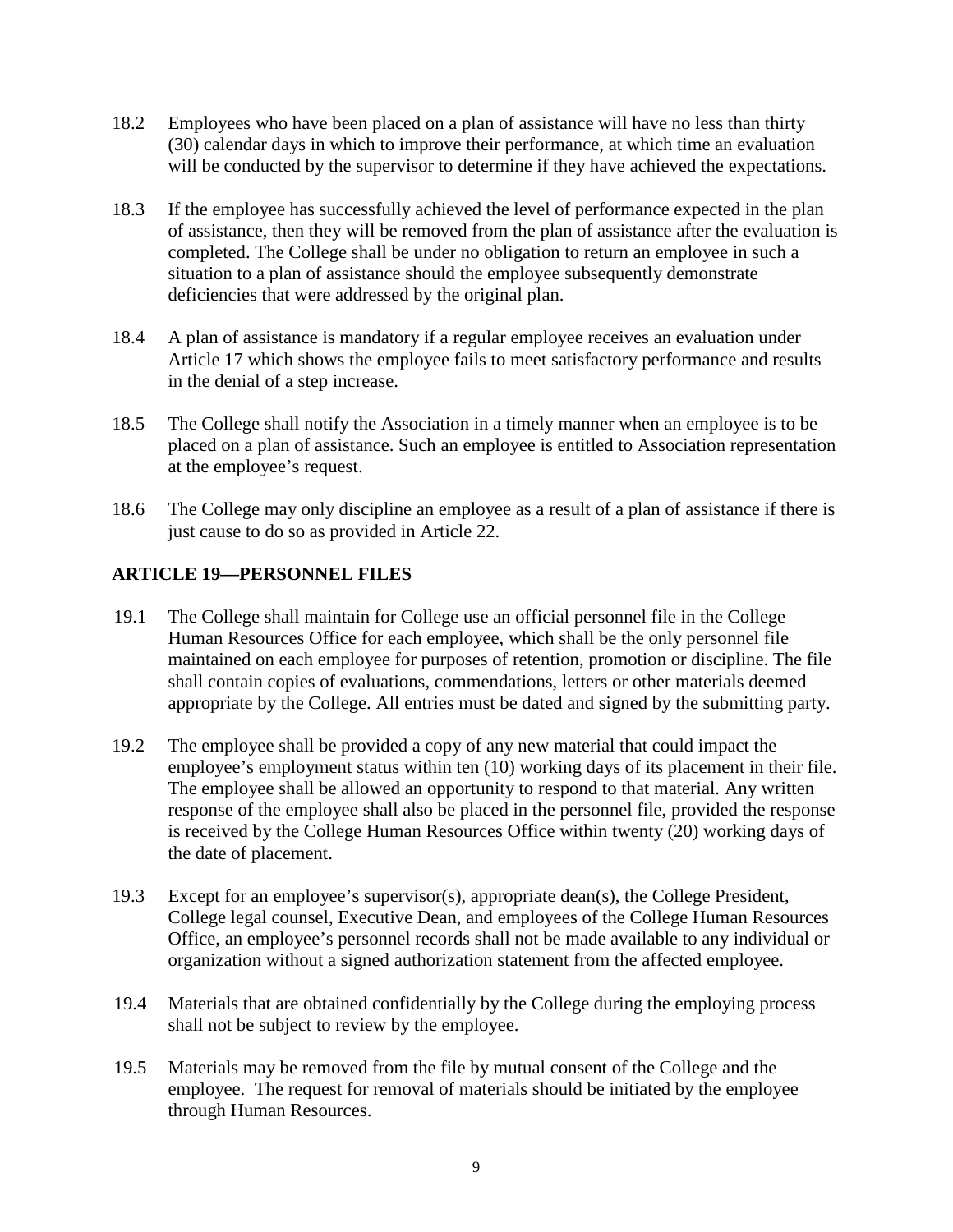18.2 Employees who have been placed on a plan of assistance will have no less than thirty (30) calendar days in which to improve their performance, at which time an evaluation will be conducted by the supervisor to determine if they have achieved the expectations.

18.3 If the employee has successfully achieved the level of performance expected in the plan of assistance, then they will be removed from the plan of assistance after the evaluation is completed. The College shall be under no obligation to return an employee in such a situation to a plan of assistance should the employee subsequently demonstrate deficiencies that were addressed by the original plan.

18.4 A plan of assistance is mandatory if a regular employee receives an evaluation under Article 17 which shows the employee fails to meet satisfactory performance and results in the denial of a step increase.

18.5 The College shall notify the Association in a timely manner when an employee is to be placed on a plan of assistance. Such an employee is entitled to Association representation at the employee's request.

18.6 The College may only discipline an employee as a result of a plan of assistance if there is just cause to do so as provided in Article 22.

## ARTICLE 19—PERSONNEL FILES

19.1 The College shall maintain for College use an official personnel file in the College Human Resources Office for each employee, which shall be the only personnel file maintained on each employee for purposes of retention, promotion or discipline. The file shall contain copies of evaluations, commendations, letters or other materials deemed appropriate by the College. All entries must be dated and signed by the submitting party.

19.2 The employee shall be provided a copy of any new material that could impact the employee's employment status within ten (10) working days of its placement in their file. The employee shall be allowed an opportunity to respond to that material. Any written response of the employee shall also be placed in the personnel file, provided the response is received by the College Human Resources Office within twenty (20) working days of the date of placement.

19.3 Except for an employee's supervisor(s), appropriate dean(s), the College President, College legal counsel, Executive Dean, and employees of the College Human Resources Office, an employee's personnel records shall not be made available to any individual or organization without a signed authorization statement from the affected employee.

19.4 Materials that are obtained confidentially by the College during the employing process shall not be subject to review by the employee.

19.5 Materials may be removed from the file by mutual consent of the College and the employee. The request for removal of materials should be initiated by the employee through Human Resources.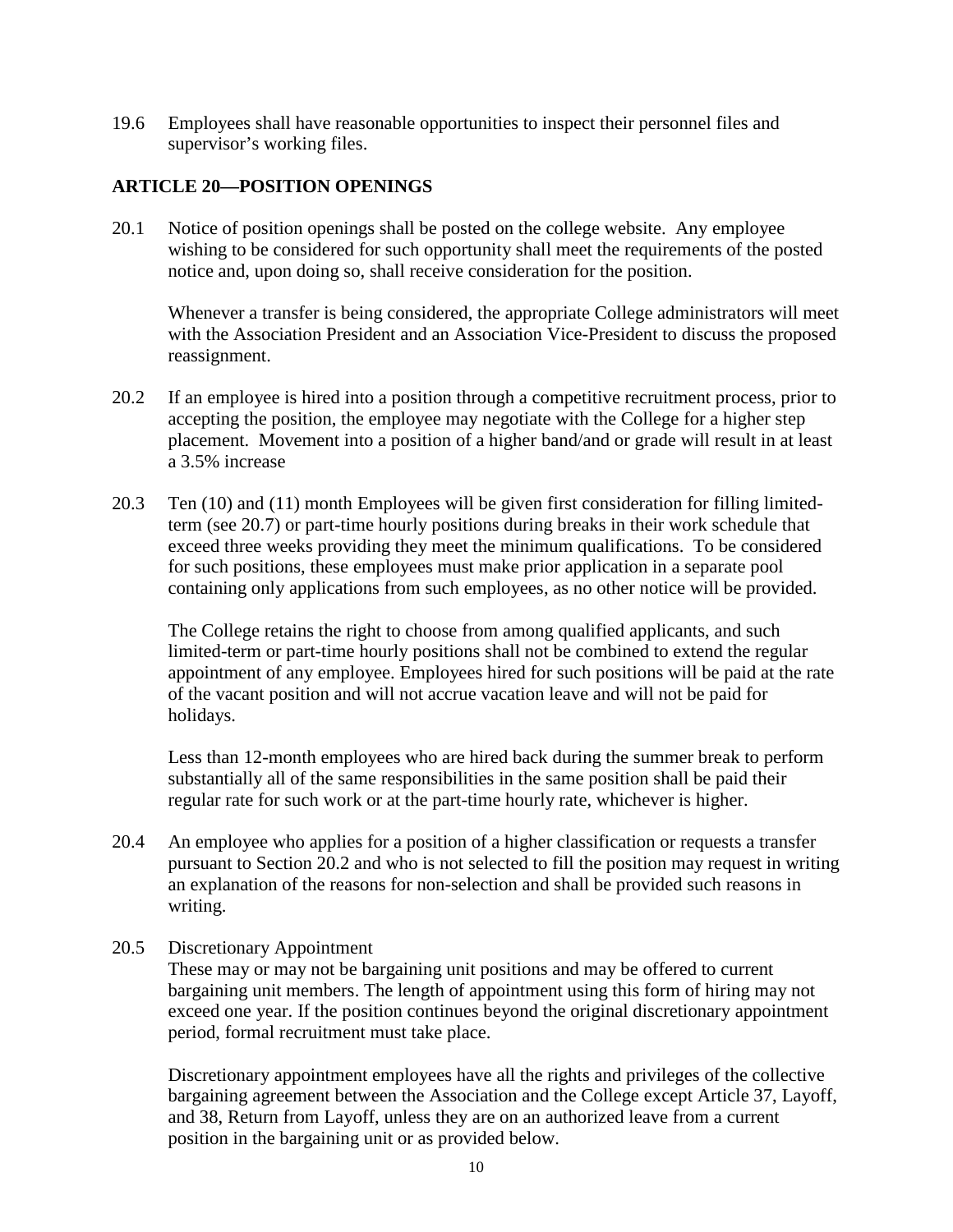19.6 Employees shall have reasonable opportunities to inspect their personnel files and supervisor's working files.

## ARTICLE 20—POSITION OPENINGS

20.1 Notice of position openings shall be posted on the college website. Any employee wishing to be considered for such opportunity shall meet the requirements of the posted notice and, upon doing so, shall receive consideration for the position.

Whenever a transfer is being considered, the appropriate College administrators will meet with the Association President and an Association Vice-President to discuss the proposed reassignment.

20.2 If an employee is hired into a position through a competitive recruitment process, prior to accepting the position, the employee may negotiate with the College for a higher step placement. Movement into a position of a higher band/and or grade will result in at least a 3.5% increase

20.3 Ten (10) and (11) month Employees will be given first consideration for filling limited-term (see 20.7) or part-time hourly positions during breaks in their work schedule that exceed three weeks providing they meet the minimum qualifications. To be considered for such positions, these employees must make prior application in a separate pool containing only applications from such employees, as no other notice will be provided.

The College retains the right to choose from among qualified applicants, and such limited-term or part-time hourly positions shall not be combined to extend the regular appointment of any employee. Employees hired for such positions will be paid at the rate of the vacant position and will not accrue vacation leave and will not be paid for holidays.

Less than 12-month employees who are hired back during the summer break to perform substantially all of the same responsibilities in the same position shall be paid their regular rate for such work or at the part-time hourly rate, whichever is higher.

20.4 An employee who applies for a position of a higher classification or requests a transfer pursuant to Section 20.2 and who is not selected to fill the position may request in writing an explanation of the reasons for non-selection and shall be provided such reasons in writing.

20.5 Discretionary Appointment

These may or may not be bargaining unit positions and may be offered to current bargaining unit members. The length of appointment using this form of hiring may not exceed one year. If the position continues beyond the original discretionary appointment period, formal recruitment must take place.

Discretionary appointment employees have all the rights and privileges of the collective bargaining agreement between the Association and the College except Article 37, Layoff, and 38, Return from Layoff, unless they are on an authorized leave from a current position in the bargaining unit or as provided below.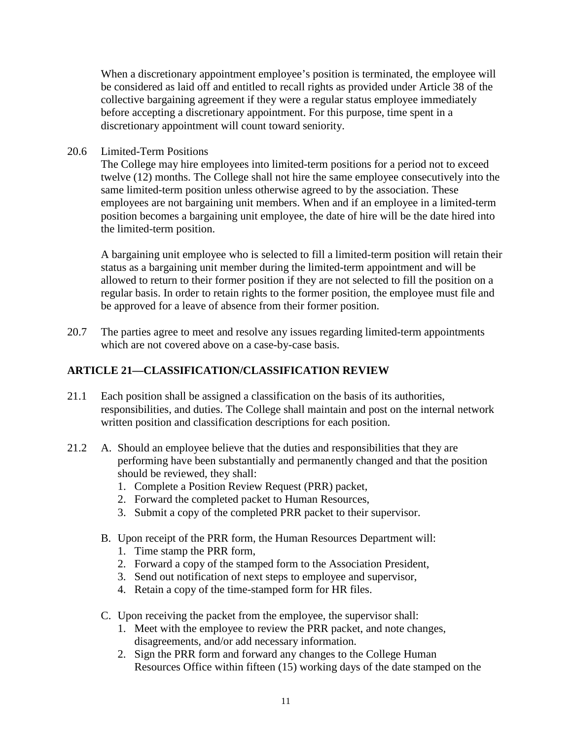When a discretionary appointment employee's position is terminated, the employee will be considered as laid off and entitled to recall rights as provided under Article 38 of the collective bargaining agreement if they were a regular status employee immediately before accepting a discretionary appointment. For this purpose, time spent in a discretionary appointment will count toward seniority.

20.6 Limited-Term Positions

The College may hire employees into limited-term positions for a period not to exceed twelve (12) months. The College shall not hire the same employee consecutively into the same limited-term position unless otherwise agreed to by the association. These employees are not bargaining unit members. When and if an employee in a limited-term position becomes a bargaining unit employee, the date of hire will be the date hired into the limited-term position.

A bargaining unit employee who is selected to fill a limited-term position will retain their status as a bargaining unit member during the limited-term appointment and will be allowed to return to their former position if they are not selected to fill the position on a regular basis. In order to retain rights to the former position, the employee must file and be approved for a leave of absence from their former position.

20.7 The parties agree to meet and resolve any issues regarding limited-term appointments which are not covered above on a case-by-case basis.

## ARTICLE 21—CLASSIFICATION/CLASSIFICATION REVIEW

21.1 Each position shall be assigned a classification on the basis of its authorities, responsibilities, and duties. The College shall maintain and post on the internal network written position and classification descriptions for each position.

21.2 A. Should an employee believe that the duties and responsibilities that they are performing have been substantially and permanently changed and that the position should be reviewed, they shall:

1. Complete a Position Review Request (PRR) packet,
2. Forward the completed packet to Human Resources,
3. Submit a copy of the completed PRR packet to their supervisor.

B. Upon receipt of the PRR form, the Human Resources Department will:

1. Time stamp the PRR form,
2. Forward a copy of the stamped form to the Association President,
3. Send out notification of next steps to employee and supervisor,
4. Retain a copy of the time-stamped form for HR files.

C. Upon receiving the packet from the employee, the supervisor shall:

1. Meet with the employee to review the PRR packet, and note changes, disagreements, and/or add necessary information.
2. Sign the PRR form and forward any changes to the College Human Resources Office within fifteen (15) working days of the date stamped on the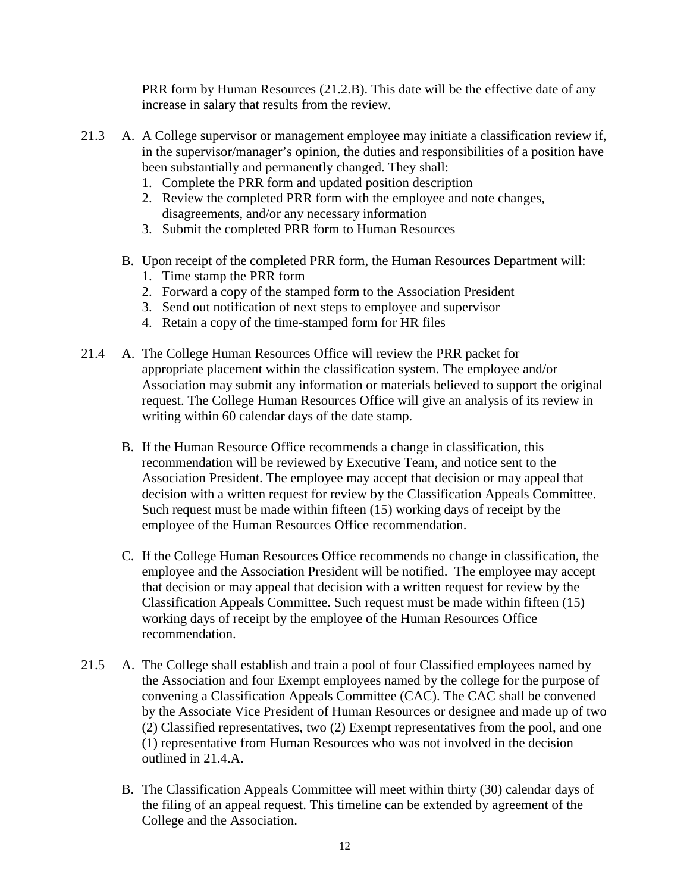PRR form by Human Resources (21.2.B). This date will be the effective date of any increase in salary that results from the review.

21.3 A. A College supervisor or management employee may initiate a classification review if, in the supervisor/manager's opinion, the duties and responsibilities of a position have been substantially and permanently changed. They shall:

1. Complete the PRR form and updated position description
2. Review the completed PRR form with the employee and note changes, disagreements, and/or any necessary information
3. Submit the completed PRR form to Human Resources

B. Upon receipt of the completed PRR form, the Human Resources Department will:

1. Time stamp the PRR form
2. Forward a copy of the stamped form to the Association President
3. Send out notification of next steps to employee and supervisor
4. Retain a copy of the time-stamped form for HR files

21.4 A. The College Human Resources Office will review the PRR packet for appropriate placement within the classification system. The employee and/or Association may submit any information or materials believed to support the original request. The College Human Resources Office will give an analysis of its review in writing within 60 calendar days of the date stamp.

B. If the Human Resource Office recommends a change in classification, this recommendation will be reviewed by Executive Team, and notice sent to the Association President. The employee may accept that decision or may appeal that decision with a written request for review by the Classification Appeals Committee. Such request must be made within fifteen (15) working days of receipt by the employee of the Human Resources Office recommendation.

C. If the College Human Resources Office recommends no change in classification, the employee and the Association President will be notified. The employee may accept that decision or may appeal that decision with a written request for review by the Classification Appeals Committee. Such request must be made within fifteen (15) working days of receipt by the employee of the Human Resources Office recommendation.

21.5 A. The College shall establish and train a pool of four Classified employees named by the Association and four Exempt employees named by the college for the purpose of convening a Classification Appeals Committee (CAC). The CAC shall be convened by the Associate Vice President of Human Resources or designee and made up of two (2) Classified representatives, two (2) Exempt representatives from the pool, and one (1) representative from Human Resources who was not involved in the decision outlined in 21.4.A.

B. The Classification Appeals Committee will meet within thirty (30) calendar days of the filing of an appeal request. This timeline can be extended by agreement of the College and the Association.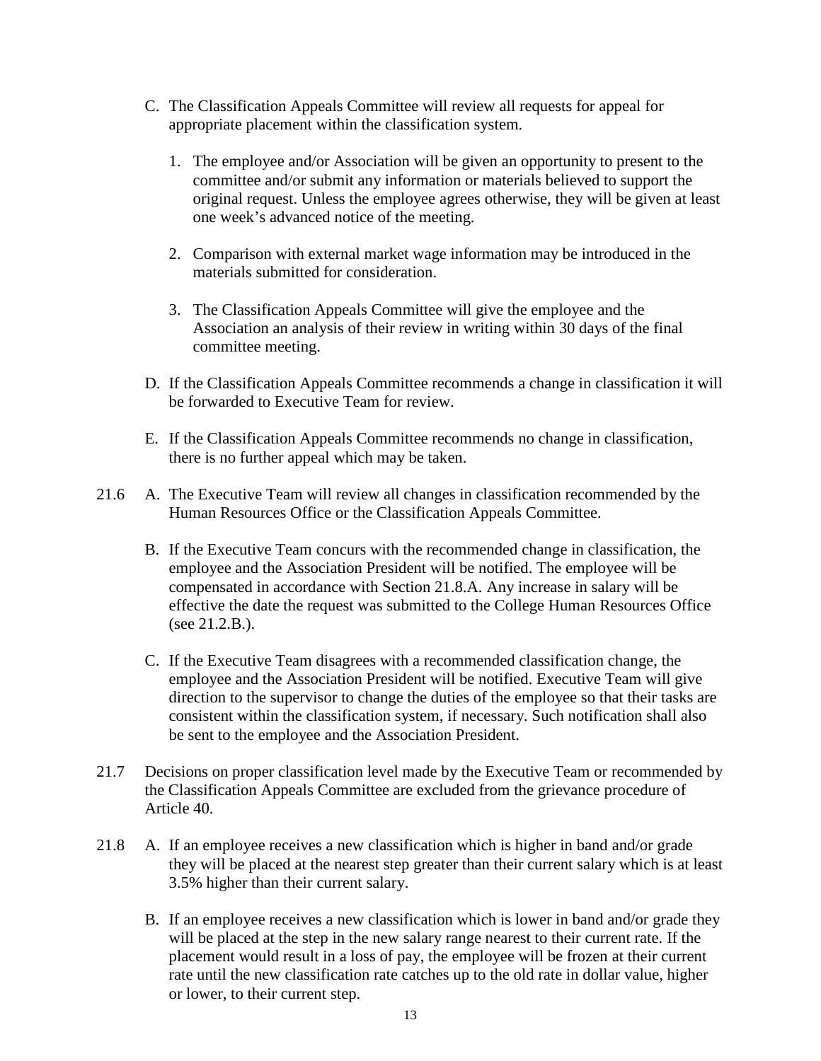C. The Classification Appeals Committee will review all requests for appeal for appropriate placement within the classification system.

   1. The employee and/or Association will be given an opportunity to present to the committee and/or submit any information or materials believed to support the original request. Unless the employee agrees otherwise, they will be given at least one week's advanced notice of the meeting.

   2. Comparison with external market wage information may be introduced in the materials submitted for consideration.

   3. The Classification Appeals Committee will give the employee and the Association an analysis of their review in writing within 30 days of the final committee meeting.

D. If the Classification Appeals Committee recommends a change in classification it will be forwarded to Executive Team for review.

E. If the Classification Appeals Committee recommends no change in classification, there is no further appeal which may be taken.

21.6 A. The Executive Team will review all changes in classification recommended by the Human Resources Office or the Classification Appeals Committee.

B. If the Executive Team concurs with the recommended change in classification, the employee and the Association President will be notified. The employee will be compensated in accordance with Section 21.8.A. Any increase in salary will be effective the date the request was submitted to the College Human Resources Office (see 21.2.B.).

C. If the Executive Team disagrees with a recommended classification change, the employee and the Association President will be notified. Executive Team will give direction to the supervisor to change the duties of the employee so that their tasks are consistent within the classification system, if necessary. Such notification shall also be sent to the employee and the Association President.

21.7 Decisions on proper classification level made by the Executive Team or recommended by the Classification Appeals Committee are excluded from the grievance procedure of Article 40.

21.8 A. If an employee receives a new classification which is higher in band and/or grade they will be placed at the nearest step greater than their current salary which is at least 3.5% higher than their current salary.

B. If an employee receives a new classification which is lower in band and/or grade they will be placed at the step in the new salary range nearest to their current rate. If the placement would result in a loss of pay, the employee will be frozen at their current rate until the new classification rate catches up to the old rate in dollar value, higher or lower, to their current step.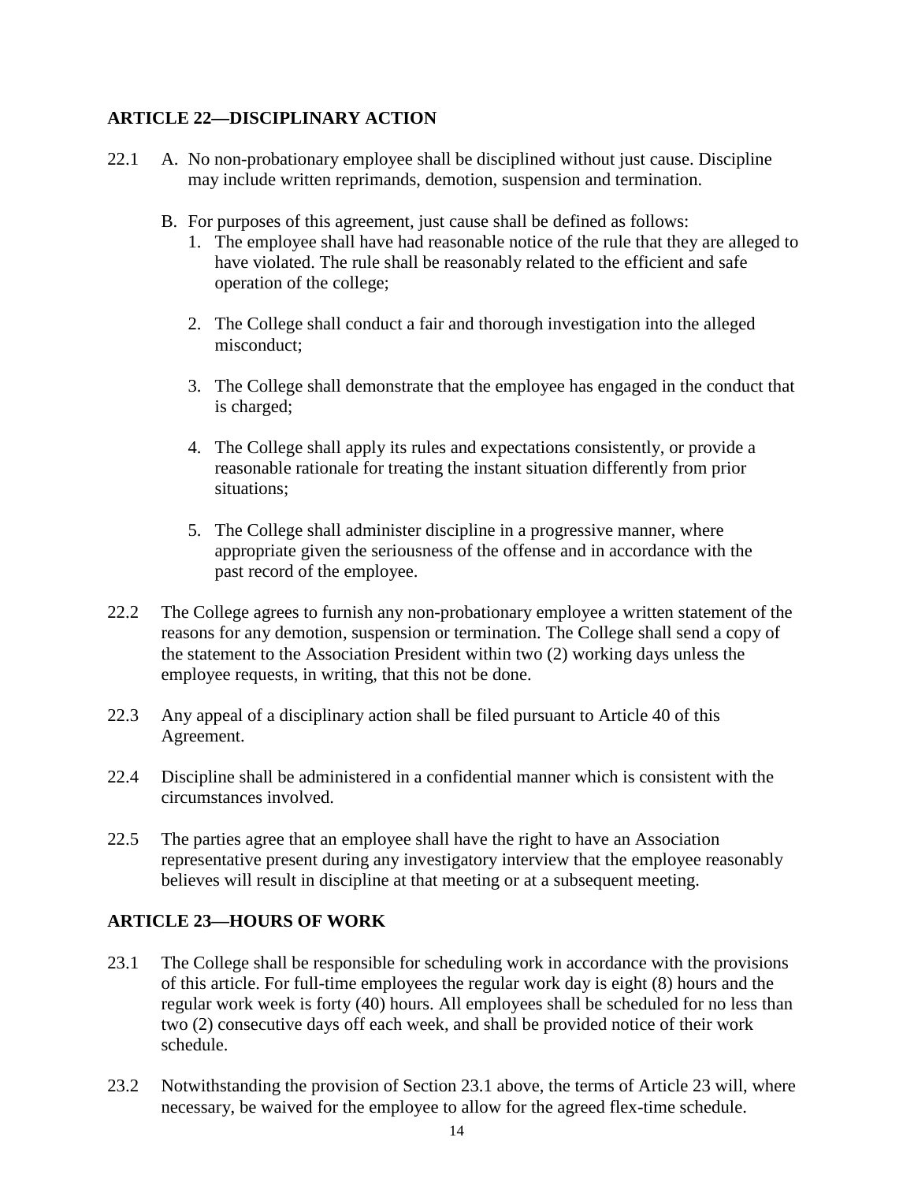## ARTICLE 22—DISCIPLINARY ACTION

22.1 A. No non-probationary employee shall be disciplined without just cause. Discipline may include written reprimands, demotion, suspension and termination.

B. For purposes of this agreement, just cause shall be defined as follows:

1. The employee shall have had reasonable notice of the rule that they are alleged to have violated. The rule shall be reasonably related to the efficient and safe operation of the college;
2. The College shall conduct a fair and thorough investigation into the alleged misconduct;
3. The College shall demonstrate that the employee has engaged in the conduct that is charged;
4. The College shall apply its rules and expectations consistently, or provide a reasonable rationale for treating the instant situation differently from prior situations;
5. The College shall administer discipline in a progressive manner, where appropriate given the seriousness of the offense and in accordance with the past record of the employee.

22.2 The College agrees to furnish any non-probationary employee a written statement of the reasons for any demotion, suspension or termination. The College shall send a copy of the statement to the Association President within two (2) working days unless the employee requests, in writing, that this not be done.

22.3 Any appeal of a disciplinary action shall be filed pursuant to Article 40 of this Agreement.

22.4 Discipline shall be administered in a confidential manner which is consistent with the circumstances involved.

22.5 The parties agree that an employee shall have the right to have an Association representative present during any investigatory interview that the employee reasonably believes will result in discipline at that meeting or at a subsequent meeting.

## ARTICLE 23—HOURS OF WORK

23.1 The College shall be responsible for scheduling work in accordance with the provisions of this article. For full-time employees the regular work day is eight (8) hours and the regular work week is forty (40) hours. All employees shall be scheduled for no less than two (2) consecutive days off each week, and shall be provided notice of their work schedule.

23.2 Notwithstanding the provision of Section 23.1 above, the terms of Article 23 will, where necessary, be waived for the employee to allow for the agreed flex-time schedule.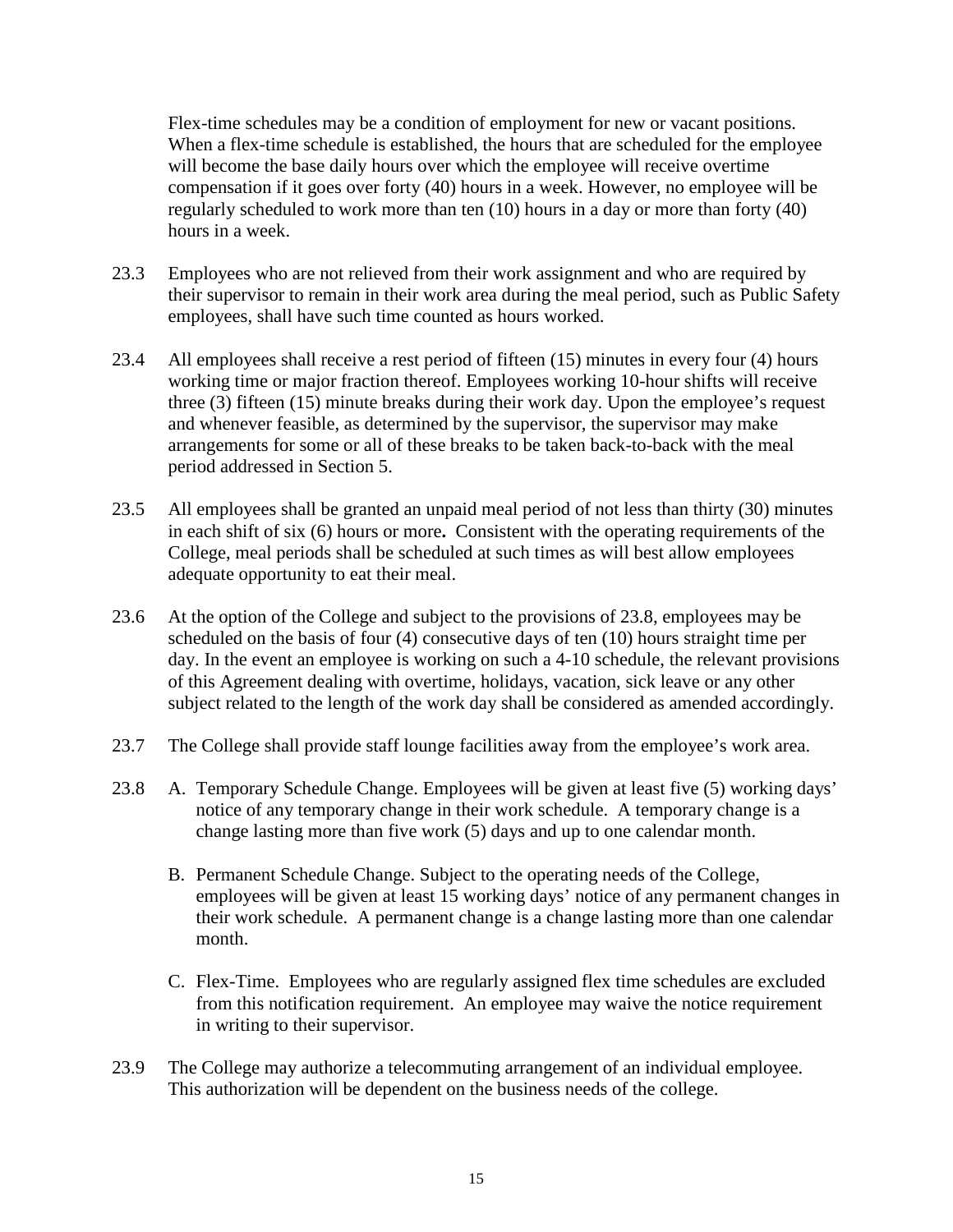Flex-time schedules may be a condition of employment for new or vacant positions. When a flex-time schedule is established, the hours that are scheduled for the employee will become the base daily hours over which the employee will receive overtime compensation if it goes over forty (40) hours in a week. However, no employee will be regularly scheduled to work more than ten (10) hours in a day or more than forty (40) hours in a week.

23.3 Employees who are not relieved from their work assignment and who are required by their supervisor to remain in their work area during the meal period, such as Public Safety employees, shall have such time counted as hours worked.

23.4 All employees shall receive a rest period of fifteen (15) minutes in every four (4) hours working time or major fraction thereof. Employees working 10-hour shifts will receive three (3) fifteen (15) minute breaks during their work day. Upon the employee's request and whenever feasible, as determined by the supervisor, the supervisor may make arrangements for some or all of these breaks to be taken back-to-back with the meal period addressed in Section 5.

23.5 All employees shall be granted an unpaid meal period of not less than thirty (30) minutes in each shift of six (6) hours or more**.** Consistent with the operating requirements of the College, meal periods shall be scheduled at such times as will best allow employees adequate opportunity to eat their meal.

23.6 At the option of the College and subject to the provisions of 23.8, employees may be scheduled on the basis of four (4) consecutive days of ten (10) hours straight time per day. In the event an employee is working on such a 4-10 schedule, the relevant provisions of this Agreement dealing with overtime, holidays, vacation, sick leave or any other subject related to the length of the work day shall be considered as amended accordingly.

23.7 The College shall provide staff lounge facilities away from the employee's work area.

23.8 A. Temporary Schedule Change. Employees will be given at least five (5) working days' notice of any temporary change in their work schedule. A temporary change is a change lasting more than five work (5) days and up to one calendar month.

B. Permanent Schedule Change. Subject to the operating needs of the College, employees will be given at least 15 working days' notice of any permanent changes in their work schedule. A permanent change is a change lasting more than one calendar month.

C. Flex-Time. Employees who are regularly assigned flex time schedules are excluded from this notification requirement. An employee may waive the notice requirement in writing to their supervisor.

23.9 The College may authorize a telecommuting arrangement of an individual employee. This authorization will be dependent on the business needs of the college.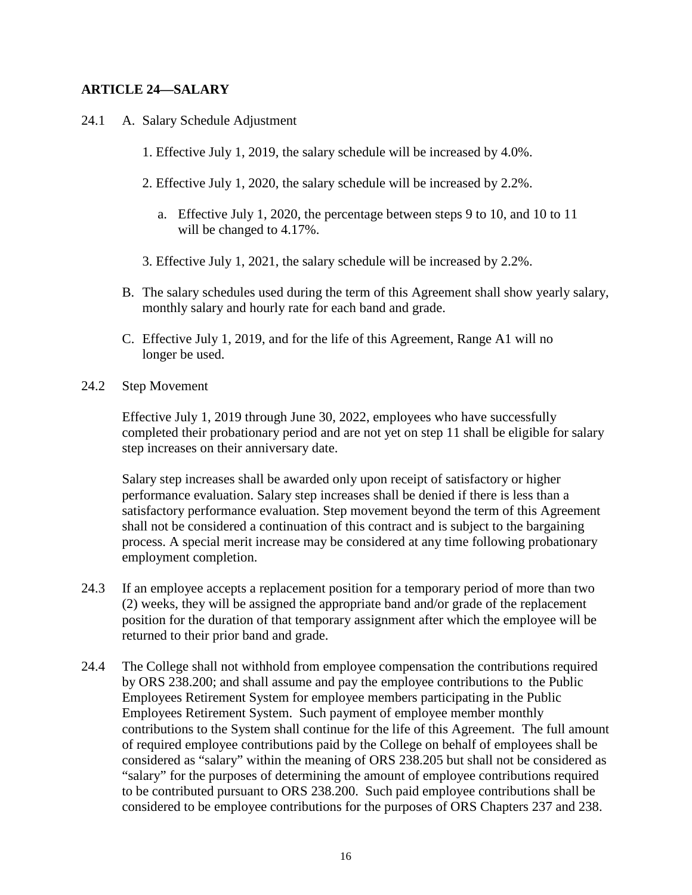## ARTICLE 24—SALARY

24.1 A. Salary Schedule Adjustment

1. Effective July 1, 2019, the salary schedule will be increased by 4.0%.

2. Effective July 1, 2020, the salary schedule will be increased by 2.2%.

   a. Effective July 1, 2020, the percentage between steps 9 to 10, and 10 to 11 will be changed to 4.17%.

3. Effective July 1, 2021, the salary schedule will be increased by 2.2%.

B. The salary schedules used during the term of this Agreement shall show yearly salary, monthly salary and hourly rate for each band and grade.

C. Effective July 1, 2019, and for the life of this Agreement, Range A1 will no longer be used.

24.2 Step Movement

Effective July 1, 2019 through June 30, 2022, employees who have successfully completed their probationary period and are not yet on step 11 shall be eligible for salary step increases on their anniversary date.

Salary step increases shall be awarded only upon receipt of satisfactory or higher performance evaluation. Salary step increases shall be denied if there is less than a satisfactory performance evaluation. Step movement beyond the term of this Agreement shall not be considered a continuation of this contract and is subject to the bargaining process. A special merit increase may be considered at any time following probationary employment completion.

24.3 If an employee accepts a replacement position for a temporary period of more than two (2) weeks, they will be assigned the appropriate band and/or grade of the replacement position for the duration of that temporary assignment after which the employee will be returned to their prior band and grade.

24.4 The College shall not withhold from employee compensation the contributions required by ORS 238.200; and shall assume and pay the employee contributions to the Public Employees Retirement System for employee members participating in the Public Employees Retirement System. Such payment of employee member monthly contributions to the System shall continue for the life of this Agreement. The full amount of required employee contributions paid by the College on behalf of employees shall be considered as "salary" within the meaning of ORS 238.205 but shall not be considered as "salary" for the purposes of determining the amount of employee contributions required to be contributed pursuant to ORS 238.200. Such paid employee contributions shall be considered to be employee contributions for the purposes of ORS Chapters 237 and 238.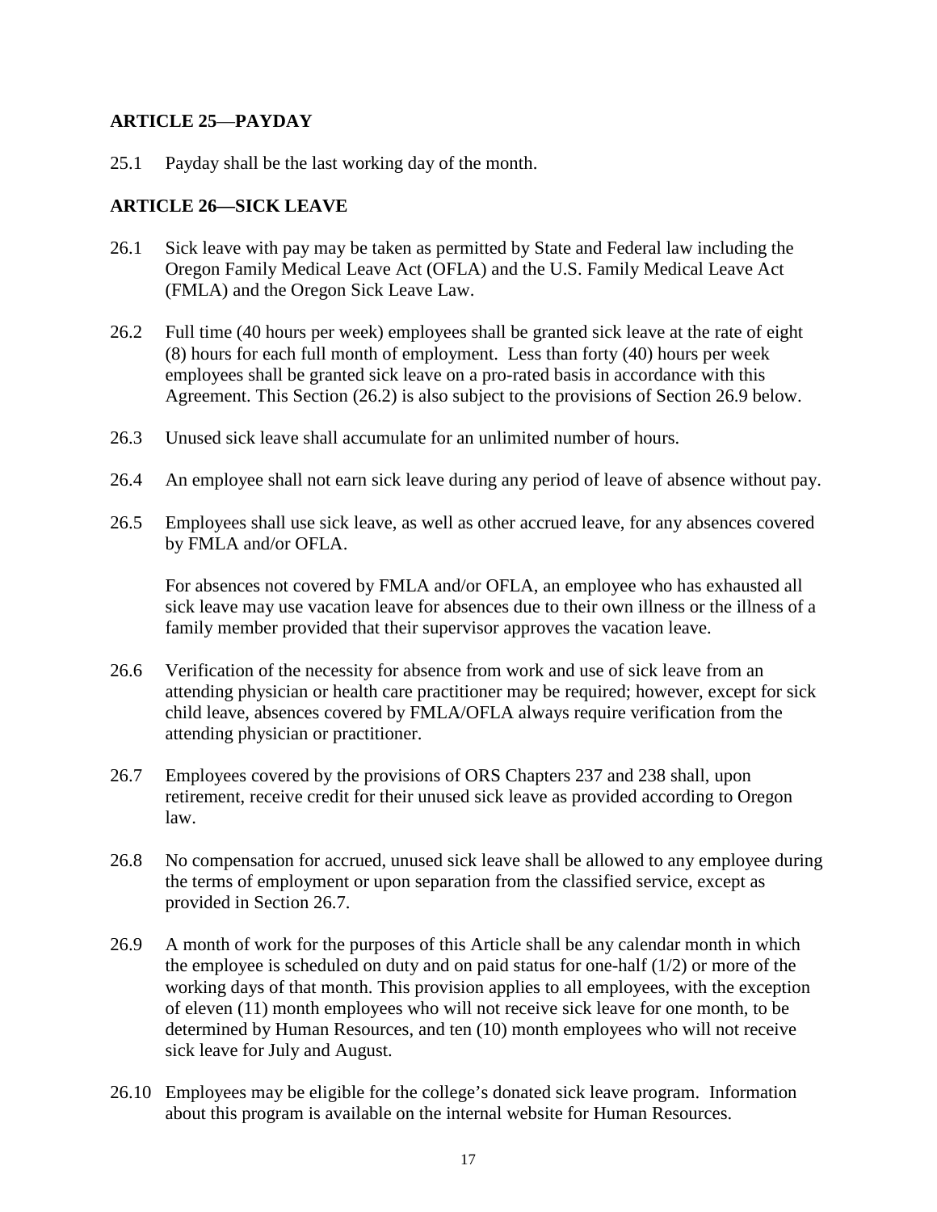## ARTICLE 25—PAYDAY

25.1 Payday shall be the last working day of the month.

## ARTICLE 26—SICK LEAVE

26.1 Sick leave with pay may be taken as permitted by State and Federal law including the Oregon Family Medical Leave Act (OFLA) and the U.S. Family Medical Leave Act (FMLA) and the Oregon Sick Leave Law.

26.2 Full time (40 hours per week) employees shall be granted sick leave at the rate of eight (8) hours for each full month of employment. Less than forty (40) hours per week employees shall be granted sick leave on a pro-rated basis in accordance with this Agreement. This Section (26.2) is also subject to the provisions of Section 26.9 below.

26.3 Unused sick leave shall accumulate for an unlimited number of hours.

26.4 An employee shall not earn sick leave during any period of leave of absence without pay.

26.5 Employees shall use sick leave, as well as other accrued leave, for any absences covered by FMLA and/or OFLA.

For absences not covered by FMLA and/or OFLA, an employee who has exhausted all sick leave may use vacation leave for absences due to their own illness or the illness of a family member provided that their supervisor approves the vacation leave.

26.6 Verification of the necessity for absence from work and use of sick leave from an attending physician or health care practitioner may be required; however, except for sick child leave, absences covered by FMLA/OFLA always require verification from the attending physician or practitioner.

26.7 Employees covered by the provisions of ORS Chapters 237 and 238 shall, upon retirement, receive credit for their unused sick leave as provided according to Oregon law.

26.8 No compensation for accrued, unused sick leave shall be allowed to any employee during the terms of employment or upon separation from the classified service, except as provided in Section 26.7.

26.9 A month of work for the purposes of this Article shall be any calendar month in which the employee is scheduled on duty and on paid status for one-half (1/2) or more of the working days of that month. This provision applies to all employees, with the exception of eleven (11) month employees who will not receive sick leave for one month, to be determined by Human Resources, and ten (10) month employees who will not receive sick leave for July and August.

26.10 Employees may be eligible for the college's donated sick leave program. Information about this program is available on the internal website for Human Resources.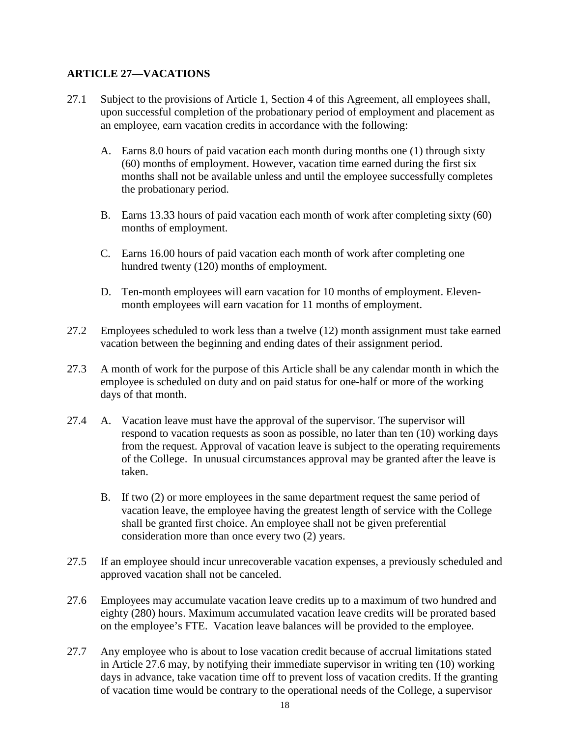## ARTICLE 27—VACATIONS

27.1 Subject to the provisions of Article 1, Section 4 of this Agreement, all employees shall, upon successful completion of the probationary period of employment and placement as an employee, earn vacation credits in accordance with the following:

A. Earns 8.0 hours of paid vacation each month during months one (1) through sixty (60) months of employment. However, vacation time earned during the first six months shall not be available unless and until the employee successfully completes the probationary period.

B. Earns 13.33 hours of paid vacation each month of work after completing sixty (60) months of employment.

C. Earns 16.00 hours of paid vacation each month of work after completing one hundred twenty (120) months of employment.

D. Ten-month employees will earn vacation for 10 months of employment. Eleven-month employees will earn vacation for 11 months of employment.

27.2 Employees scheduled to work less than a twelve (12) month assignment must take earned vacation between the beginning and ending dates of their assignment period.

27.3 A month of work for the purpose of this Article shall be any calendar month in which the employee is scheduled on duty and on paid status for one-half or more of the working days of that month.

27.4 A. Vacation leave must have the approval of the supervisor. The supervisor will respond to vacation requests as soon as possible, no later than ten (10) working days from the request. Approval of vacation leave is subject to the operating requirements of the College. In unusual circumstances approval may be granted after the leave is taken.

B. If two (2) or more employees in the same department request the same period of vacation leave, the employee having the greatest length of service with the College shall be granted first choice. An employee shall not be given preferential consideration more than once every two (2) years.

27.5 If an employee should incur unrecoverable vacation expenses, a previously scheduled and approved vacation shall not be canceled.

27.6 Employees may accumulate vacation leave credits up to a maximum of two hundred and eighty (280) hours. Maximum accumulated vacation leave credits will be prorated based on the employee's FTE. Vacation leave balances will be provided to the employee.

27.7 Any employee who is about to lose vacation credit because of accrual limitations stated in Article 27.6 may, by notifying their immediate supervisor in writing ten (10) working days in advance, take vacation time off to prevent loss of vacation credits. If the granting of vacation time would be contrary to the operational needs of the College, a supervisor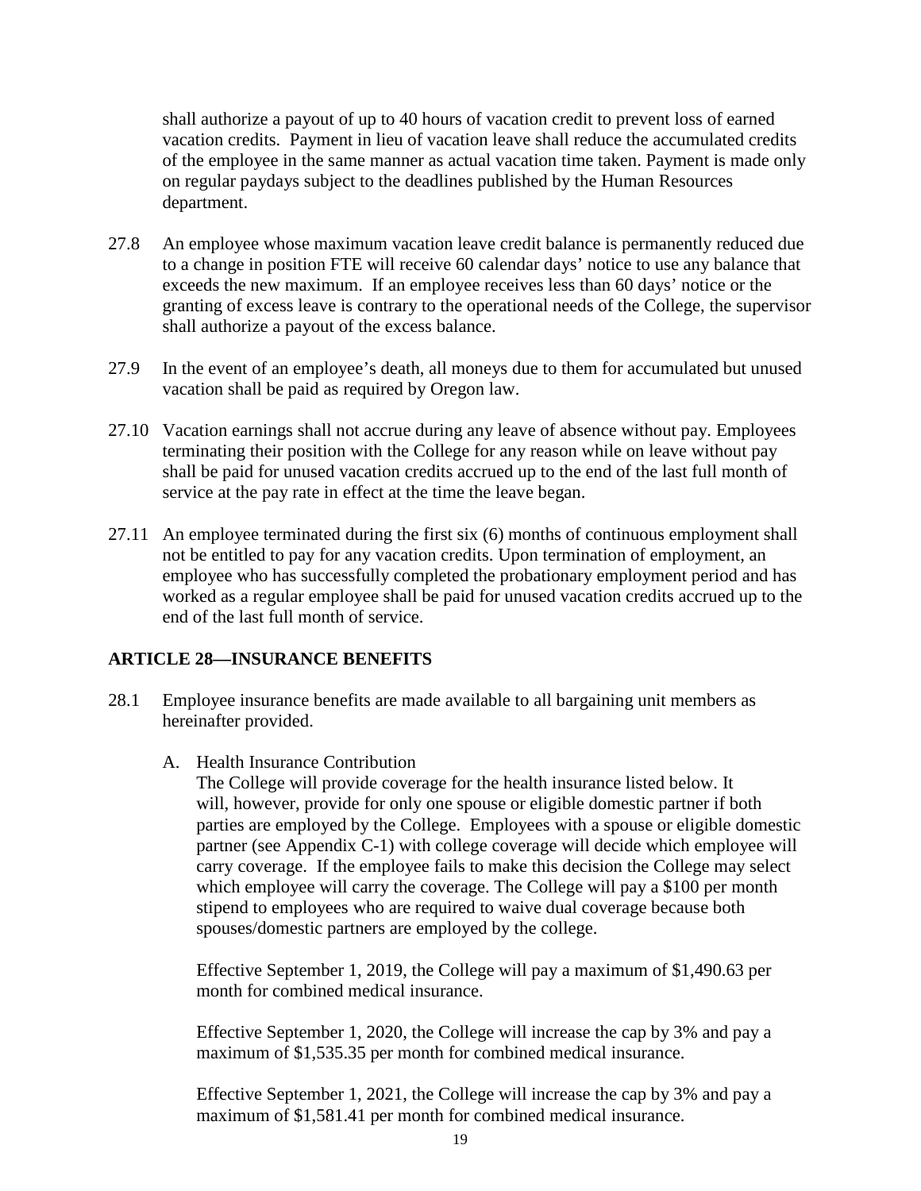shall authorize a payout of up to 40 hours of vacation credit to prevent loss of earned vacation credits. Payment in lieu of vacation leave shall reduce the accumulated credits of the employee in the same manner as actual vacation time taken. Payment is made only on regular paydays subject to the deadlines published by the Human Resources department.

27.8 An employee whose maximum vacation leave credit balance is permanently reduced due to a change in position FTE will receive 60 calendar days' notice to use any balance that exceeds the new maximum. If an employee receives less than 60 days' notice or the granting of excess leave is contrary to the operational needs of the College, the supervisor shall authorize a payout of the excess balance.

27.9 In the event of an employee's death, all moneys due to them for accumulated but unused vacation shall be paid as required by Oregon law.

27.10 Vacation earnings shall not accrue during any leave of absence without pay. Employees terminating their position with the College for any reason while on leave without pay shall be paid for unused vacation credits accrued up to the end of the last full month of service at the pay rate in effect at the time the leave began.

27.11 An employee terminated during the first six (6) months of continuous employment shall not be entitled to pay for any vacation credits. Upon termination of employment, an employee who has successfully completed the probationary employment period and has worked as a regular employee shall be paid for unused vacation credits accrued up to the end of the last full month of service.

## ARTICLE 28—INSURANCE BENEFITS

28.1 Employee insurance benefits are made available to all bargaining unit members as hereinafter provided.

A. Health Insurance Contribution
The College will provide coverage for the health insurance listed below. It will, however, provide for only one spouse or eligible domestic partner if both parties are employed by the College. Employees with a spouse or eligible domestic partner (see Appendix C-1) with college coverage will decide which employee will carry coverage. If the employee fails to make this decision the College may select which employee will carry the coverage. The College will pay a $100 per month stipend to employees who are required to waive dual coverage because both spouses/domestic partners are employed by the college.

Effective September 1, 2019, the College will pay a maximum of $1,490.63 per month for combined medical insurance.

Effective September 1, 2020, the College will increase the cap by 3% and pay a maximum of $1,535.35 per month for combined medical insurance.

Effective September 1, 2021, the College will increase the cap by 3% and pay a maximum of $1,581.41 per month for combined medical insurance.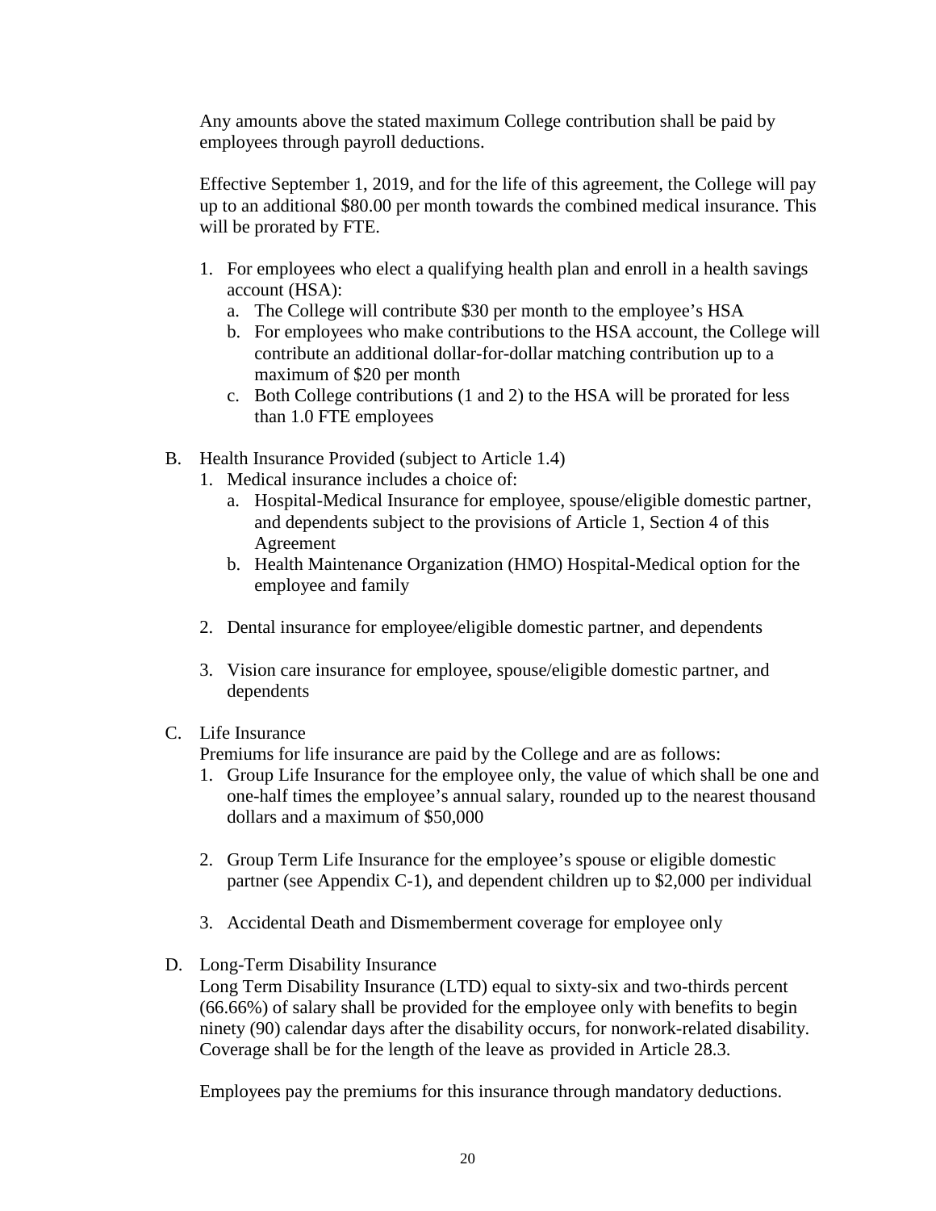Any amounts above the stated maximum College contribution shall be paid by employees through payroll deductions.

Effective September 1, 2019, and for the life of this agreement, the College will pay up to an additional $80.00 per month towards the combined medical insurance. This will be prorated by FTE.

1. For employees who elect a qualifying health plan and enroll in a health savings account (HSA):
   a. The College will contribute $30 per month to the employee's HSA
   b. For employees who make contributions to the HSA account, the College will contribute an additional dollar-for-dollar matching contribution up to a maximum of $20 per month
   c. Both College contributions (1 and 2) to the HSA will be prorated for less than 1.0 FTE employees

B. Health Insurance Provided (subject to Article 1.4)
   1. Medical insurance includes a choice of:
      a. Hospital-Medical Insurance for employee, spouse/eligible domestic partner, and dependents subject to the provisions of Article 1, Section 4 of this Agreement
      b. Health Maintenance Organization (HMO) Hospital-Medical option for the employee and family

   2. Dental insurance for employee/eligible domestic partner, and dependents

   3. Vision care insurance for employee, spouse/eligible domestic partner, and dependents

C. Life Insurance
   Premiums for life insurance are paid by the College and are as follows:
   1. Group Life Insurance for the employee only, the value of which shall be one and one-half times the employee's annual salary, rounded up to the nearest thousand dollars and a maximum of $50,000

   2. Group Term Life Insurance for the employee's spouse or eligible domestic partner (see Appendix C-1), and dependent children up to $2,000 per individual

   3. Accidental Death and Dismemberment coverage for employee only

D. Long-Term Disability Insurance
   Long Term Disability Insurance (LTD) equal to sixty-six and two-thirds percent (66.66%) of salary shall be provided for the employee only with benefits to begin ninety (90) calendar days after the disability occurs, for nonwork-related disability. Coverage shall be for the length of the leave as provided in Article 28.3.

   Employees pay the premiums for this insurance through mandatory deductions.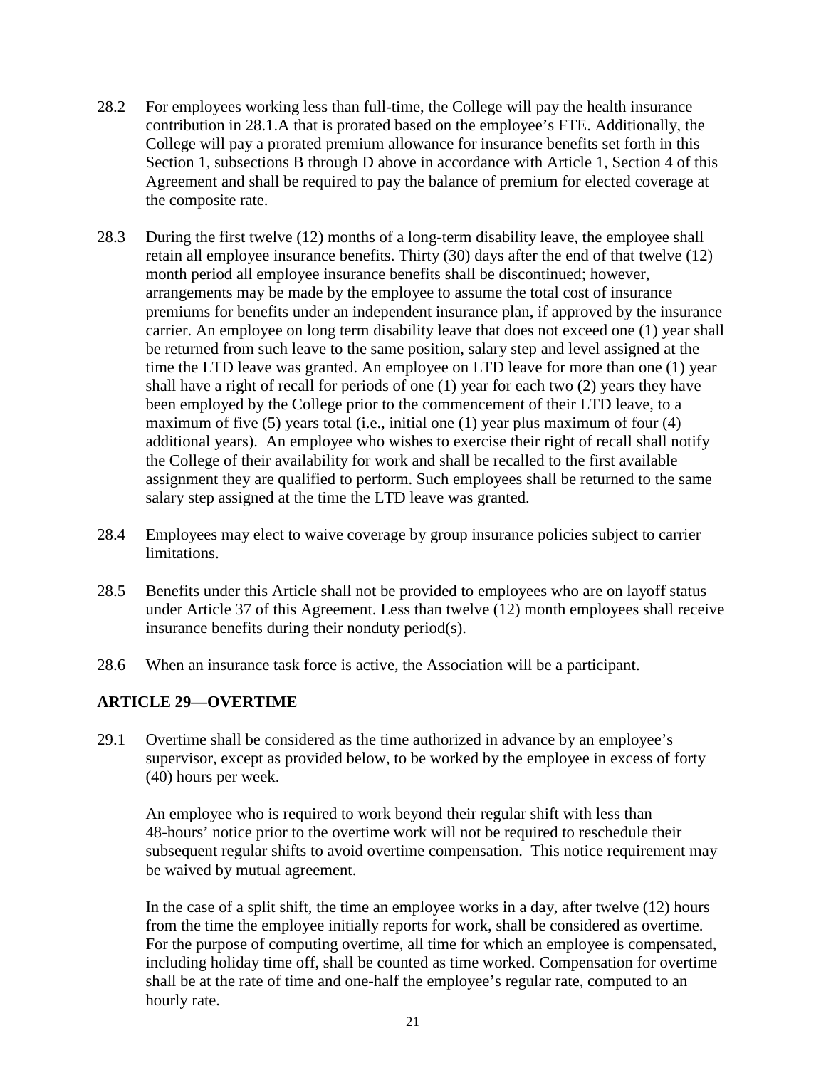28.2 For employees working less than full-time, the College will pay the health insurance contribution in 28.1.A that is prorated based on the employee's FTE. Additionally, the College will pay a prorated premium allowance for insurance benefits set forth in this Section 1, subsections B through D above in accordance with Article 1, Section 4 of this Agreement and shall be required to pay the balance of premium for elected coverage at the composite rate.

28.3 During the first twelve (12) months of a long-term disability leave, the employee shall retain all employee insurance benefits. Thirty (30) days after the end of that twelve (12) month period all employee insurance benefits shall be discontinued; however, arrangements may be made by the employee to assume the total cost of insurance premiums for benefits under an independent insurance plan, if approved by the insurance carrier. An employee on long term disability leave that does not exceed one (1) year shall be returned from such leave to the same position, salary step and level assigned at the time the LTD leave was granted. An employee on LTD leave for more than one (1) year shall have a right of recall for periods of one (1) year for each two (2) years they have been employed by the College prior to the commencement of their LTD leave, to a maximum of five (5) years total (i.e., initial one (1) year plus maximum of four (4) additional years). An employee who wishes to exercise their right of recall shall notify the College of their availability for work and shall be recalled to the first available assignment they are qualified to perform. Such employees shall be returned to the same salary step assigned at the time the LTD leave was granted.

28.4 Employees may elect to waive coverage by group insurance policies subject to carrier limitations.

28.5 Benefits under this Article shall not be provided to employees who are on layoff status under Article 37 of this Agreement. Less than twelve (12) month employees shall receive insurance benefits during their nonduty period(s).

28.6 When an insurance task force is active, the Association will be a participant.

## ARTICLE 29—OVERTIME

29.1 Overtime shall be considered as the time authorized in advance by an employee's supervisor, except as provided below, to be worked by the employee in excess of forty (40) hours per week.

An employee who is required to work beyond their regular shift with less than 48-hours' notice prior to the overtime work will not be required to reschedule their subsequent regular shifts to avoid overtime compensation. This notice requirement may be waived by mutual agreement.

In the case of a split shift, the time an employee works in a day, after twelve (12) hours from the time the employee initially reports for work, shall be considered as overtime. For the purpose of computing overtime, all time for which an employee is compensated, including holiday time off, shall be counted as time worked. Compensation for overtime shall be at the rate of time and one-half the employee's regular rate, computed to an hourly rate.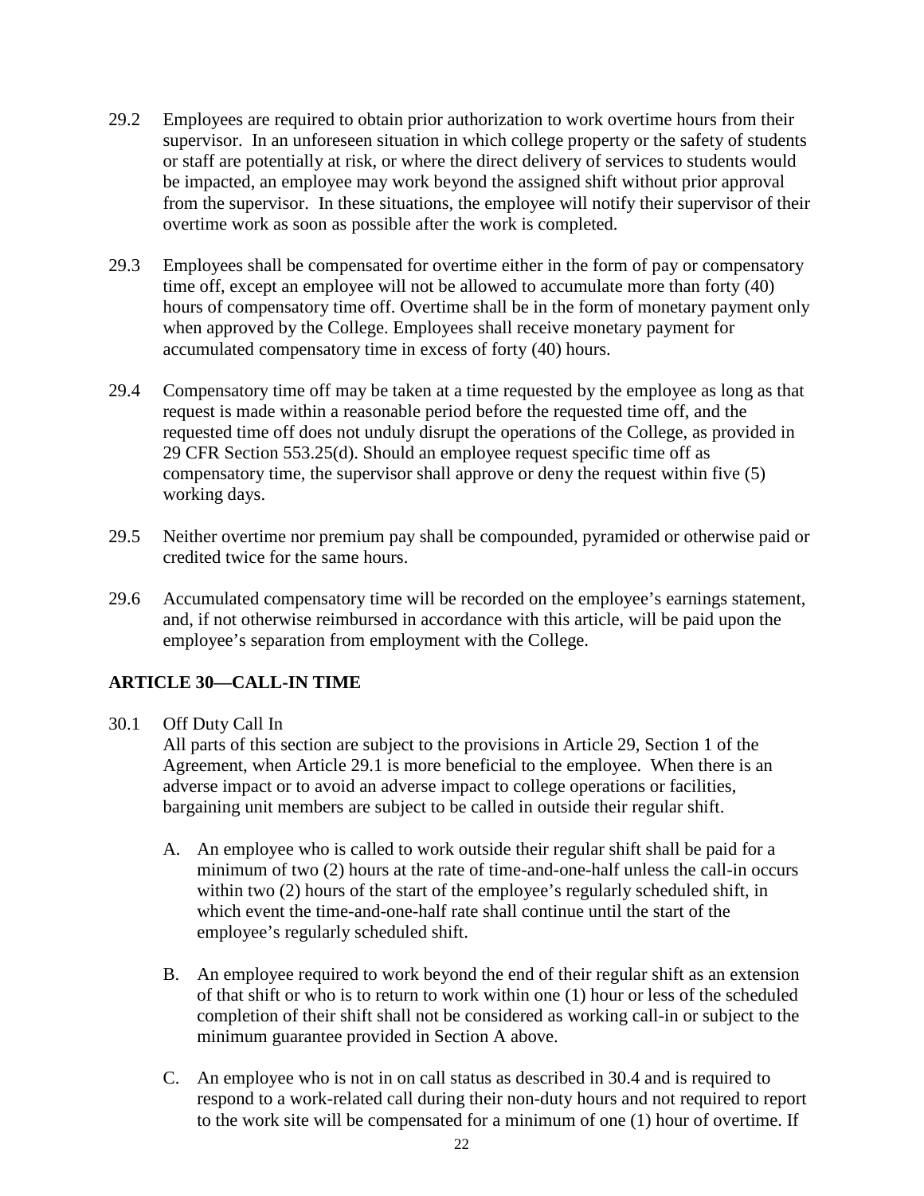29.2 Employees are required to obtain prior authorization to work overtime hours from their supervisor. In an unforeseen situation in which college property or the safety of students or staff are potentially at risk, or where the direct delivery of services to students would be impacted, an employee may work beyond the assigned shift without prior approval from the supervisor. In these situations, the employee will notify their supervisor of their overtime work as soon as possible after the work is completed.

29.3 Employees shall be compensated for overtime either in the form of pay or compensatory time off, except an employee will not be allowed to accumulate more than forty (40) hours of compensatory time off. Overtime shall be in the form of monetary payment only when approved by the College. Employees shall receive monetary payment for accumulated compensatory time in excess of forty (40) hours.

29.4 Compensatory time off may be taken at a time requested by the employee as long as that request is made within a reasonable period before the requested time off, and the requested time off does not unduly disrupt the operations of the College, as provided in 29 CFR Section 553.25(d). Should an employee request specific time off as compensatory time, the supervisor shall approve or deny the request within five (5) working days.

29.5 Neither overtime nor premium pay shall be compounded, pyramided or otherwise paid or credited twice for the same hours.

29.6 Accumulated compensatory time will be recorded on the employee's earnings statement, and, if not otherwise reimbursed in accordance with this article, will be paid upon the employee's separation from employment with the College.

## ARTICLE 30—CALL-IN TIME

30.1 Off Duty Call In

All parts of this section are subject to the provisions in Article 29, Section 1 of the Agreement, when Article 29.1 is more beneficial to the employee. When there is an adverse impact or to avoid an adverse impact to college operations or facilities, bargaining unit members are subject to be called in outside their regular shift.

A. An employee who is called to work outside their regular shift shall be paid for a minimum of two (2) hours at the rate of time-and-one-half unless the call-in occurs within two (2) hours of the start of the employee's regularly scheduled shift, in which event the time-and-one-half rate shall continue until the start of the employee's regularly scheduled shift.

B. An employee required to work beyond the end of their regular shift as an extension of that shift or who is to return to work within one (1) hour or less of the scheduled completion of their shift shall not be considered as working call-in or subject to the minimum guarantee provided in Section A above.

C. An employee who is not in on call status as described in 30.4 and is required to respond to a work-related call during their non-duty hours and not required to report to the work site will be compensated for a minimum of one (1) hour of overtime. If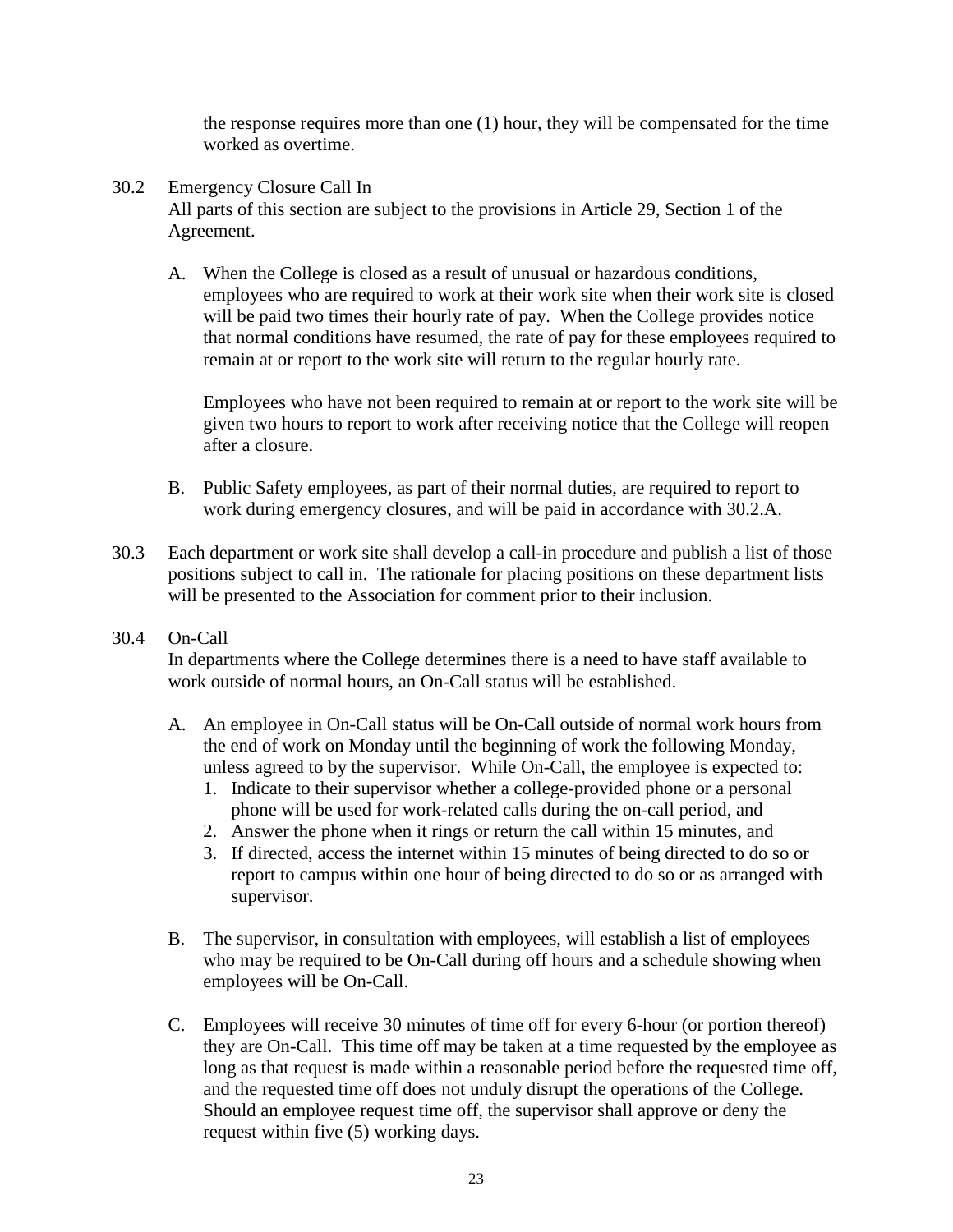the response requires more than one (1) hour, they will be compensated for the time worked as overtime.

30.2 Emergency Closure Call In

All parts of this section are subject to the provisions in Article 29, Section 1 of the Agreement.

A. When the College is closed as a result of unusual or hazardous conditions, employees who are required to work at their work site when their work site is closed will be paid two times their hourly rate of pay. When the College provides notice that normal conditions have resumed, the rate of pay for these employees required to remain at or report to the work site will return to the regular hourly rate.

   Employees who have not been required to remain at or report to the work site will be given two hours to report to work after receiving notice that the College will reopen after a closure.

B. Public Safety employees, as part of their normal duties, are required to report to work during emergency closures, and will be paid in accordance with 30.2.A.

30.3 Each department or work site shall develop a call-in procedure and publish a list of those positions subject to call in. The rationale for placing positions on these department lists will be presented to the Association for comment prior to their inclusion.

30.4 On-Call

In departments where the College determines there is a need to have staff available to work outside of normal hours, an On-Call status will be established.

A. An employee in On-Call status will be On-Call outside of normal work hours from the end of work on Monday until the beginning of work the following Monday, unless agreed to by the supervisor. While On-Call, the employee is expected to:
   1. Indicate to their supervisor whether a college-provided phone or a personal phone will be used for work-related calls during the on-call period, and
   2. Answer the phone when it rings or return the call within 15 minutes, and
   3. If directed, access the internet within 15 minutes of being directed to do so or report to campus within one hour of being directed to do so or as arranged with supervisor.

B. The supervisor, in consultation with employees, will establish a list of employees who may be required to be On-Call during off hours and a schedule showing when employees will be On-Call.

C. Employees will receive 30 minutes of time off for every 6-hour (or portion thereof) they are On-Call. This time off may be taken at a time requested by the employee as long as that request is made within a reasonable period before the requested time off, and the requested time off does not unduly disrupt the operations of the College. Should an employee request time off, the supervisor shall approve or deny the request within five (5) working days.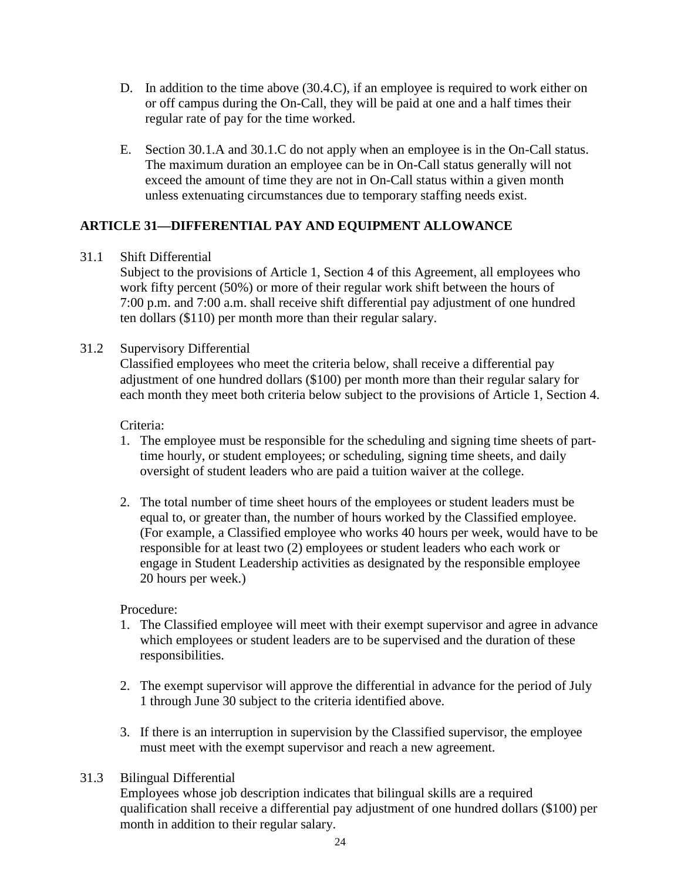D. In addition to the time above (30.4.C), if an employee is required to work either on or off campus during the On-Call, they will be paid at one and a half times their regular rate of pay for the time worked.

E. Section 30.1.A and 30.1.C do not apply when an employee is in the On-Call status. The maximum duration an employee can be in On-Call status generally will not exceed the amount of time they are not in On-Call status within a given month unless extenuating circumstances due to temporary staffing needs exist.

## ARTICLE 31—DIFFERENTIAL PAY AND EQUIPMENT ALLOWANCE

31.1 Shift Differential

Subject to the provisions of Article 1, Section 4 of this Agreement, all employees who work fifty percent (50%) or more of their regular work shift between the hours of 7:00 p.m. and 7:00 a.m. shall receive shift differential pay adjustment of one hundred ten dollars ($110) per month more than their regular salary.

31.2 Supervisory Differential

Classified employees who meet the criteria below, shall receive a differential pay adjustment of one hundred dollars ($100) per month more than their regular salary for each month they meet both criteria below subject to the provisions of Article 1, Section 4.

Criteria:

1. The employee must be responsible for the scheduling and signing time sheets of part-time hourly, or student employees; or scheduling, signing time sheets, and daily oversight of student leaders who are paid a tuition waiver at the college.
2. The total number of time sheet hours of the employees or student leaders must be equal to, or greater than, the number of hours worked by the Classified employee. (For example, a Classified employee who works 40 hours per week, would have to be responsible for at least two (2) employees or student leaders who each work or engage in Student Leadership activities as designated by the responsible employee 20 hours per week.)

Procedure:

1. The Classified employee will meet with their exempt supervisor and agree in advance which employees or student leaders are to be supervised and the duration of these responsibilities.
2. The exempt supervisor will approve the differential in advance for the period of July 1 through June 30 subject to the criteria identified above.
3. If there is an interruption in supervision by the Classified supervisor, the employee must meet with the exempt supervisor and reach a new agreement.

31.3 Bilingual Differential

Employees whose job description indicates that bilingual skills are a required qualification shall receive a differential pay adjustment of one hundred dollars ($100) per month in addition to their regular salary.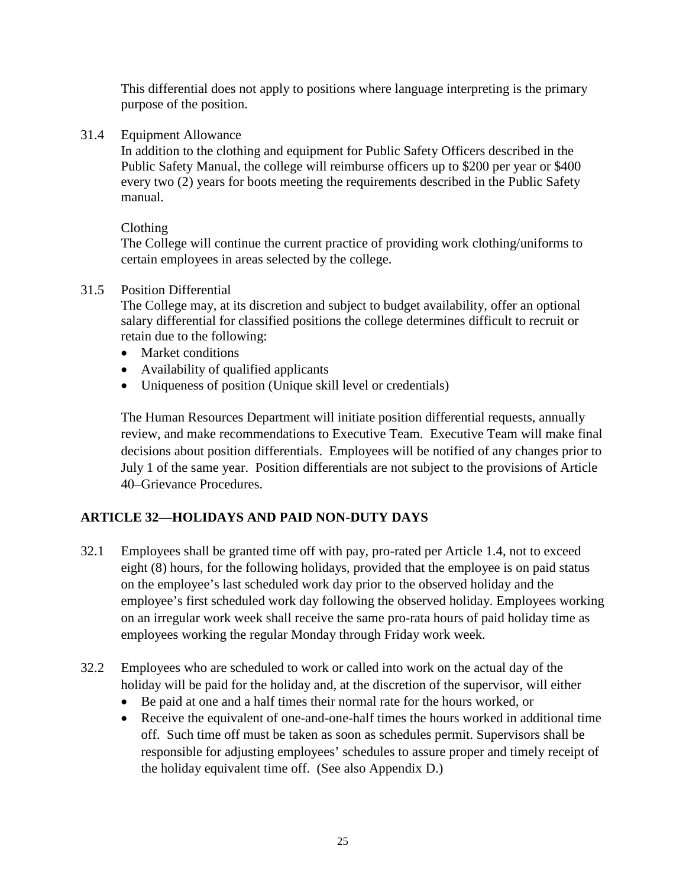This differential does not apply to positions where language interpreting is the primary purpose of the position.

31.4 Equipment Allowance

In addition to the clothing and equipment for Public Safety Officers described in the Public Safety Manual, the college will reimburse officers up to $200 per year or $400 every two (2) years for boots meeting the requirements described in the Public Safety manual.

Clothing

The College will continue the current practice of providing work clothing/uniforms to certain employees in areas selected by the college.

31.5 Position Differential

The College may, at its discretion and subject to budget availability, offer an optional salary differential for classified positions the college determines difficult to recruit or retain due to the following:

- Market conditions
- Availability of qualified applicants
- Uniqueness of position (Unique skill level or credentials)

The Human Resources Department will initiate position differential requests, annually review, and make recommendations to Executive Team. Executive Team will make final decisions about position differentials. Employees will be notified of any changes prior to July 1 of the same year. Position differentials are not subject to the provisions of Article 40–Grievance Procedures.

## ARTICLE 32—HOLIDAYS AND PAID NON-DUTY DAYS

32.1 Employees shall be granted time off with pay, pro-rated per Article 1.4, not to exceed eight (8) hours, for the following holidays, provided that the employee is on paid status on the employee's last scheduled work day prior to the observed holiday and the employee's first scheduled work day following the observed holiday. Employees working on an irregular work week shall receive the same pro-rata hours of paid holiday time as employees working the regular Monday through Friday work week.

32.2 Employees who are scheduled to work or called into work on the actual day of the holiday will be paid for the holiday and, at the discretion of the supervisor, will either

- Be paid at one and a half times their normal rate for the hours worked, or
- Receive the equivalent of one-and-one-half times the hours worked in additional time off. Such time off must be taken as soon as schedules permit. Supervisors shall be responsible for adjusting employees' schedules to assure proper and timely receipt of the holiday equivalent time off. (See also Appendix D.)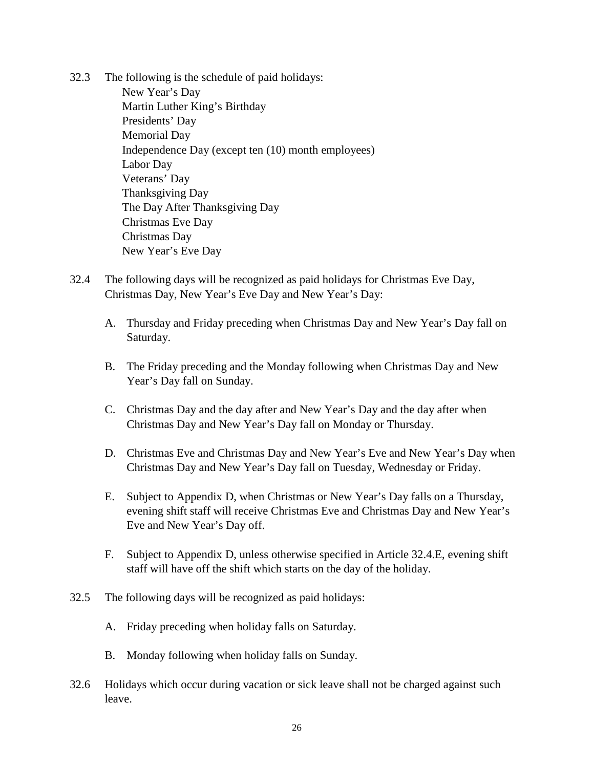32.3 The following is the schedule of paid holidays:

New Year's Day
Martin Luther King's Birthday
Presidents' Day
Memorial Day
Independence Day (except ten (10) month employees)
Labor Day
Veterans' Day
Thanksgiving Day
The Day After Thanksgiving Day
Christmas Eve Day
Christmas Day
New Year's Eve Day

32.4 The following days will be recognized as paid holidays for Christmas Eve Day, Christmas Day, New Year's Eve Day and New Year's Day:

A. Thursday and Friday preceding when Christmas Day and New Year's Day fall on Saturday.

B. The Friday preceding and the Monday following when Christmas Day and New Year's Day fall on Sunday.

C. Christmas Day and the day after and New Year's Day and the day after when Christmas Day and New Year's Day fall on Monday or Thursday.

D. Christmas Eve and Christmas Day and New Year's Eve and New Year's Day when Christmas Day and New Year's Day fall on Tuesday, Wednesday or Friday.

E. Subject to Appendix D, when Christmas or New Year's Day falls on a Thursday, evening shift staff will receive Christmas Eve and Christmas Day and New Year's Eve and New Year's Day off.

F. Subject to Appendix D, unless otherwise specified in Article 32.4.E, evening shift staff will have off the shift which starts on the day of the holiday.

32.5 The following days will be recognized as paid holidays:

A. Friday preceding when holiday falls on Saturday.

B. Monday following when holiday falls on Sunday.

32.6 Holidays which occur during vacation or sick leave shall not be charged against such leave.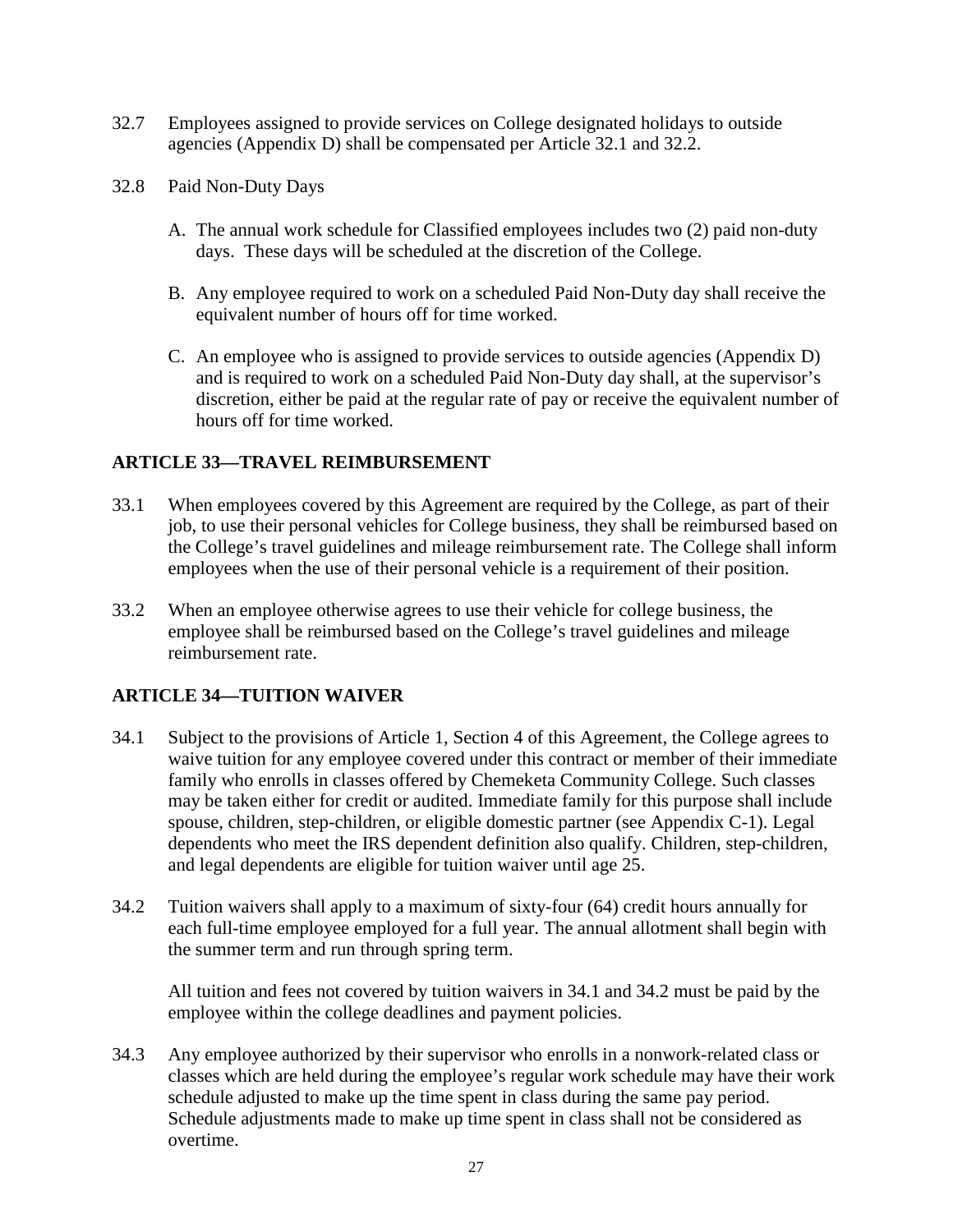32.7 Employees assigned to provide services on College designated holidays to outside agencies (Appendix D) shall be compensated per Article 32.1 and 32.2.

32.8 Paid Non-Duty Days

A. The annual work schedule for Classified employees includes two (2) paid non-duty days. These days will be scheduled at the discretion of the College.

B. Any employee required to work on a scheduled Paid Non-Duty day shall receive the equivalent number of hours off for time worked.

C. An employee who is assigned to provide services to outside agencies (Appendix D) and is required to work on a scheduled Paid Non-Duty day shall, at the supervisor's discretion, either be paid at the regular rate of pay or receive the equivalent number of hours off for time worked.

## ARTICLE 33—TRAVEL REIMBURSEMENT

33.1 When employees covered by this Agreement are required by the College, as part of their job, to use their personal vehicles for College business, they shall be reimbursed based on the College's travel guidelines and mileage reimbursement rate. The College shall inform employees when the use of their personal vehicle is a requirement of their position.

33.2 When an employee otherwise agrees to use their vehicle for college business, the employee shall be reimbursed based on the College's travel guidelines and mileage reimbursement rate.

## ARTICLE 34—TUITION WAIVER

34.1 Subject to the provisions of Article 1, Section 4 of this Agreement, the College agrees to waive tuition for any employee covered under this contract or member of their immediate family who enrolls in classes offered by Chemeketa Community College. Such classes may be taken either for credit or audited. Immediate family for this purpose shall include spouse, children, step-children, or eligible domestic partner (see Appendix C-1). Legal dependents who meet the IRS dependent definition also qualify. Children, step-children, and legal dependents are eligible for tuition waiver until age 25.

34.2 Tuition waivers shall apply to a maximum of sixty-four (64) credit hours annually for each full-time employee employed for a full year. The annual allotment shall begin with the summer term and run through spring term.

All tuition and fees not covered by tuition waivers in 34.1 and 34.2 must be paid by the employee within the college deadlines and payment policies.

34.3 Any employee authorized by their supervisor who enrolls in a nonwork-related class or classes which are held during the employee's regular work schedule may have their work schedule adjusted to make up the time spent in class during the same pay period. Schedule adjustments made to make up time spent in class shall not be considered as overtime.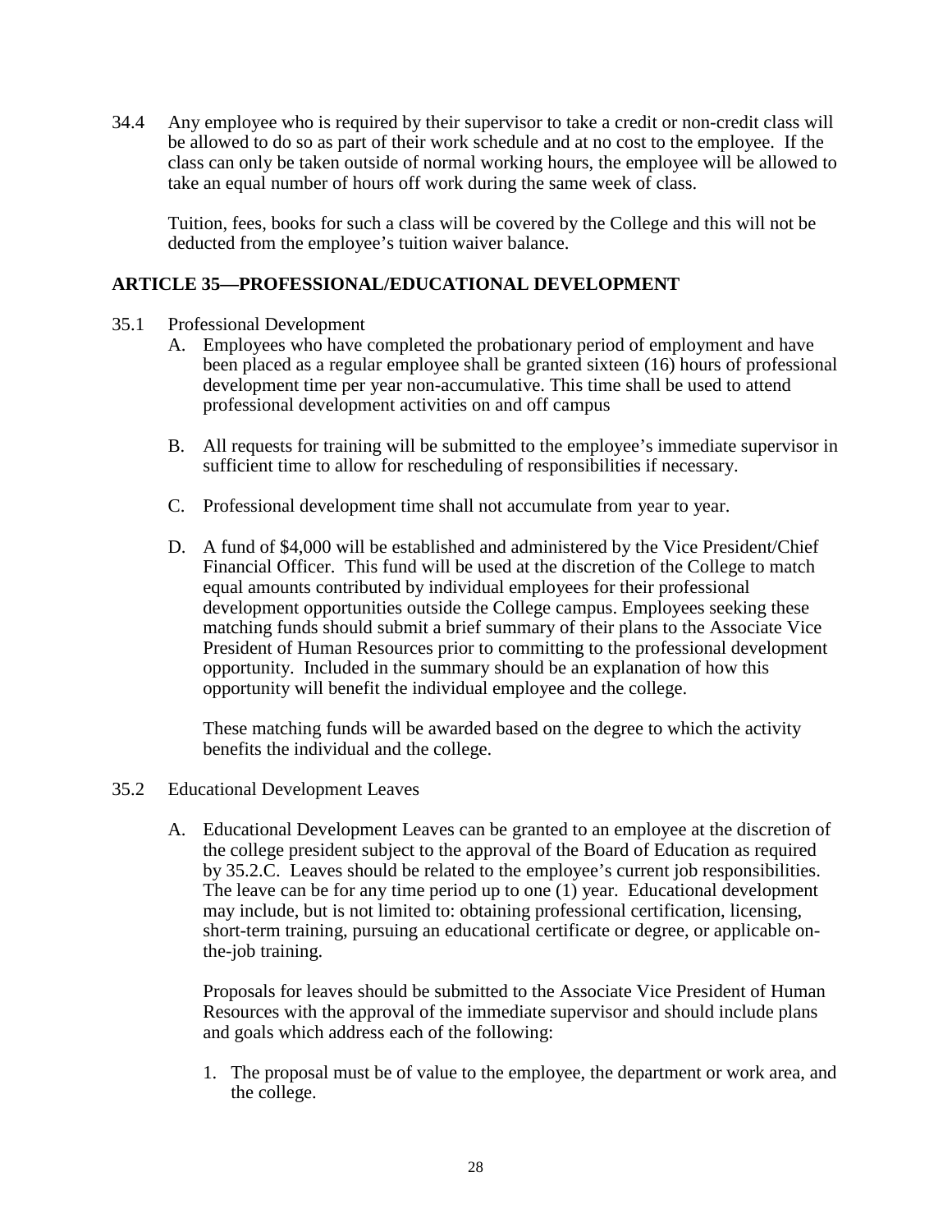34.4 Any employee who is required by their supervisor to take a credit or non-credit class will be allowed to do so as part of their work schedule and at no cost to the employee. If the class can only be taken outside of normal working hours, the employee will be allowed to take an equal number of hours off work during the same week of class.

Tuition, fees, books for such a class will be covered by the College and this will not be deducted from the employee's tuition waiver balance.

## ARTICLE 35—PROFESSIONAL/EDUCATIONAL DEVELOPMENT

35.1 Professional Development

A. Employees who have completed the probationary period of employment and have been placed as a regular employee shall be granted sixteen (16) hours of professional development time per year non-accumulative. This time shall be used to attend professional development activities on and off campus

B. All requests for training will be submitted to the employee's immediate supervisor in sufficient time to allow for rescheduling of responsibilities if necessary.

C. Professional development time shall not accumulate from year to year.

D. A fund of $4,000 will be established and administered by the Vice President/Chief Financial Officer. This fund will be used at the discretion of the College to match equal amounts contributed by individual employees for their professional development opportunities outside the College campus. Employees seeking these matching funds should submit a brief summary of their plans to the Associate Vice President of Human Resources prior to committing to the professional development opportunity. Included in the summary should be an explanation of how this opportunity will benefit the individual employee and the college.

These matching funds will be awarded based on the degree to which the activity benefits the individual and the college.

35.2 Educational Development Leaves

A. Educational Development Leaves can be granted to an employee at the discretion of the college president subject to the approval of the Board of Education as required by 35.2.C. Leaves should be related to the employee's current job responsibilities. The leave can be for any time period up to one (1) year. Educational development may include, but is not limited to: obtaining professional certification, licensing, short-term training, pursuing an educational certificate or degree, or applicable on-the-job training.

Proposals for leaves should be submitted to the Associate Vice President of Human Resources with the approval of the immediate supervisor and should include plans and goals which address each of the following:

1. The proposal must be of value to the employee, the department or work area, and the college.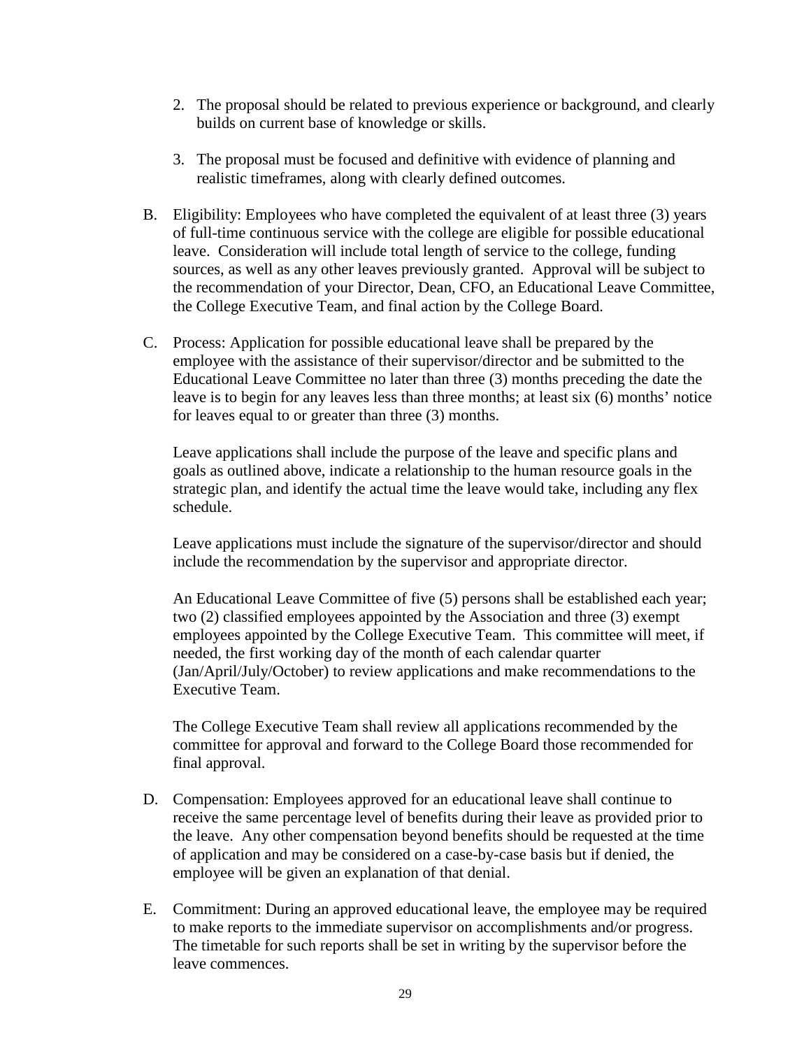2. The proposal should be related to previous experience or background, and clearly builds on current base of knowledge or skills.

3. The proposal must be focused and definitive with evidence of planning and realistic timeframes, along with clearly defined outcomes.

B. Eligibility: Employees who have completed the equivalent of at least three (3) years of full-time continuous service with the college are eligible for possible educational leave. Consideration will include total length of service to the college, funding sources, as well as any other leaves previously granted. Approval will be subject to the recommendation of your Director, Dean, CFO, an Educational Leave Committee, the College Executive Team, and final action by the College Board.

C. Process: Application for possible educational leave shall be prepared by the employee with the assistance of their supervisor/director and be submitted to the Educational Leave Committee no later than three (3) months preceding the date the leave is to begin for any leaves less than three months; at least six (6) months' notice for leaves equal to or greater than three (3) months.

   Leave applications shall include the purpose of the leave and specific plans and goals as outlined above, indicate a relationship to the human resource goals in the strategic plan, and identify the actual time the leave would take, including any flex schedule.

   Leave applications must include the signature of the supervisor/director and should include the recommendation by the supervisor and appropriate director.

   An Educational Leave Committee of five (5) persons shall be established each year; two (2) classified employees appointed by the Association and three (3) exempt employees appointed by the College Executive Team. This committee will meet, if needed, the first working day of the month of each calendar quarter (Jan/April/July/October) to review applications and make recommendations to the Executive Team.

   The College Executive Team shall review all applications recommended by the committee for approval and forward to the College Board those recommended for final approval.

D. Compensation: Employees approved for an educational leave shall continue to receive the same percentage level of benefits during their leave as provided prior to the leave. Any other compensation beyond benefits should be requested at the time of application and may be considered on a case-by-case basis but if denied, the employee will be given an explanation of that denial.

E. Commitment: During an approved educational leave, the employee may be required to make reports to the immediate supervisor on accomplishments and/or progress. The timetable for such reports shall be set in writing by the supervisor before the leave commences.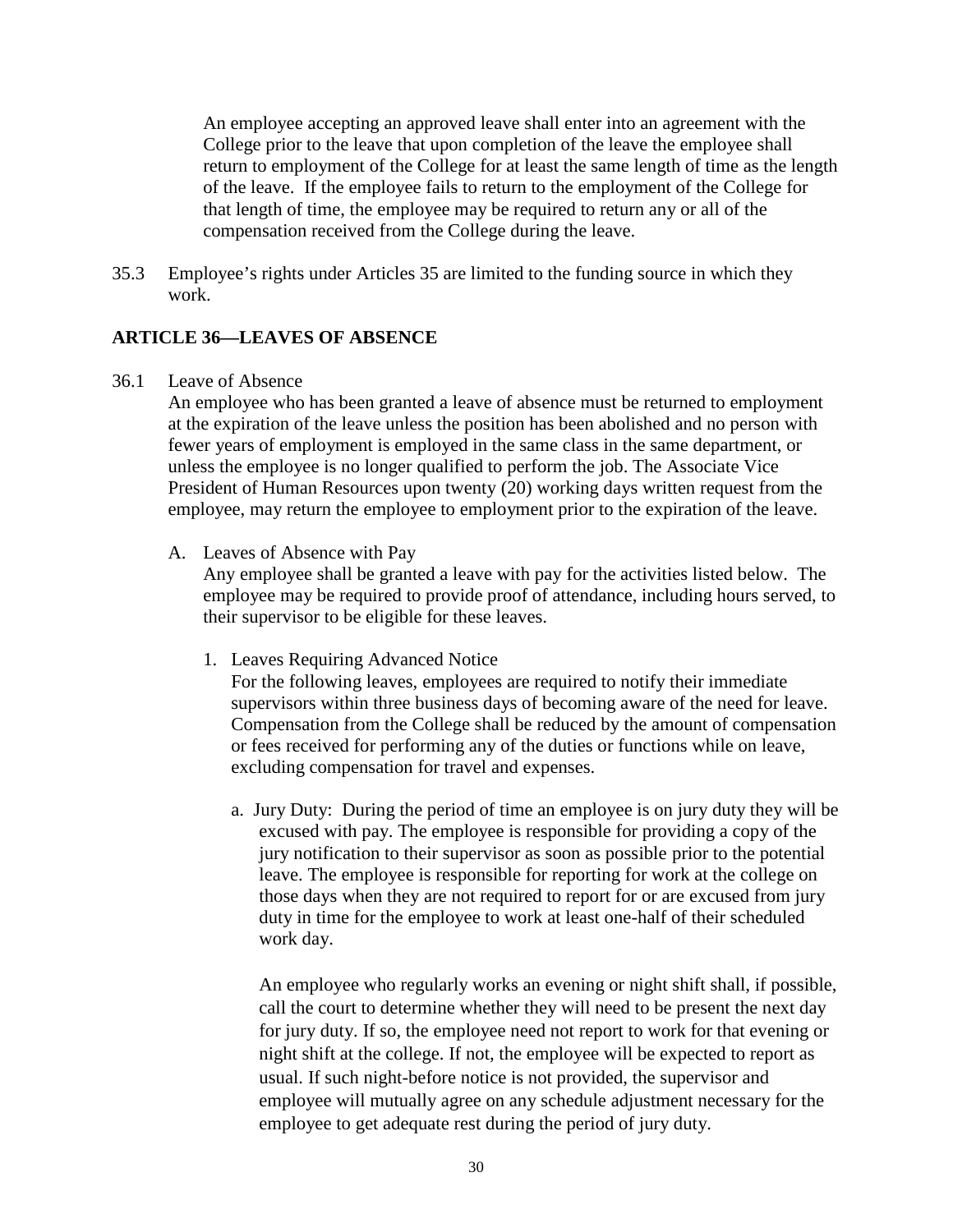An employee accepting an approved leave shall enter into an agreement with the College prior to the leave that upon completion of the leave the employee shall return to employment of the College for at least the same length of time as the length of the leave. If the employee fails to return to the employment of the College for that length of time, the employee may be required to return any or all of the compensation received from the College during the leave.

35.3 Employee's rights under Articles 35 are limited to the funding source in which they work.

## ARTICLE 36—LEAVES OF ABSENCE

36.1 Leave of Absence

An employee who has been granted a leave of absence must be returned to employment at the expiration of the leave unless the position has been abolished and no person with fewer years of employment is employed in the same class in the same department, or unless the employee is no longer qualified to perform the job. The Associate Vice President of Human Resources upon twenty (20) working days written request from the employee, may return the employee to employment prior to the expiration of the leave.

A. Leaves of Absence with Pay

Any employee shall be granted a leave with pay for the activities listed below. The employee may be required to provide proof of attendance, including hours served, to their supervisor to be eligible for these leaves.

1. Leaves Requiring Advanced Notice

For the following leaves, employees are required to notify their immediate supervisors within three business days of becoming aware of the need for leave. Compensation from the College shall be reduced by the amount of compensation or fees received for performing any of the duties or functions while on leave, excluding compensation for travel and expenses.

a. Jury Duty: During the period of time an employee is on jury duty they will be excused with pay. The employee is responsible for providing a copy of the jury notification to their supervisor as soon as possible prior to the potential leave. The employee is responsible for reporting for work at the college on those days when they are not required to report for or are excused from jury duty in time for the employee to work at least one-half of their scheduled work day.

An employee who regularly works an evening or night shift shall, if possible, call the court to determine whether they will need to be present the next day for jury duty. If so, the employee need not report to work for that evening or night shift at the college. If not, the employee will be expected to report as usual. If such night-before notice is not provided, the supervisor and employee will mutually agree on any schedule adjustment necessary for the employee to get adequate rest during the period of jury duty.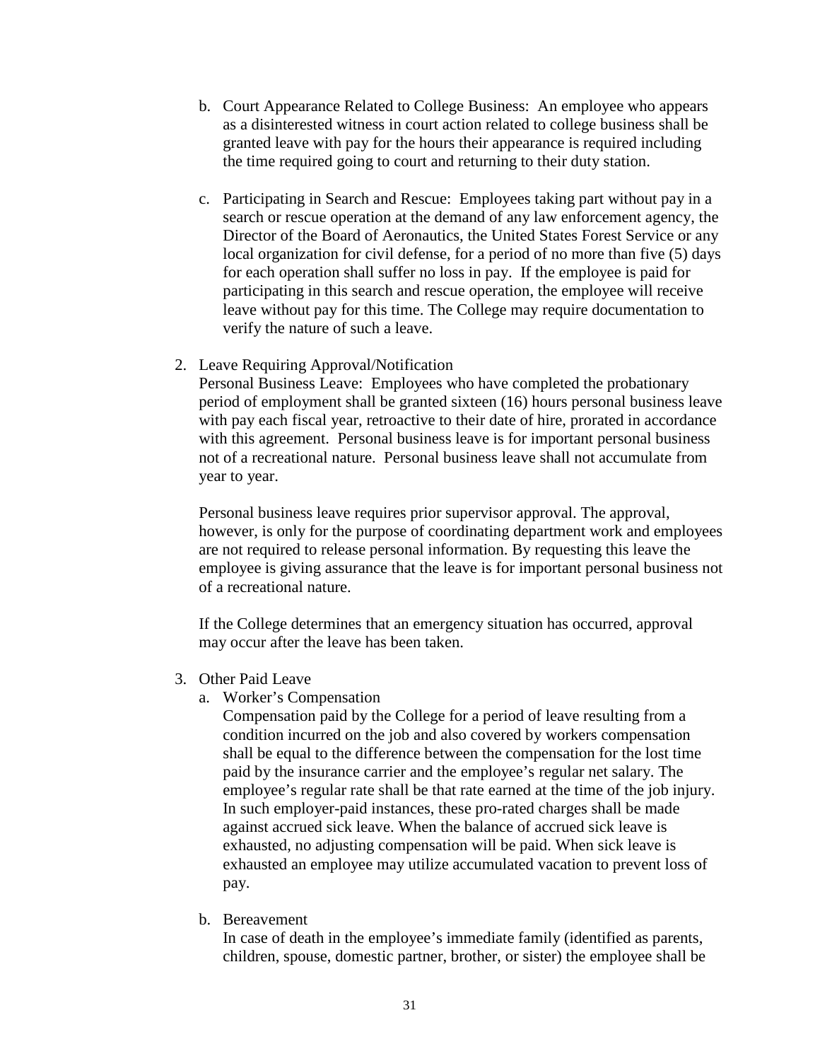b. Court Appearance Related to College Business: An employee who appears as a disinterested witness in court action related to college business shall be granted leave with pay for the hours their appearance is required including the time required going to court and returning to their duty station.

c. Participating in Search and Rescue: Employees taking part without pay in a search or rescue operation at the demand of any law enforcement agency, the Director of the Board of Aeronautics, the United States Forest Service or any local organization for civil defense, for a period of no more than five (5) days for each operation shall suffer no loss in pay. If the employee is paid for participating in this search and rescue operation, the employee will receive leave without pay for this time. The College may require documentation to verify the nature of such a leave.

2. Leave Requiring Approval/Notification

   Personal Business Leave: Employees who have completed the probationary period of employment shall be granted sixteen (16) hours personal business leave with pay each fiscal year, retroactive to their date of hire, prorated in accordance with this agreement. Personal business leave is for important personal business not of a recreational nature. Personal business leave shall not accumulate from year to year.

   Personal business leave requires prior supervisor approval. The approval, however, is only for the purpose of coordinating department work and employees are not required to release personal information. By requesting this leave the employee is giving assurance that the leave is for important personal business not of a recreational nature.

   If the College determines that an emergency situation has occurred, approval may occur after the leave has been taken.

3. Other Paid Leave

   a. Worker's Compensation

      Compensation paid by the College for a period of leave resulting from a condition incurred on the job and also covered by workers compensation shall be equal to the difference between the compensation for the lost time paid by the insurance carrier and the employee's regular net salary. The employee's regular rate shall be that rate earned at the time of the job injury. In such employer-paid instances, these pro-rated charges shall be made against accrued sick leave. When the balance of accrued sick leave is exhausted, no adjusting compensation will be paid. When sick leave is exhausted an employee may utilize accumulated vacation to prevent loss of pay.

   b. Bereavement

      In case of death in the employee's immediate family (identified as parents, children, spouse, domestic partner, brother, or sister) the employee shall be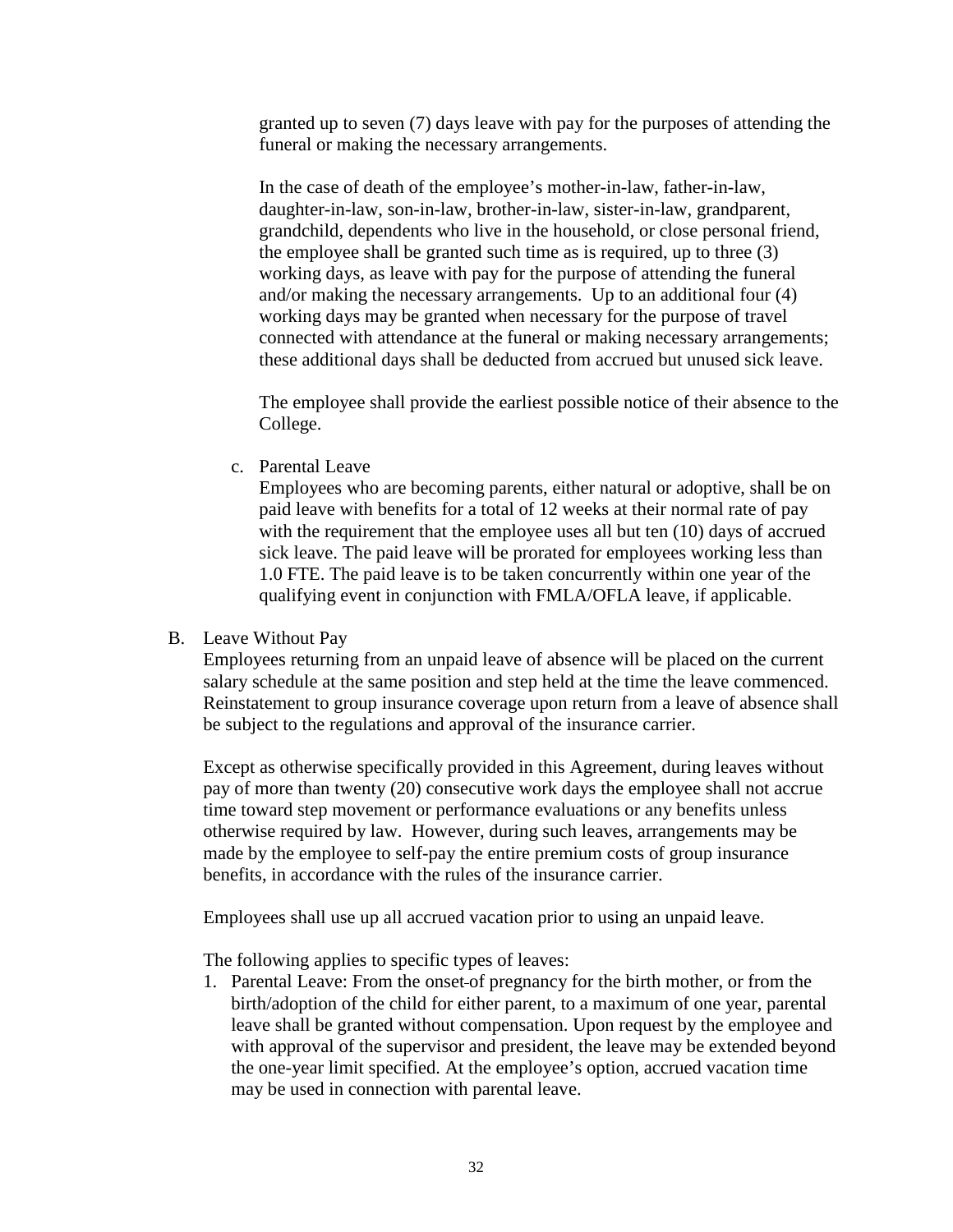granted up to seven (7) days leave with pay for the purposes of attending the funeral or making the necessary arrangements.

In the case of death of the employee's mother-in-law, father-in-law, daughter-in-law, son-in-law, brother-in-law, sister-in-law, grandparent, grandchild, dependents who live in the household, or close personal friend, the employee shall be granted such time as is required, up to three (3) working days, as leave with pay for the purpose of attending the funeral and/or making the necessary arrangements. Up to an additional four (4) working days may be granted when necessary for the purpose of travel connected with attendance at the funeral or making necessary arrangements; these additional days shall be deducted from accrued but unused sick leave.

The employee shall provide the earliest possible notice of their absence to the College.

c. Parental Leave
   Employees who are becoming parents, either natural or adoptive, shall be on paid leave with benefits for a total of 12 weeks at their normal rate of pay with the requirement that the employee uses all but ten (10) days of accrued sick leave. The paid leave will be prorated for employees working less than 1.0 FTE. The paid leave is to be taken concurrently within one year of the qualifying event in conjunction with FMLA/OFLA leave, if applicable.

B. Leave Without Pay
   Employees returning from an unpaid leave of absence will be placed on the current salary schedule at the same position and step held at the time the leave commenced. Reinstatement to group insurance coverage upon return from a leave of absence shall be subject to the regulations and approval of the insurance carrier.

   Except as otherwise specifically provided in this Agreement, during leaves without pay of more than twenty (20) consecutive work days the employee shall not accrue time toward step movement or performance evaluations or any benefits unless otherwise required by law. However, during such leaves, arrangements may be made by the employee to self-pay the entire premium costs of group insurance benefits, in accordance with the rules of the insurance carrier.

   Employees shall use up all accrued vacation prior to using an unpaid leave.

   The following applies to specific types of leaves:

   1. Parental Leave: From the onset of pregnancy for the birth mother, or from the birth/adoption of the child for either parent, to a maximum of one year, parental leave shall be granted without compensation. Upon request by the employee and with approval of the supervisor and president, the leave may be extended beyond the one-year limit specified. At the employee's option, accrued vacation time may be used in connection with parental leave.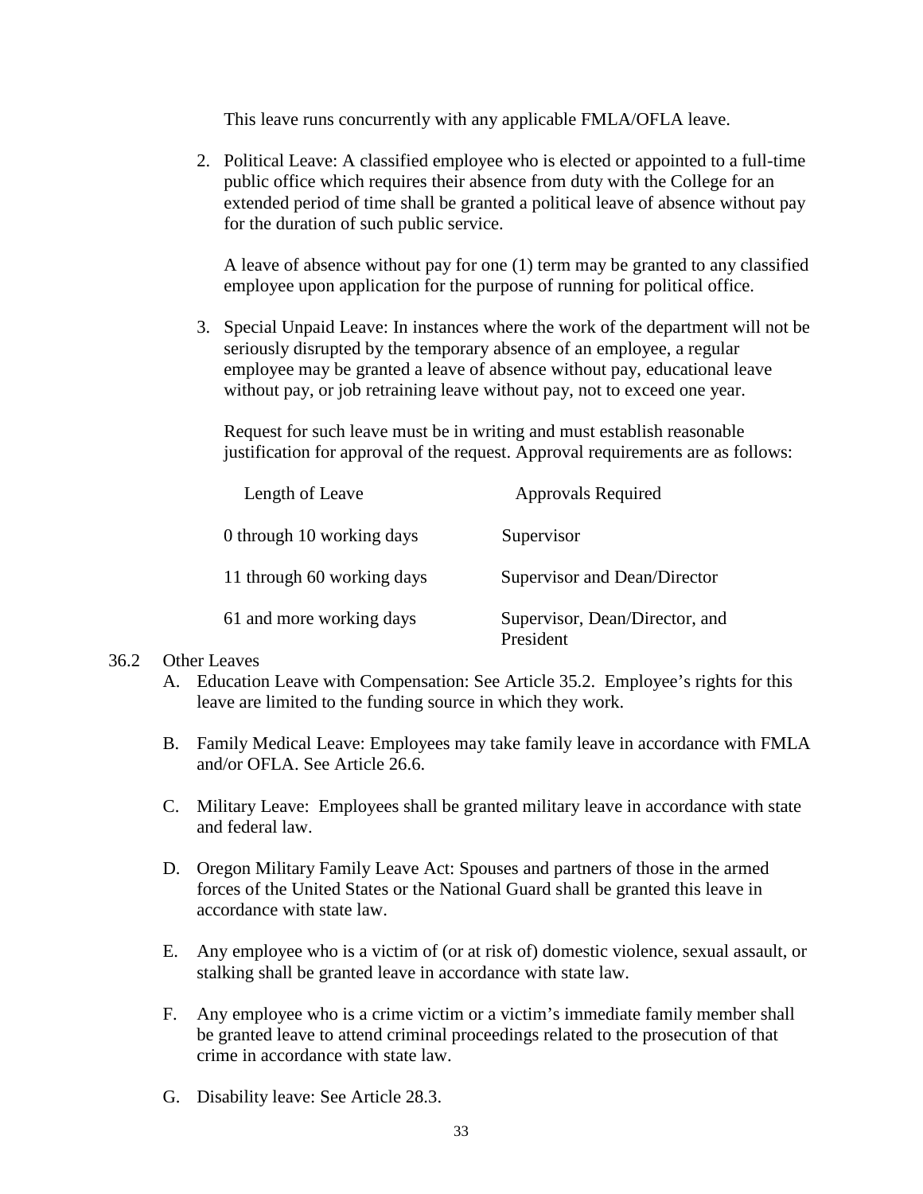This leave runs concurrently with any applicable FMLA/OFLA leave.

2. Political Leave: A classified employee who is elected or appointed to a full-time public office which requires their absence from duty with the College for an extended period of time shall be granted a political leave of absence without pay for the duration of such public service.

   A leave of absence without pay for one (1) term may be granted to any classified employee upon application for the purpose of running for political office.

3. Special Unpaid Leave: In instances where the work of the department will not be seriously disrupted by the temporary absence of an employee, a regular employee may be granted a leave of absence without pay, educational leave without pay, or job retraining leave without pay, not to exceed one year.

   Request for such leave must be in writing and must establish reasonable justification for approval of the request. Approval requirements are as follows:

| Length of Leave | Approvals Required |
|---|---|
| 0 through 10 working days | Supervisor |
| 11 through 60 working days | Supervisor and Dean/Director |
| 61 and more working days | Supervisor, Dean/Director, and President |

36.2 Other Leaves

A. Education Leave with Compensation: See Article 35.2. Employee's rights for this leave are limited to the funding source in which they work.

B. Family Medical Leave: Employees may take family leave in accordance with FMLA and/or OFLA. See Article 26.6.

C. Military Leave: Employees shall be granted military leave in accordance with state and federal law.

D. Oregon Military Family Leave Act: Spouses and partners of those in the armed forces of the United States or the National Guard shall be granted this leave in accordance with state law.

E. Any employee who is a victim of (or at risk of) domestic violence, sexual assault, or stalking shall be granted leave in accordance with state law.

F. Any employee who is a crime victim or a victim's immediate family member shall be granted leave to attend criminal proceedings related to the prosecution of that crime in accordance with state law.

G. Disability leave: See Article 28.3.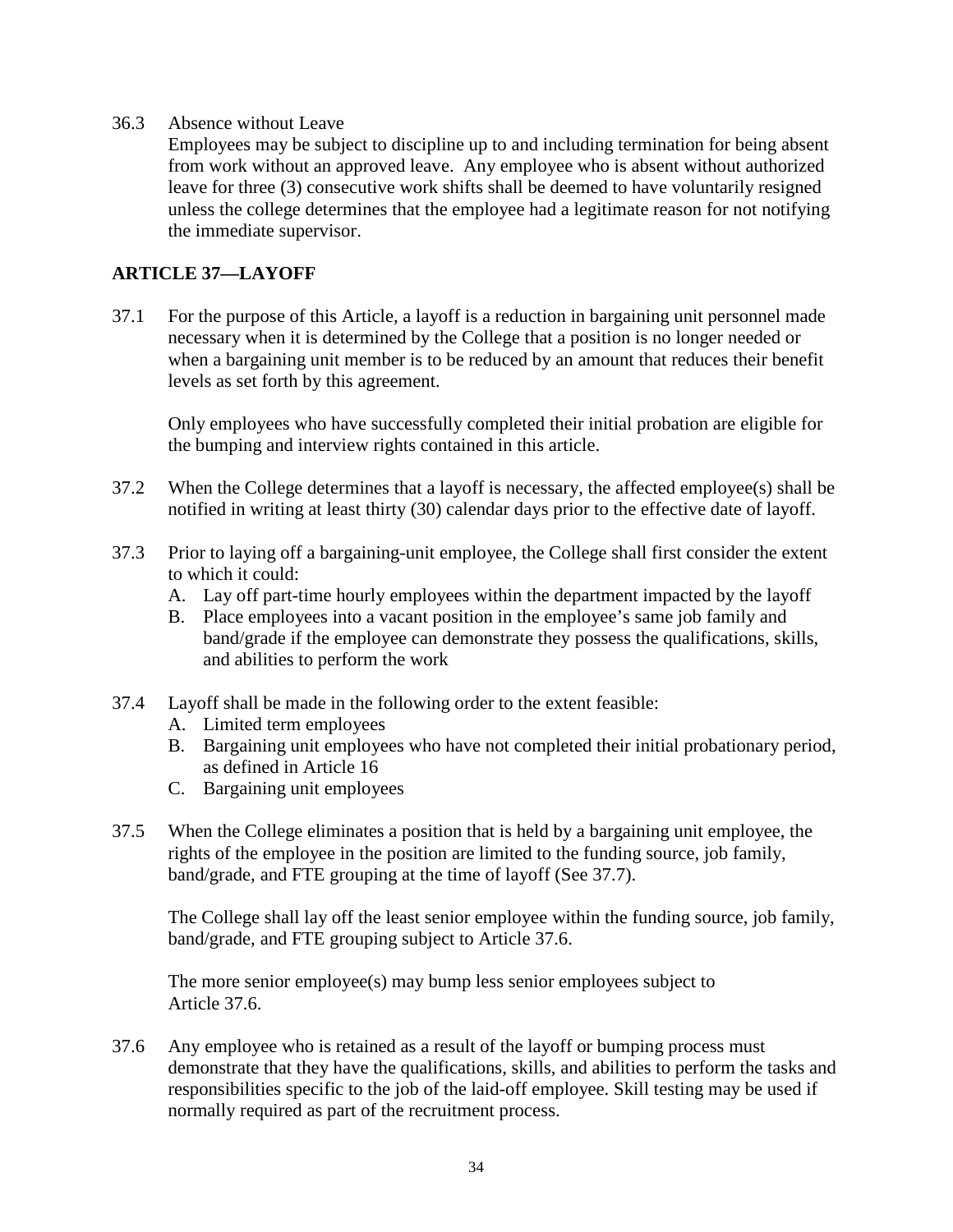36.3 Absence without Leave

Employees may be subject to discipline up to and including termination for being absent from work without an approved leave. Any employee who is absent without authorized leave for three (3) consecutive work shifts shall be deemed to have voluntarily resigned unless the college determines that the employee had a legitimate reason for not notifying the immediate supervisor.

## ARTICLE 37—LAYOFF

37.1 For the purpose of this Article, a layoff is a reduction in bargaining unit personnel made necessary when it is determined by the College that a position is no longer needed or when a bargaining unit member is to be reduced by an amount that reduces their benefit levels as set forth by this agreement.

Only employees who have successfully completed their initial probation are eligible for the bumping and interview rights contained in this article.

37.2 When the College determines that a layoff is necessary, the affected employee(s) shall be notified in writing at least thirty (30) calendar days prior to the effective date of layoff.

37.3 Prior to laying off a bargaining-unit employee, the College shall first consider the extent to which it could:

A. Lay off part-time hourly employees within the department impacted by the layoff
B. Place employees into a vacant position in the employee's same job family and band/grade if the employee can demonstrate they possess the qualifications, skills, and abilities to perform the work

37.4 Layoff shall be made in the following order to the extent feasible:

A. Limited term employees
B. Bargaining unit employees who have not completed their initial probationary period, as defined in Article 16
C. Bargaining unit employees

37.5 When the College eliminates a position that is held by a bargaining unit employee, the rights of the employee in the position are limited to the funding source, job family, band/grade, and FTE grouping at the time of layoff (See 37.7).

The College shall lay off the least senior employee within the funding source, job family, band/grade, and FTE grouping subject to Article 37.6.

The more senior employee(s) may bump less senior employees subject to Article 37.6.

37.6 Any employee who is retained as a result of the layoff or bumping process must demonstrate that they have the qualifications, skills, and abilities to perform the tasks and responsibilities specific to the job of the laid-off employee. Skill testing may be used if normally required as part of the recruitment process.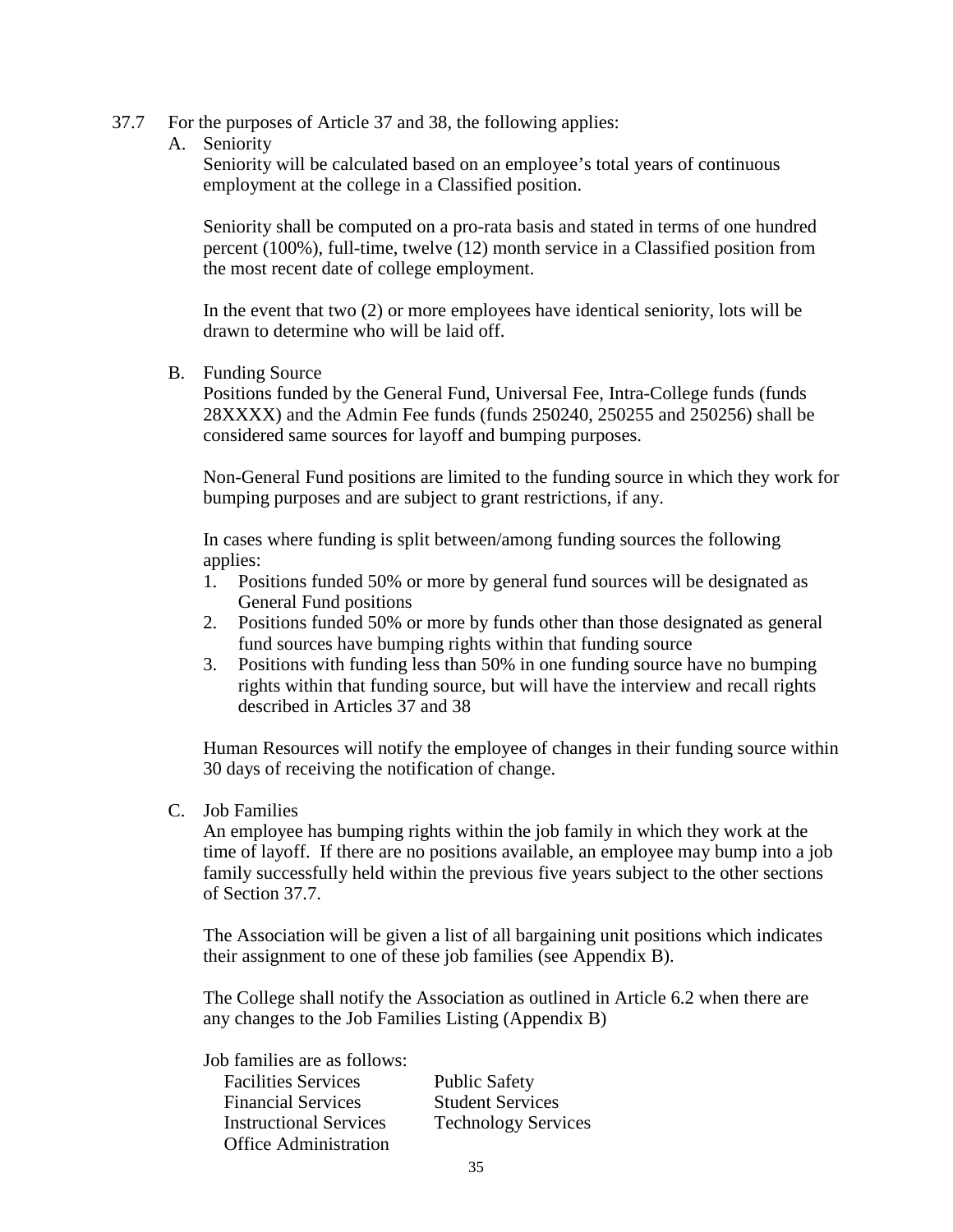37.7 For the purposes of Article 37 and 38, the following applies:

A. Seniority

Seniority will be calculated based on an employee's total years of continuous employment at the college in a Classified position.

Seniority shall be computed on a pro-rata basis and stated in terms of one hundred percent (100%), full-time, twelve (12) month service in a Classified position from the most recent date of college employment.

In the event that two (2) or more employees have identical seniority, lots will be drawn to determine who will be laid off.

B. Funding Source

Positions funded by the General Fund, Universal Fee, Intra-College funds (funds 28XXXX) and the Admin Fee funds (funds 250240, 250255 and 250256) shall be considered same sources for layoff and bumping purposes.

Non-General Fund positions are limited to the funding source in which they work for bumping purposes and are subject to grant restrictions, if any.

In cases where funding is split between/among funding sources the following applies:

1. Positions funded 50% or more by general fund sources will be designated as General Fund positions
2. Positions funded 50% or more by funds other than those designated as general fund sources have bumping rights within that funding source
3. Positions with funding less than 50% in one funding source have no bumping rights within that funding source, but will have the interview and recall rights described in Articles 37 and 38

Human Resources will notify the employee of changes in their funding source within 30 days of receiving the notification of change.

C. Job Families

An employee has bumping rights within the job family in which they work at the time of layoff. If there are no positions available, an employee may bump into a job family successfully held within the previous five years subject to the other sections of Section 37.7.

The Association will be given a list of all bargaining unit positions which indicates their assignment to one of these job families (see Appendix B).

The College shall notify the Association as outlined in Article 6.2 when there are any changes to the Job Families Listing (Appendix B)

Job families are as follows:

- Facilities Services
- Financial Services
- Instructional Services
- Office Administration
- Public Safety
- Student Services
- Technology Services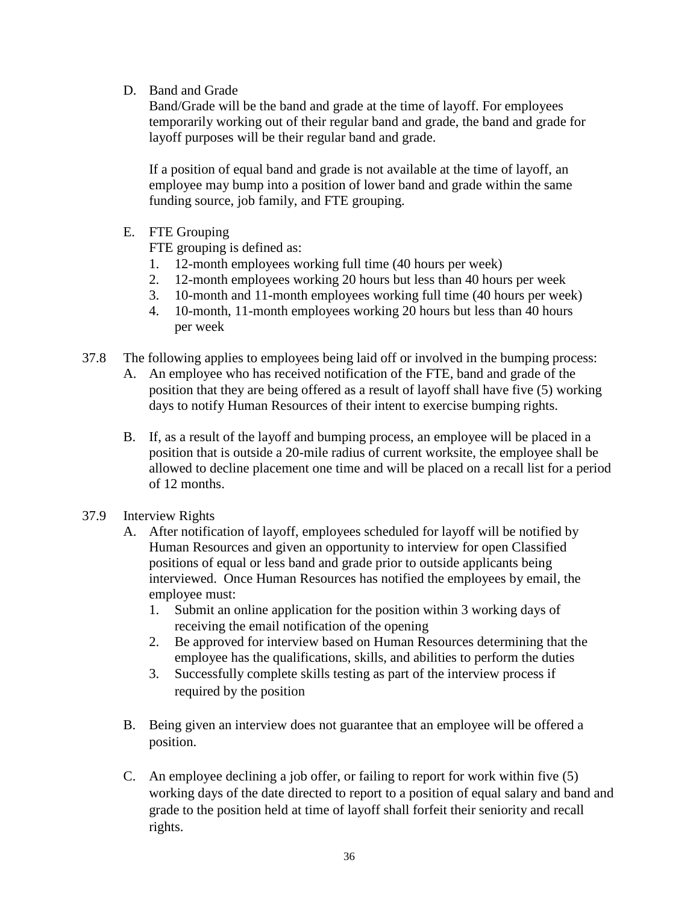D. Band and Grade

Band/Grade will be the band and grade at the time of layoff. For employees temporarily working out of their regular band and grade, the band and grade for layoff purposes will be their regular band and grade.

If a position of equal band and grade is not available at the time of layoff, an employee may bump into a position of lower band and grade within the same funding source, job family, and FTE grouping.

E. FTE Grouping

FTE grouping is defined as:

1. 12-month employees working full time (40 hours per week)
2. 12-month employees working 20 hours but less than 40 hours per week
3. 10-month and 11-month employees working full time (40 hours per week)
4. 10-month, 11-month employees working 20 hours but less than 40 hours per week

37.8 The following applies to employees being laid off or involved in the bumping process:

A. An employee who has received notification of the FTE, band and grade of the position that they are being offered as a result of layoff shall have five (5) working days to notify Human Resources of their intent to exercise bumping rights.

B. If, as a result of the layoff and bumping process, an employee will be placed in a position that is outside a 20-mile radius of current worksite, the employee shall be allowed to decline placement one time and will be placed on a recall list for a period of 12 months.

37.9 Interview Rights

A. After notification of layoff, employees scheduled for layoff will be notified by Human Resources and given an opportunity to interview for open Classified positions of equal or less band and grade prior to outside applicants being interviewed. Once Human Resources has notified the employees by email, the employee must:

1. Submit an online application for the position within 3 working days of receiving the email notification of the opening
2. Be approved for interview based on Human Resources determining that the employee has the qualifications, skills, and abilities to perform the duties
3. Successfully complete skills testing as part of the interview process if required by the position

B. Being given an interview does not guarantee that an employee will be offered a position.

C. An employee declining a job offer, or failing to report for work within five (5) working days of the date directed to report to a position of equal salary and band and grade to the position held at time of layoff shall forfeit their seniority and recall rights.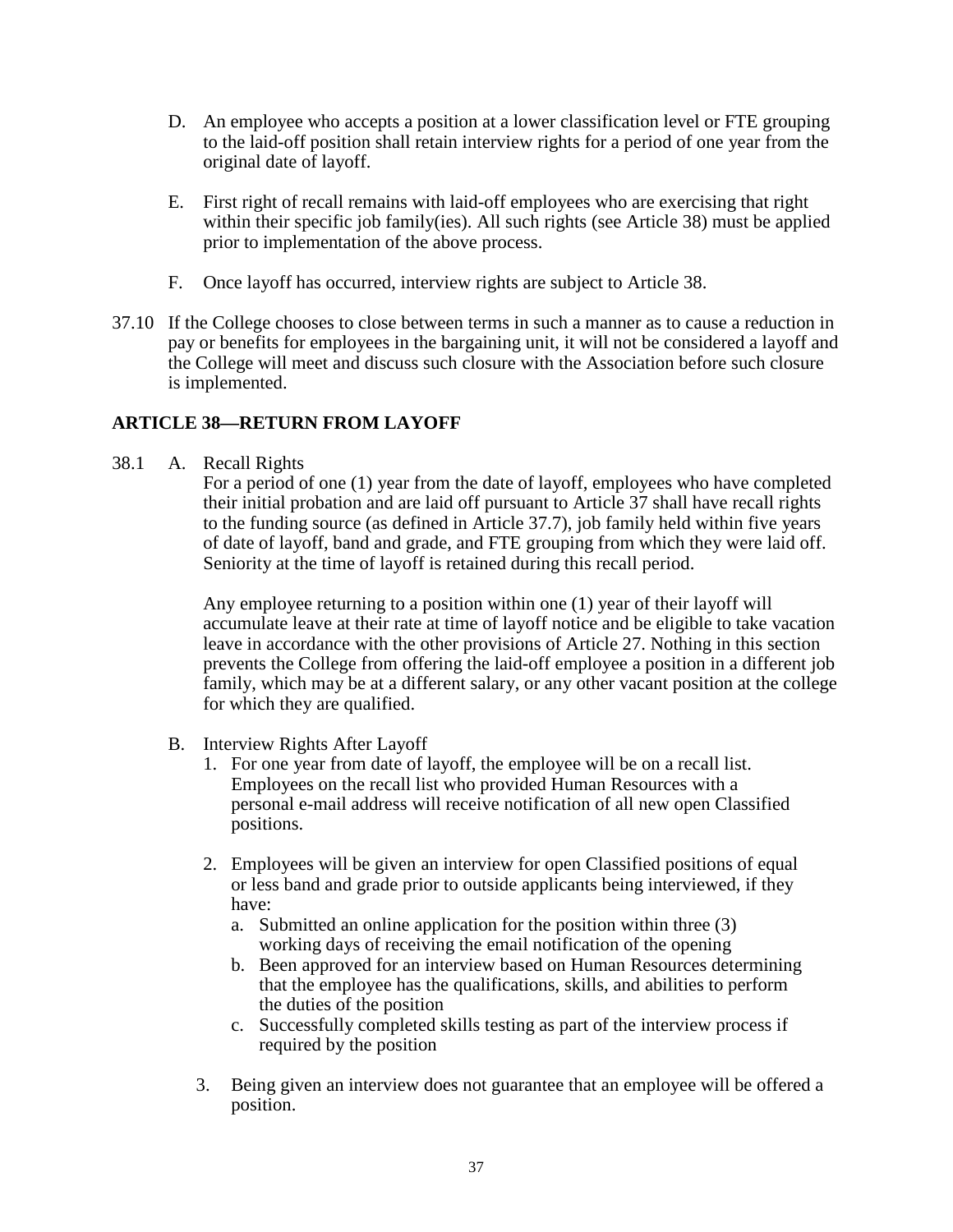D. An employee who accepts a position at a lower classification level or FTE grouping to the laid-off position shall retain interview rights for a period of one year from the original date of layoff.

E. First right of recall remains with laid-off employees who are exercising that right within their specific job family(ies). All such rights (see Article 38) must be applied prior to implementation of the above process.

F. Once layoff has occurred, interview rights are subject to Article 38.

37.10 If the College chooses to close between terms in such a manner as to cause a reduction in pay or benefits for employees in the bargaining unit, it will not be considered a layoff and the College will meet and discuss such closure with the Association before such closure is implemented.

## ARTICLE 38—RETURN FROM LAYOFF

38.1 A. Recall Rights

For a period of one (1) year from the date of layoff, employees who have completed their initial probation and are laid off pursuant to Article 37 shall have recall rights to the funding source (as defined in Article 37.7), job family held within five years of date of layoff, band and grade, and FTE grouping from which they were laid off. Seniority at the time of layoff is retained during this recall period.

Any employee returning to a position within one (1) year of their layoff will accumulate leave at their rate at time of layoff notice and be eligible to take vacation leave in accordance with the other provisions of Article 27. Nothing in this section prevents the College from offering the laid-off employee a position in a different job family, which may be at a different salary, or any other vacant position at the college for which they are qualified.

B. Interview Rights After Layoff

1. For one year from date of layoff, the employee will be on a recall list. Employees on the recall list who provided Human Resources with a personal e-mail address will receive notification of all new open Classified positions.

2. Employees will be given an interview for open Classified positions of equal or less band and grade prior to outside applicants being interviewed, if they have:
   a. Submitted an online application for the position within three (3) working days of receiving the email notification of the opening
   b. Been approved for an interview based on Human Resources determining that the employee has the qualifications, skills, and abilities to perform the duties of the position
   c. Successfully completed skills testing as part of the interview process if required by the position

3. Being given an interview does not guarantee that an employee will be offered a position.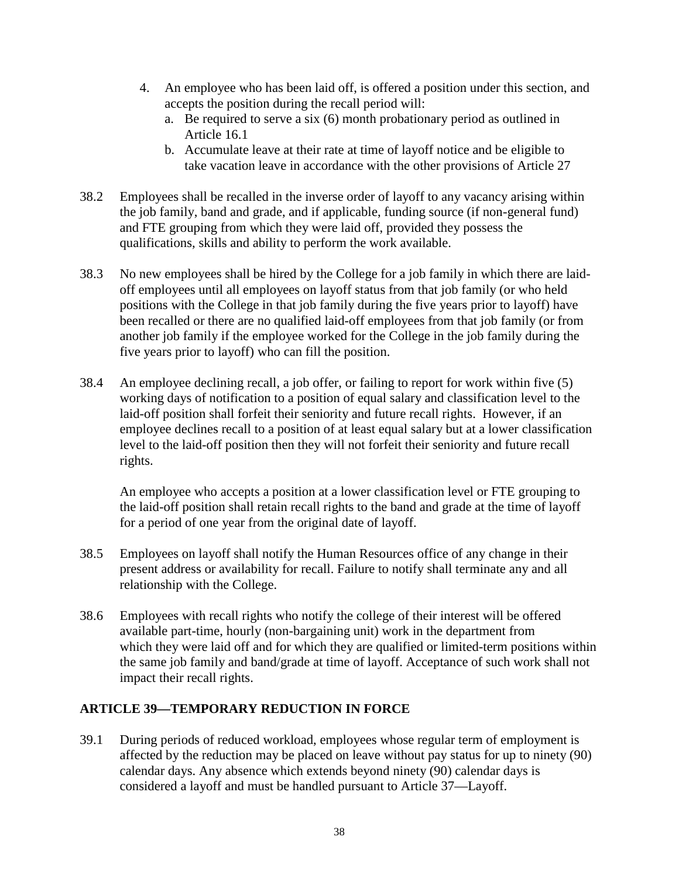4. An employee who has been laid off, is offered a position under this section, and accepts the position during the recall period will:
    a. Be required to serve a six (6) month probationary period as outlined in Article 16.1
    b. Accumulate leave at their rate at time of layoff notice and be eligible to take vacation leave in accordance with the other provisions of Article 27

38.2 Employees shall be recalled in the inverse order of layoff to any vacancy arising within the job family, band and grade, and if applicable, funding source (if non-general fund) and FTE grouping from which they were laid off, provided they possess the qualifications, skills and ability to perform the work available.

38.3 No new employees shall be hired by the College for a job family in which there are laid-off employees until all employees on layoff status from that job family (or who held positions with the College in that job family during the five years prior to layoff) have been recalled or there are no qualified laid-off employees from that job family (or from another job family if the employee worked for the College in the job family during the five years prior to layoff) who can fill the position.

38.4 An employee declining recall, a job offer, or failing to report for work within five (5) working days of notification to a position of equal salary and classification level to the laid-off position shall forfeit their seniority and future recall rights. However, if an employee declines recall to a position of at least equal salary but at a lower classification level to the laid-off position then they will not forfeit their seniority and future recall rights.

An employee who accepts a position at a lower classification level or FTE grouping to the laid-off position shall retain recall rights to the band and grade at the time of layoff for a period of one year from the original date of layoff.

38.5 Employees on layoff shall notify the Human Resources office of any change in their present address or availability for recall. Failure to notify shall terminate any and all relationship with the College.

38.6 Employees with recall rights who notify the college of their interest will be offered available part-time, hourly (non-bargaining unit) work in the department from which they were laid off and for which they are qualified or limited-term positions within the same job family and band/grade at time of layoff. Acceptance of such work shall not impact their recall rights.

## ARTICLE 39—TEMPORARY REDUCTION IN FORCE

39.1 During periods of reduced workload, employees whose regular term of employment is affected by the reduction may be placed on leave without pay status for up to ninety (90) calendar days. Any absence which extends beyond ninety (90) calendar days is considered a layoff and must be handled pursuant to Article 37—Layoff.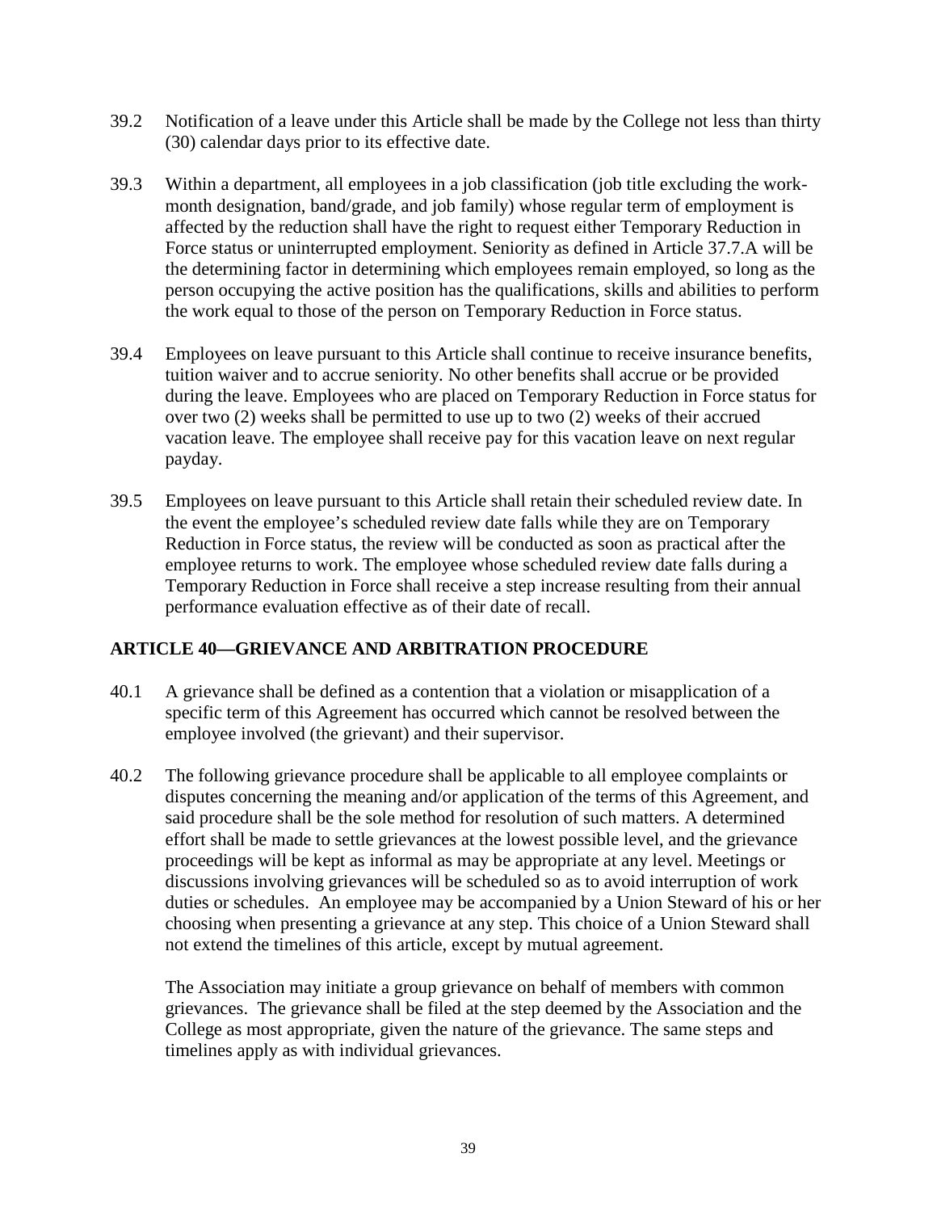39.2 Notification of a leave under this Article shall be made by the College not less than thirty (30) calendar days prior to its effective date.

39.3 Within a department, all employees in a job classification (job title excluding the work-month designation, band/grade, and job family) whose regular term of employment is affected by the reduction shall have the right to request either Temporary Reduction in Force status or uninterrupted employment. Seniority as defined in Article 37.7.A will be the determining factor in determining which employees remain employed, so long as the person occupying the active position has the qualifications, skills and abilities to perform the work equal to those of the person on Temporary Reduction in Force status.

39.4 Employees on leave pursuant to this Article shall continue to receive insurance benefits, tuition waiver and to accrue seniority. No other benefits shall accrue or be provided during the leave. Employees who are placed on Temporary Reduction in Force status for over two (2) weeks shall be permitted to use up to two (2) weeks of their accrued vacation leave. The employee shall receive pay for this vacation leave on next regular payday.

39.5 Employees on leave pursuant to this Article shall retain their scheduled review date. In the event the employee's scheduled review date falls while they are on Temporary Reduction in Force status, the review will be conducted as soon as practical after the employee returns to work. The employee whose scheduled review date falls during a Temporary Reduction in Force shall receive a step increase resulting from their annual performance evaluation effective as of their date of recall.

## ARTICLE 40—GRIEVANCE AND ARBITRATION PROCEDURE

40.1 A grievance shall be defined as a contention that a violation or misapplication of a specific term of this Agreement has occurred which cannot be resolved between the employee involved (the grievant) and their supervisor.

40.2 The following grievance procedure shall be applicable to all employee complaints or disputes concerning the meaning and/or application of the terms of this Agreement, and said procedure shall be the sole method for resolution of such matters. A determined effort shall be made to settle grievances at the lowest possible level, and the grievance proceedings will be kept as informal as may be appropriate at any level. Meetings or discussions involving grievances will be scheduled so as to avoid interruption of work duties or schedules. An employee may be accompanied by a Union Steward of his or her choosing when presenting a grievance at any step. This choice of a Union Steward shall not extend the timelines of this article, except by mutual agreement.

The Association may initiate a group grievance on behalf of members with common grievances. The grievance shall be filed at the step deemed by the Association and the College as most appropriate, given the nature of the grievance. The same steps and timelines apply as with individual grievances.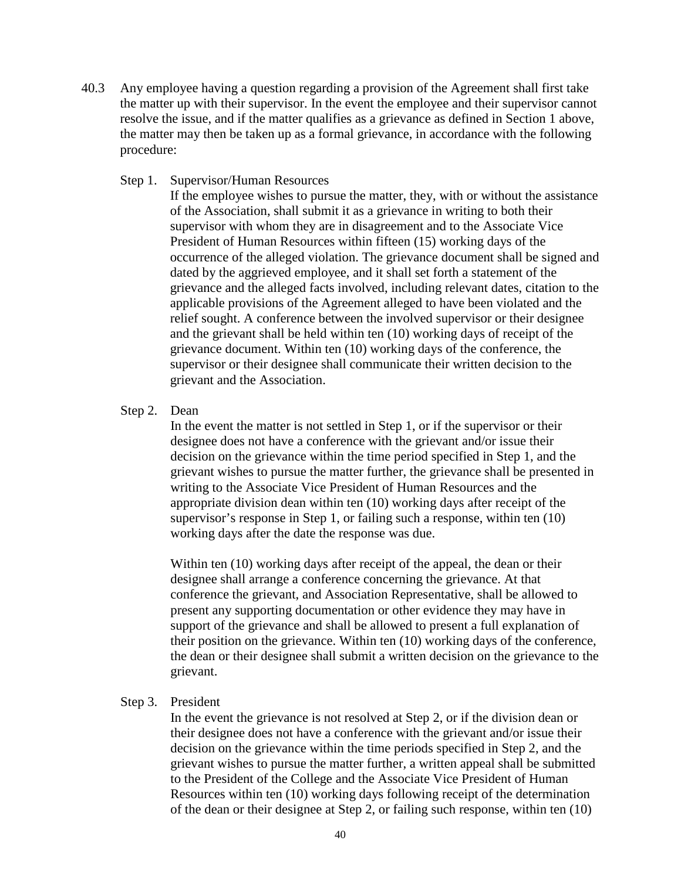40.3 Any employee having a question regarding a provision of the Agreement shall first take the matter up with their supervisor. In the event the employee and their supervisor cannot resolve the issue, and if the matter qualifies as a grievance as defined in Section 1 above, the matter may then be taken up as a formal grievance, in accordance with the following procedure:

Step 1. Supervisor/Human Resources

If the employee wishes to pursue the matter, they, with or without the assistance of the Association, shall submit it as a grievance in writing to both their supervisor with whom they are in disagreement and to the Associate Vice President of Human Resources within fifteen (15) working days of the occurrence of the alleged violation. The grievance document shall be signed and dated by the aggrieved employee, and it shall set forth a statement of the grievance and the alleged facts involved, including relevant dates, citation to the applicable provisions of the Agreement alleged to have been violated and the relief sought. A conference between the involved supervisor or their designee and the grievant shall be held within ten (10) working days of receipt of the grievance document. Within ten (10) working days of the conference, the supervisor or their designee shall communicate their written decision to the grievant and the Association.

Step 2. Dean

In the event the matter is not settled in Step 1, or if the supervisor or their designee does not have a conference with the grievant and/or issue their decision on the grievance within the time period specified in Step 1, and the grievant wishes to pursue the matter further, the grievance shall be presented in writing to the Associate Vice President of Human Resources and the appropriate division dean within ten (10) working days after receipt of the supervisor's response in Step 1, or failing such a response, within ten (10) working days after the date the response was due.

Within ten (10) working days after receipt of the appeal, the dean or their designee shall arrange a conference concerning the grievance. At that conference the grievant, and Association Representative, shall be allowed to present any supporting documentation or other evidence they may have in support of the grievance and shall be allowed to present a full explanation of their position on the grievance. Within ten (10) working days of the conference, the dean or their designee shall submit a written decision on the grievance to the grievant.

Step 3. President

In the event the grievance is not resolved at Step 2, or if the division dean or their designee does not have a conference with the grievant and/or issue their decision on the grievance within the time periods specified in Step 2, and the grievant wishes to pursue the matter further, a written appeal shall be submitted to the President of the College and the Associate Vice President of Human Resources within ten (10) working days following receipt of the determination of the dean or their designee at Step 2, or failing such response, within ten (10)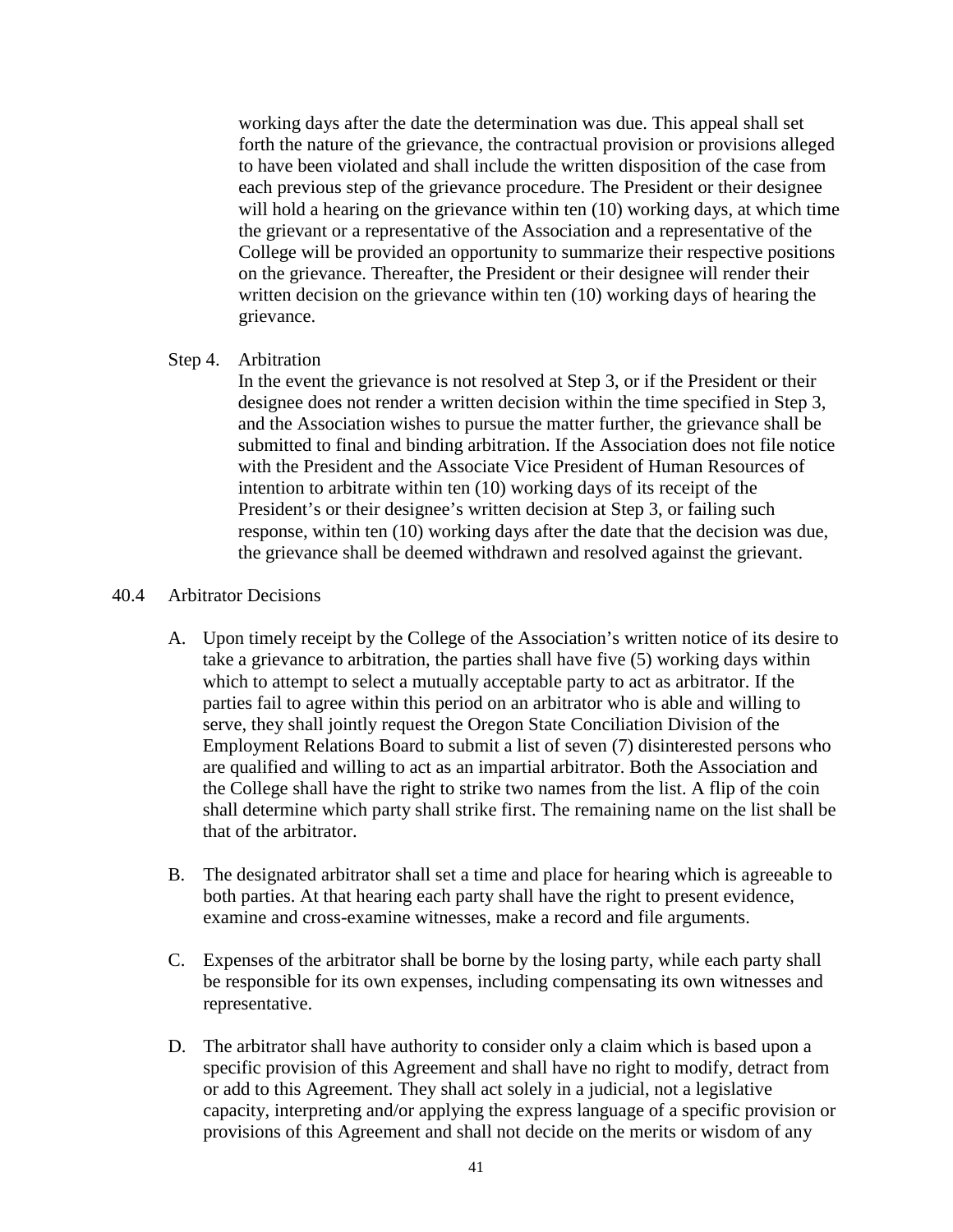working days after the date the determination was due. This appeal shall set forth the nature of the grievance, the contractual provision or provisions alleged to have been violated and shall include the written disposition of the case from each previous step of the grievance procedure. The President or their designee will hold a hearing on the grievance within ten (10) working days, at which time the grievant or a representative of the Association and a representative of the College will be provided an opportunity to summarize their respective positions on the grievance. Thereafter, the President or their designee will render their written decision on the grievance within ten (10) working days of hearing the grievance.

Step 4. Arbitration

In the event the grievance is not resolved at Step 3, or if the President or their designee does not render a written decision within the time specified in Step 3, and the Association wishes to pursue the matter further, the grievance shall be submitted to final and binding arbitration. If the Association does not file notice with the President and the Associate Vice President of Human Resources of intention to arbitrate within ten (10) working days of its receipt of the President's or their designee's written decision at Step 3, or failing such response, within ten (10) working days after the date that the decision was due, the grievance shall be deemed withdrawn and resolved against the grievant.

40.4 Arbitrator Decisions

A. Upon timely receipt by the College of the Association's written notice of its desire to take a grievance to arbitration, the parties shall have five (5) working days within which to attempt to select a mutually acceptable party to act as arbitrator. If the parties fail to agree within this period on an arbitrator who is able and willing to serve, they shall jointly request the Oregon State Conciliation Division of the Employment Relations Board to submit a list of seven (7) disinterested persons who are qualified and willing to act as an impartial arbitrator. Both the Association and the College shall have the right to strike two names from the list. A flip of the coin shall determine which party shall strike first. The remaining name on the list shall be that of the arbitrator.

B. The designated arbitrator shall set a time and place for hearing which is agreeable to both parties. At that hearing each party shall have the right to present evidence, examine and cross-examine witnesses, make a record and file arguments.

C. Expenses of the arbitrator shall be borne by the losing party, while each party shall be responsible for its own expenses, including compensating its own witnesses and representative.

D. The arbitrator shall have authority to consider only a claim which is based upon a specific provision of this Agreement and shall have no right to modify, detract from or add to this Agreement. They shall act solely in a judicial, not a legislative capacity, interpreting and/or applying the express language of a specific provision or provisions of this Agreement and shall not decide on the merits or wisdom of any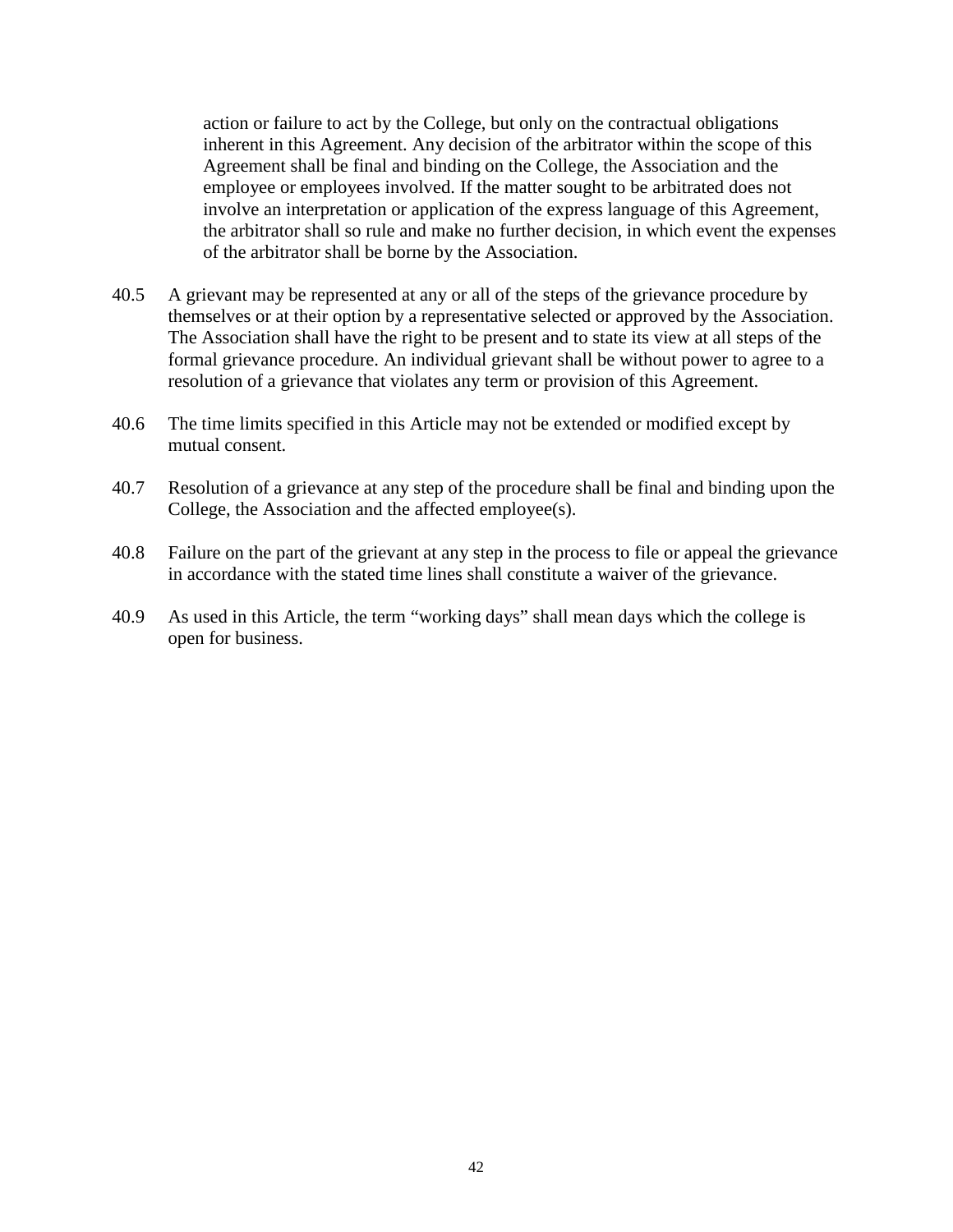action or failure to act by the College, but only on the contractual obligations inherent in this Agreement. Any decision of the arbitrator within the scope of this Agreement shall be final and binding on the College, the Association and the employee or employees involved. If the matter sought to be arbitrated does not involve an interpretation or application of the express language of this Agreement, the arbitrator shall so rule and make no further decision, in which event the expenses of the arbitrator shall be borne by the Association.

40.5 A grievant may be represented at any or all of the steps of the grievance procedure by themselves or at their option by a representative selected or approved by the Association. The Association shall have the right to be present and to state its view at all steps of the formal grievance procedure. An individual grievant shall be without power to agree to a resolution of a grievance that violates any term or provision of this Agreement.

40.6 The time limits specified in this Article may not be extended or modified except by mutual consent.

40.7 Resolution of a grievance at any step of the procedure shall be final and binding upon the College, the Association and the affected employee(s).

40.8 Failure on the part of the grievant at any step in the process to file or appeal the grievance in accordance with the stated time lines shall constitute a waiver of the grievance.

40.9 As used in this Article, the term “working days” shall mean days which the college is open for business.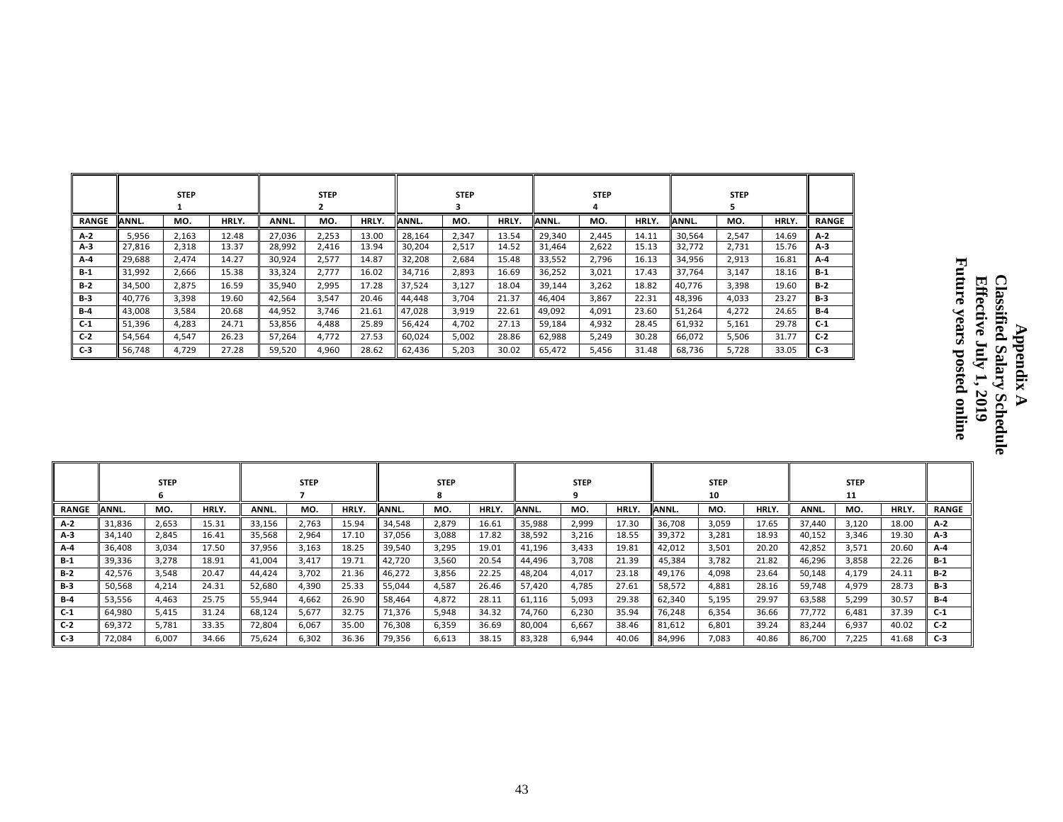# Appendix A
# Classified Salary Schedule
## Effective July 1, 2019
## Future years posted online

| | STEP 1 | | | STEP 2 | | | STEP 3 | | | STEP 4 | | | STEP 5 | | | |
|---|---|---|---|---|---|---|---|---|---|---|---|---|---|---|---|---|
| RANGE | ANNL. | MO. | HRLY. | ANNL. | MO. | HRLY. | ANNL. | MO. | HRLY. | ANNL. | MO. | HRLY. | ANNL. | MO. | HRLY. | RANGE |
| A-2 | 5,956 | 2,163 | 12.48 | 27,036 | 2,253 | 13.00 | 28,164 | 2,347 | 13.54 | 29,340 | 2,445 | 14.11 | 30,564 | 2,547 | 14.69 | A-2 |
| A-3 | 27,816 | 2,318 | 13.37 | 28,992 | 2,416 | 13.94 | 30,204 | 2,517 | 14.52 | 31,464 | 2,622 | 15.13 | 32,772 | 2,731 | 15.76 | A-3 |
| A-4 | 29,688 | 2,474 | 14.27 | 30,924 | 2,577 | 14.87 | 32,208 | 2,684 | 15.48 | 33,552 | 2,796 | 16.13 | 34,956 | 2,913 | 16.81 | A-4 |
| B-1 | 31,992 | 2,666 | 15.38 | 33,324 | 2,777 | 16.02 | 34,716 | 2,893 | 16.69 | 36,252 | 3,021 | 17.43 | 37,764 | 3,147 | 18.16 | B-1 |
| B-2 | 34,500 | 2,875 | 16.59 | 35,940 | 2,995 | 17.28 | 37,524 | 3,127 | 18.04 | 39,144 | 3,262 | 18.82 | 40,776 | 3,398 | 19.60 | B-2 |
| B-3 | 40,776 | 3,398 | 19.60 | 42,564 | 3,547 | 20.46 | 44,448 | 3,704 | 21.37 | 46,404 | 3,867 | 22.31 | 48,396 | 4,033 | 23.27 | B-3 |
| B-4 | 43,008 | 3,584 | 20.68 | 44,952 | 3,746 | 21.61 | 47,028 | 3,919 | 22.61 | 49,092 | 4,091 | 23.60 | 51,264 | 4,272 | 24.65 | B-4 |
| C-1 | 51,396 | 4,283 | 24.71 | 53,856 | 4,488 | 25.89 | 56,424 | 4,702 | 27.13 | 59,184 | 4,932 | 28.45 | 61,932 | 5,161 | 29.78 | C-1 |
| C-2 | 54,564 | 4,547 | 26.23 | 57,264 | 4,772 | 27.53 | 60,024 | 5,002 | 28.86 | 62,988 | 5,249 | 30.28 | 66,072 | 5,506 | 31.77 | C-2 |
| C-3 | 56,748 | 4,729 | 27.28 | 59,520 | 4,960 | 28.62 | 62,436 | 5,203 | 30.02 | 65,472 | 5,456 | 31.48 | 68,736 | 5,728 | 33.05 | C-3 |

| | STEP 6 | | | STEP 7 | | | STEP 8 | | | STEP 9 | | | STEP 10 | | | STEP 11 | | | |
|---|---|---|---|---|---|---|---|---|---|---|---|---|---|---|---|---|---|---|---|
| RANGE | ANNL. | MO. | HRLY. | ANNL. | MO. | HRLY. | ANNL. | MO. | HRLY. | ANNL. | MO. | HRLY. | ANNL. | MO. | HRLY. | ANNL. | MO. | HRLY. | RANGE |
| A-2 | 31,836 | 2,653 | 15.31 | 33,156 | 2,763 | 15.94 | 34,548 | 2,879 | 16.61 | 35,988 | 2,999 | 17.30 | 36,708 | 3,059 | 17.65 | 37,440 | 3,120 | 18.00 | A-2 |
| A-3 | 34,140 | 2,845 | 16.41 | 35,568 | 2,964 | 17.10 | 37,056 | 3,088 | 17.82 | 38,592 | 3,216 | 18.55 | 39,372 | 3,281 | 18.93 | 40,152 | 3,346 | 19.30 | A-3 |
| A-4 | 36,408 | 3,034 | 17.50 | 37,956 | 3,163 | 18.25 | 39,540 | 3,295 | 19.01 | 41,196 | 3,433 | 19.81 | 42,012 | 3,501 | 20.20 | 42,852 | 3,571 | 20.60 | A-4 |
| B-1 | 39,336 | 3,278 | 18.91 | 41,004 | 3,417 | 19.71 | 42,720 | 3,560 | 20.54 | 44,496 | 3,708 | 21.39 | 45,384 | 3,782 | 21.82 | 46,296 | 3,858 | 22.26 | B-1 |
| B-2 | 42,576 | 3,548 | 20.47 | 44,424 | 3,702 | 21.36 | 46,272 | 3,856 | 22.25 | 48,204 | 4,017 | 23.18 | 49,176 | 4,098 | 23.64 | 50,148 | 4,179 | 24.11 | B-2 |
| B-3 | 50,568 | 4,214 | 24.31 | 52,680 | 4,390 | 25.33 | 55,044 | 4,587 | 26.46 | 57,420 | 4,785 | 27.61 | 58,572 | 4,881 | 28.16 | 59,748 | 4,979 | 28.73 | B-3 |
| B-4 | 53,556 | 4,463 | 25.75 | 55,944 | 4,662 | 26.90 | 58,464 | 4,872 | 28.11 | 61,116 | 5,093 | 29.38 | 62,340 | 5,195 | 29.97 | 63,588 | 5,299 | 30.57 | B-4 |
| C-1 | 64,980 | 5,415 | 31.24 | 68,124 | 5,677 | 32.75 | 71,376 | 5,948 | 34.32 | 74,760 | 6,230 | 35.94 | 76,248 | 6,354 | 36.66 | 77,772 | 6,481 | 37.39 | C-1 |
| C-2 | 69,372 | 5,781 | 33.35 | 72,804 | 6,067 | 35.00 | 76,308 | 6,359 | 36.69 | 80,004 | 6,667 | 38.46 | 81,612 | 6,801 | 39.24 | 83,244 | 6,937 | 40.02 | C-2 |
| C-3 | 72,084 | 6,007 | 34.66 | 75,624 | 6,302 | 36.36 | 79,356 | 6,613 | 38.15 | 83,328 | 6,944 | 40.06 | 84,996 | 7,083 | 40.86 | 86,700 | 7,225 | 41.68 | C-3 |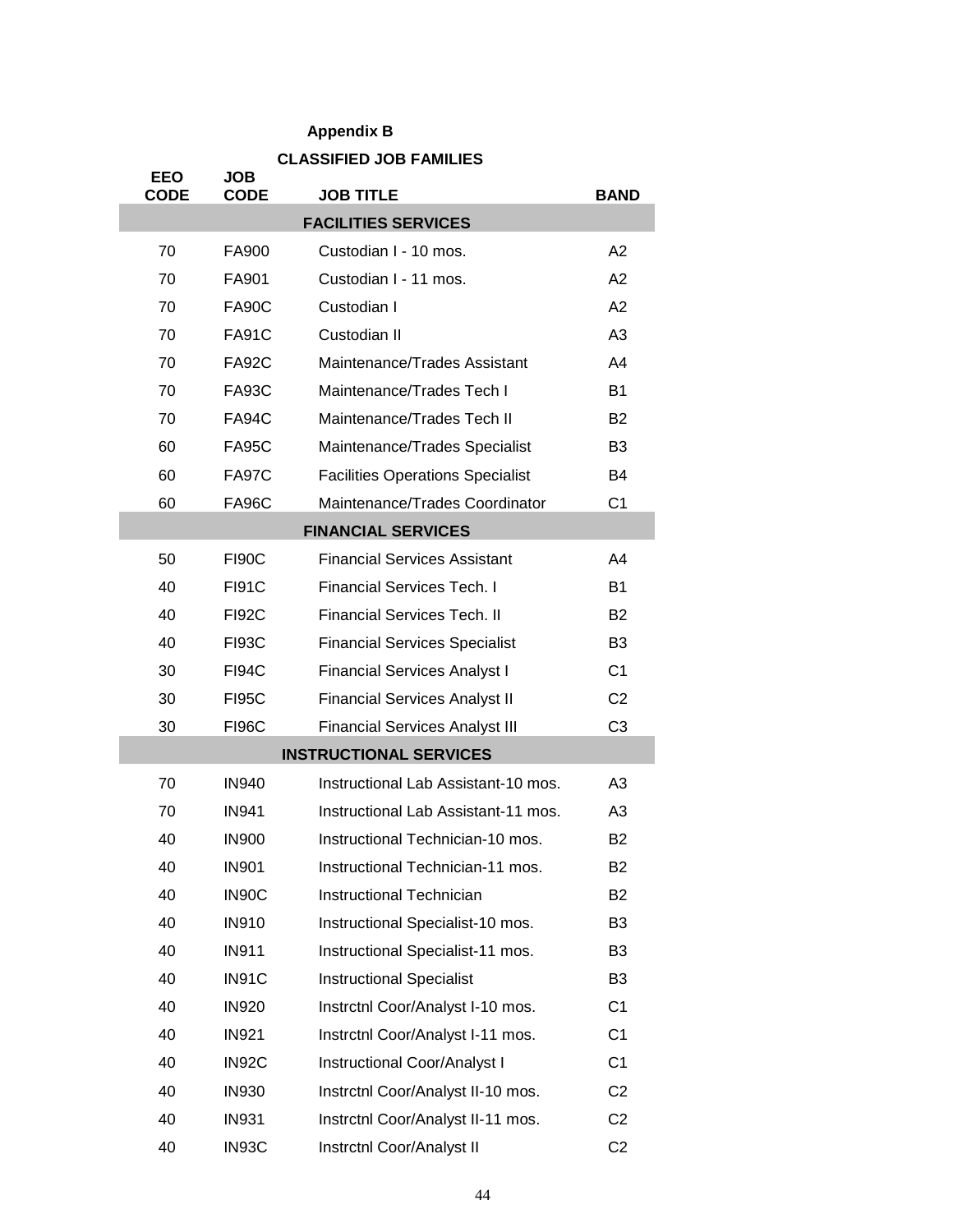## Appendix B

### CLASSIFIED JOB FAMILIES

| EEO CODE | JOB CODE | JOB TITLE | BAND |
|---|---|---|---|
| | | **FACILITIES SERVICES** | |
| 70 | FA900 | Custodian I - 10 mos. | A2 |
| 70 | FA901 | Custodian I - 11 mos. | A2 |
| 70 | FA90C | Custodian I | A2 |
| 70 | FA91C | Custodian II | A3 |
| 70 | FA92C | Maintenance/Trades Assistant | A4 |
| 70 | FA93C | Maintenance/Trades Tech I | B1 |
| 70 | FA94C | Maintenance/Trades Tech II | B2 |
| 60 | FA95C | Maintenance/Trades Specialist | B3 |
| 60 | FA97C | Facilities Operations Specialist | B4 |
| 60 | FA96C | Maintenance/Trades Coordinator | C1 |
| | | **FINANCIAL SERVICES** | |
| 50 | FI90C | Financial Services Assistant | A4 |
| 40 | FI91C | Financial Services Tech. I | B1 |
| 40 | FI92C | Financial Services Tech. II | B2 |
| 40 | FI93C | Financial Services Specialist | B3 |
| 30 | FI94C | Financial Services Analyst I | C1 |
| 30 | FI95C | Financial Services Analyst II | C2 |
| 30 | FI96C | Financial Services Analyst III | C3 |
| | | **INSTRUCTIONAL SERVICES** | |
| 70 | IN940 | Instructional Lab Assistant-10 mos. | A3 |
| 70 | IN941 | Instructional Lab Assistant-11 mos. | A3 |
| 40 | IN900 | Instructional Technician-10 mos. | B2 |
| 40 | IN901 | Instructional Technician-11 mos. | B2 |
| 40 | IN90C | Instructional Technician | B2 |
| 40 | IN910 | Instructional Specialist-10 mos. | B3 |
| 40 | IN911 | Instructional Specialist-11 mos. | B3 |
| 40 | IN91C | Instructional Specialist | B3 |
| 40 | IN920 | Instrctnl Coor/Analyst I-10 mos. | C1 |
| 40 | IN921 | Instrctnl Coor/Analyst I-11 mos. | C1 |
| 40 | IN92C | Instructional Coor/Analyst I | C1 |
| 40 | IN930 | Instrctnl Coor/Analyst II-10 mos. | C2 |
| 40 | IN931 | Instrctnl Coor/Analyst II-11 mos. | C2 |
| 40 | IN93C | Instrctnl Coor/Analyst II | C2 |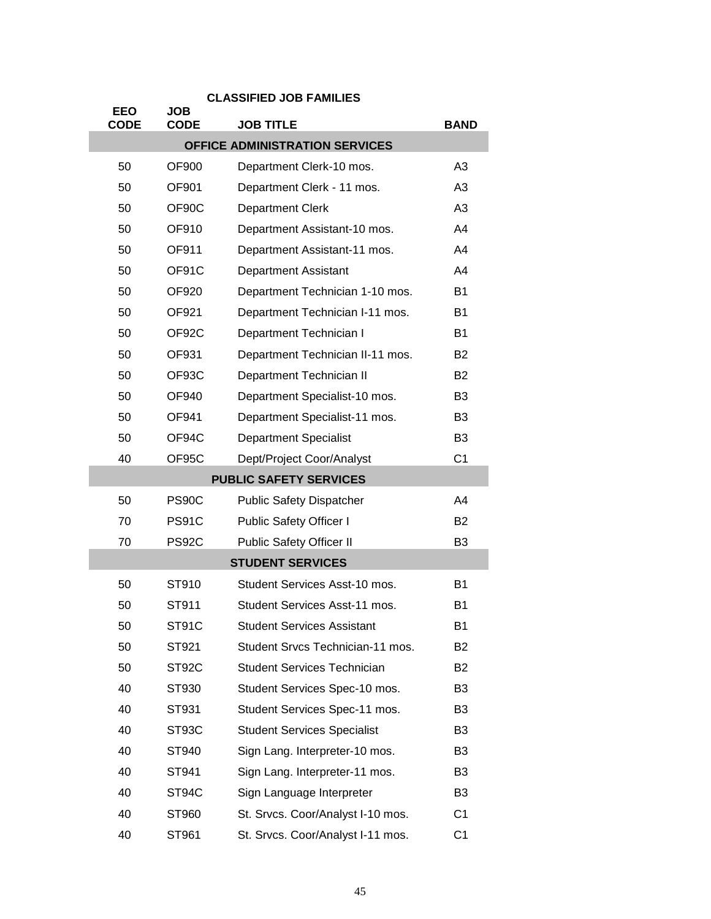**CLASSIFIED JOB FAMILIES**

| EEO CODE | JOB CODE | JOB TITLE | BAND |
|---|---|---|---|
| | | **OFFICE ADMINISTRATION SERVICES** | |
| 50 | OF900 | Department Clerk-10 mos. | A3 |
| 50 | OF901 | Department Clerk - 11 mos. | A3 |
| 50 | OF90C | Department Clerk | A3 |
| 50 | OF910 | Department Assistant-10 mos. | A4 |
| 50 | OF911 | Department Assistant-11 mos. | A4 |
| 50 | OF91C | Department Assistant | A4 |
| 50 | OF920 | Department Technician 1-10 mos. | B1 |
| 50 | OF921 | Department Technician I-11 mos. | B1 |
| 50 | OF92C | Department Technician I | B1 |
| 50 | OF931 | Department Technician II-11 mos. | B2 |
| 50 | OF93C | Department Technician II | B2 |
| 50 | OF940 | Department Specialist-10 mos. | B3 |
| 50 | OF941 | Department Specialist-11 mos. | B3 |
| 50 | OF94C | Department Specialist | B3 |
| 40 | OF95C | Dept/Project Coor/Analyst | C1 |
| | | **PUBLIC SAFETY SERVICES** | |
| 50 | PS90C | Public Safety Dispatcher | A4 |
| 70 | PS91C | Public Safety Officer I | B2 |
| 70 | PS92C | Public Safety Officer II | B3 |
| | | **STUDENT SERVICES** | |
| 50 | ST910 | Student Services Asst-10 mos. | B1 |
| 50 | ST911 | Student Services Asst-11 mos. | B1 |
| 50 | ST91C | Student Services Assistant | B1 |
| 50 | ST921 | Student Srvcs Technician-11 mos. | B2 |
| 50 | ST92C | Student Services Technician | B2 |
| 40 | ST930 | Student Services Spec-10 mos. | B3 |
| 40 | ST931 | Student Services Spec-11 mos. | B3 |
| 40 | ST93C | Student Services Specialist | B3 |
| 40 | ST940 | Sign Lang. Interpreter-10 mos. | B3 |
| 40 | ST941 | Sign Lang. Interpreter-11 mos. | B3 |
| 40 | ST94C | Sign Language Interpreter | B3 |
| 40 | ST960 | St. Srvcs. Coor/Analyst I-10 mos. | C1 |
| 40 | ST961 | St. Srvcs. Coor/Analyst I-11 mos. | C1 |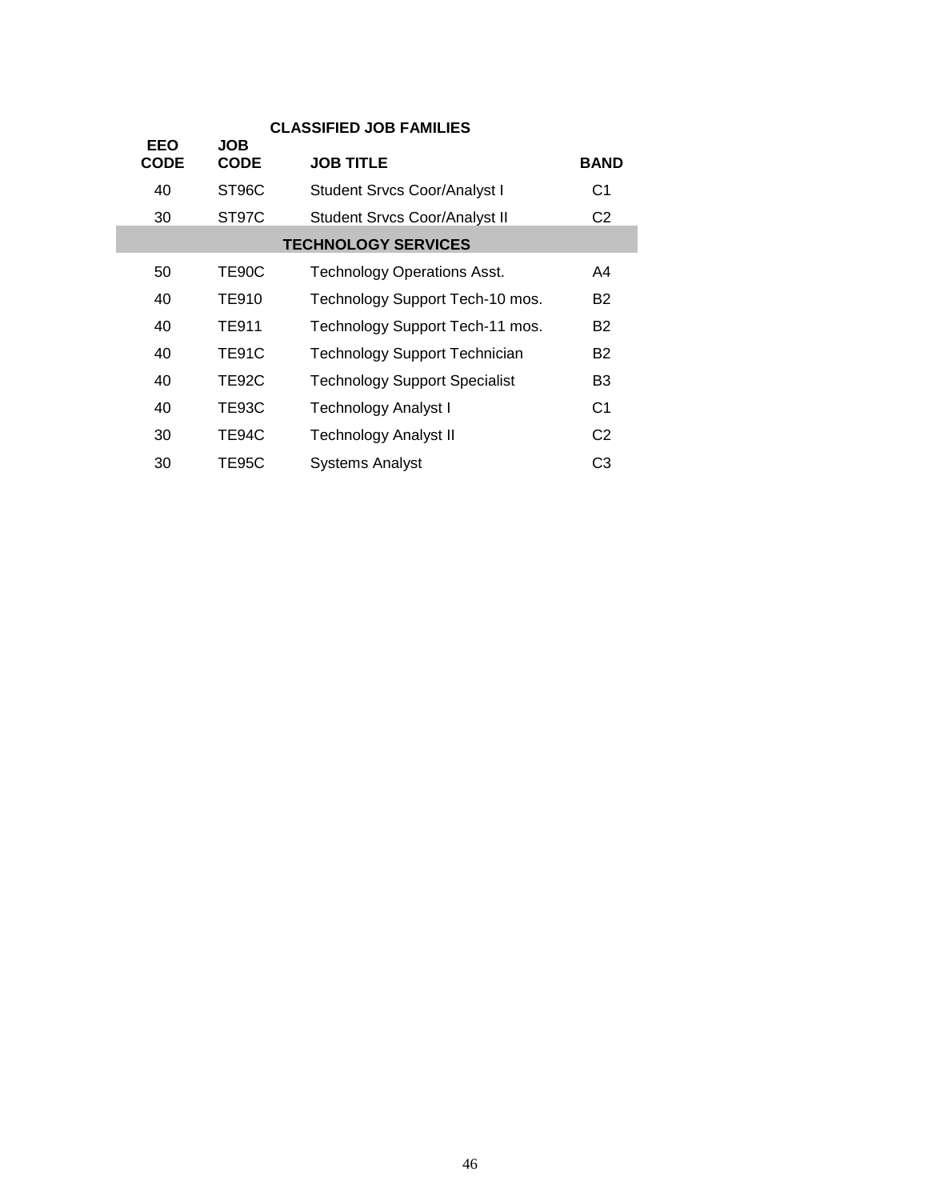**CLASSIFIED JOB FAMILIES**

| EEO CODE | JOB CODE | JOB TITLE | BAND |
|---|---|---|---|
| 40 | ST96C | Student Srvcs Coor/Analyst I | C1 |
| 30 | ST97C | Student Srvcs Coor/Analyst II | C2 |
| | | **TECHNOLOGY SERVICES** | |
| 50 | TE90C | Technology Operations Asst. | A4 |
| 40 | TE910 | Technology Support Tech-10 mos. | B2 |
| 40 | TE911 | Technology Support Tech-11 mos. | B2 |
| 40 | TE91C | Technology Support Technician | B2 |
| 40 | TE92C | Technology Support Specialist | B3 |
| 40 | TE93C | Technology Analyst I | C1 |
| 30 | TE94C | Technology Analyst II | C2 |
| 30 | TE95C | Systems Analyst | C3 |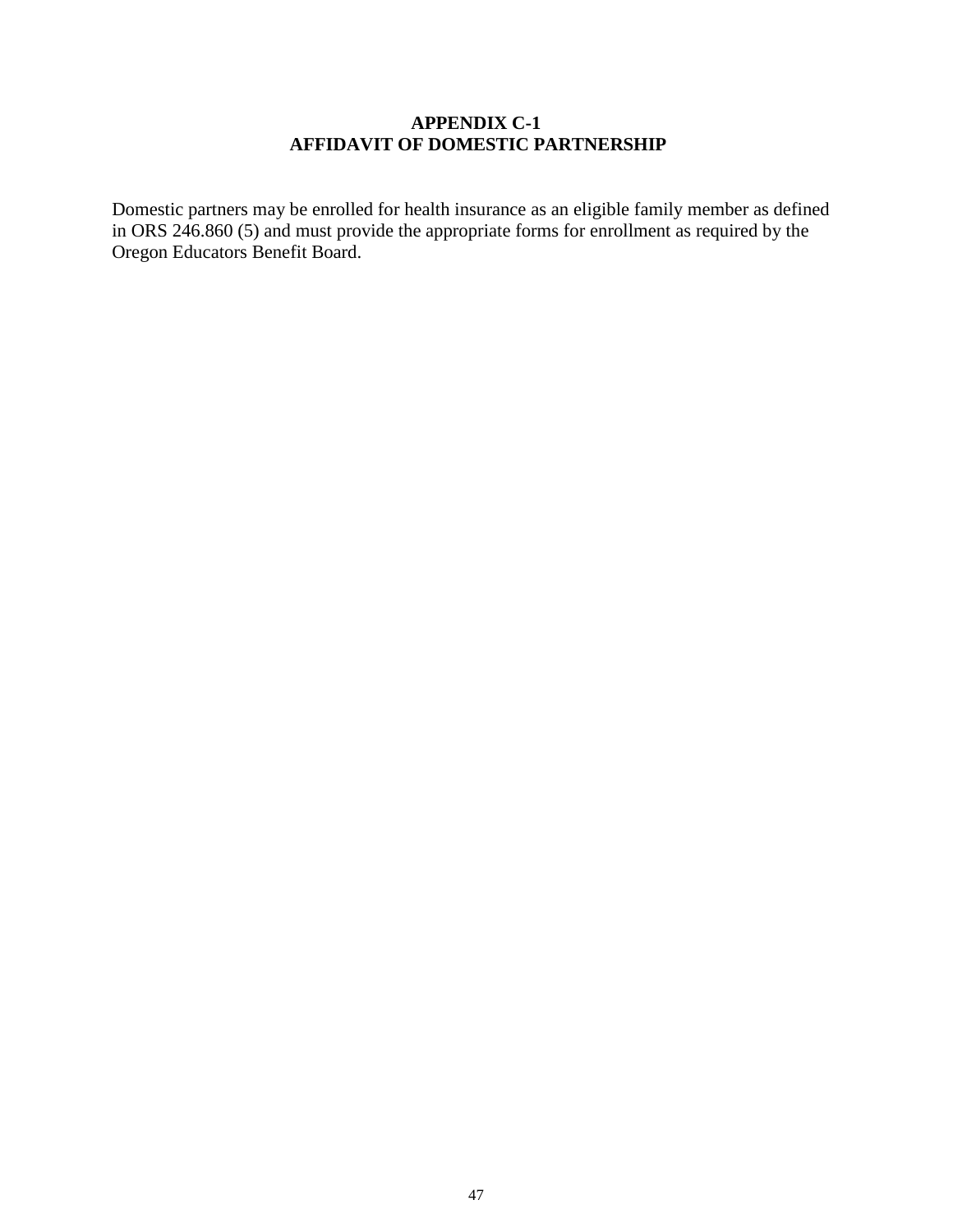## APPENDIX C-1
## AFFIDAVIT OF DOMESTIC PARTNERSHIP

Domestic partners may be enrolled for health insurance as an eligible family member as defined in ORS 246.860 (5) and must provide the appropriate forms for enrollment as required by the Oregon Educators Benefit Board.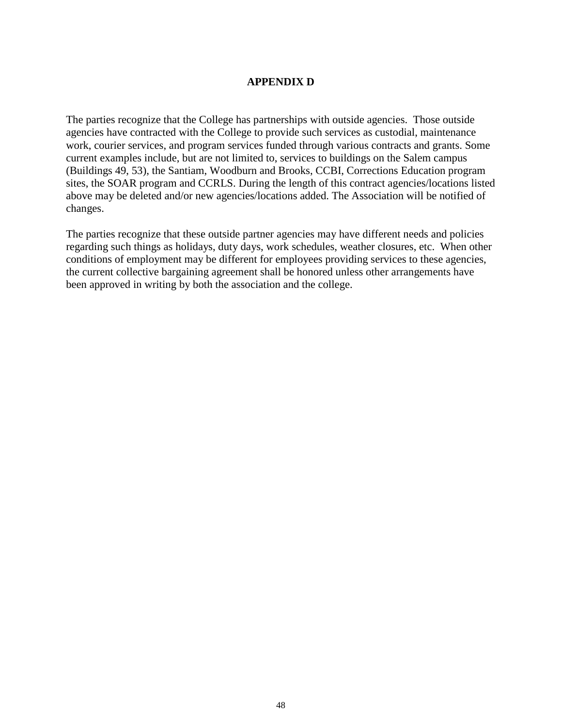## APPENDIX D

The parties recognize that the College has partnerships with outside agencies. Those outside agencies have contracted with the College to provide such services as custodial, maintenance work, courier services, and program services funded through various contracts and grants. Some current examples include, but are not limited to, services to buildings on the Salem campus (Buildings 49, 53), the Santiam, Woodburn and Brooks, CCBI, Corrections Education program sites, the SOAR program and CCRLS. During the length of this contract agencies/locations listed above may be deleted and/or new agencies/locations added. The Association will be notified of changes.

The parties recognize that these outside partner agencies may have different needs and policies regarding such things as holidays, duty days, work schedules, weather closures, etc. When other conditions of employment may be different for employees providing services to these agencies, the current collective bargaining agreement shall be honored unless other arrangements have been approved in writing by both the association and the college.